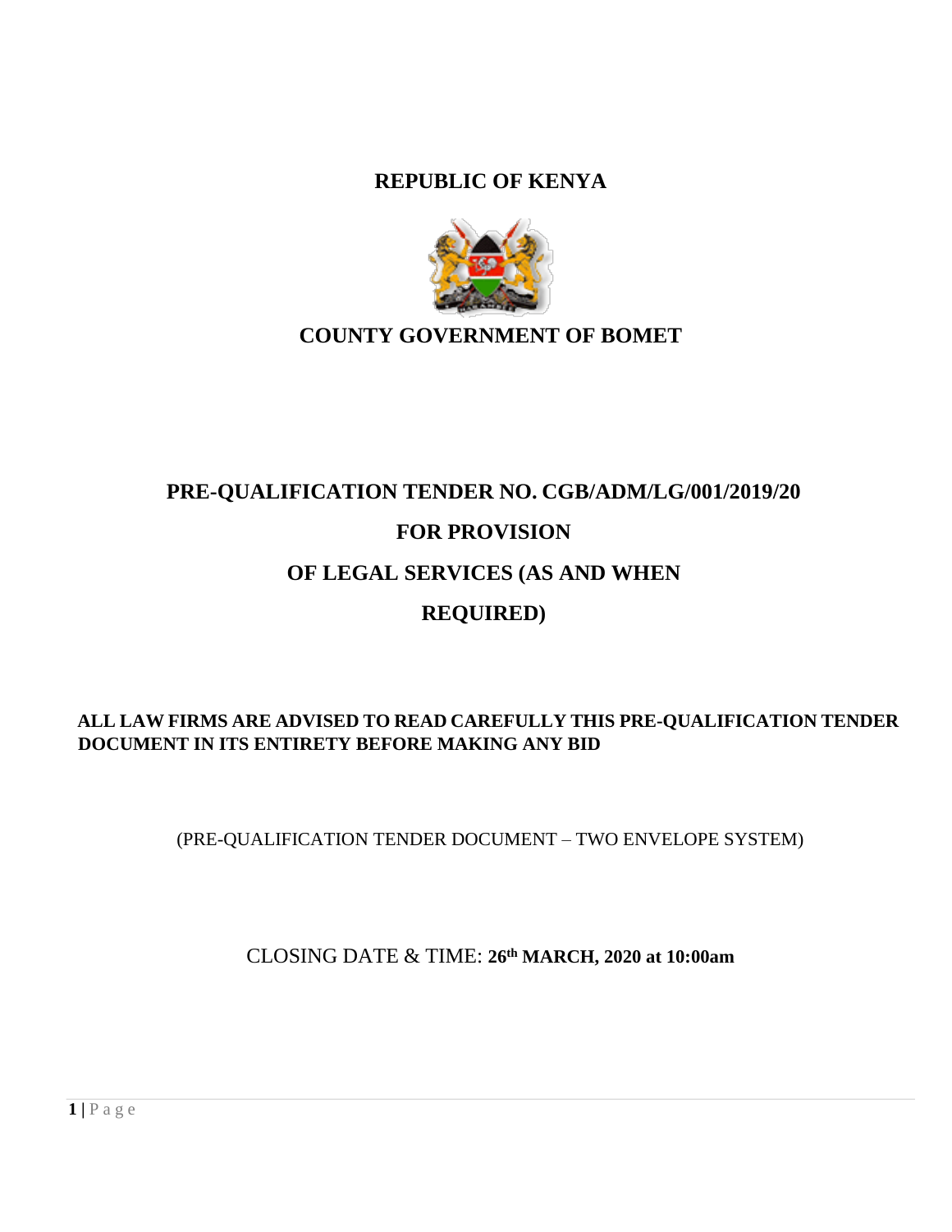# REPUBLIC OF KENYA

# COUNTY GOVERNMENT OF BOMET

## PRE-QUALIFICATION TENDER NO. CGB/ADM/LG/001/2019/20

## FOR PROVISION

## OF LEGAL SERVICES (AS AND WHEN

## REQUIRED)

**ALL LAW FIRMS ARE ADVISED TO READ CAREFULLY THIS PRE-QUALIFICATION TENDER DOCUMENT IN ITS ENTIRETY BEFORE MAKING ANY BID**

(PRE-QUALIFICATION TENDER DOCUMENT – TWO ENVELOPE SYSTEM)

CLOSING DATE & TIME: **26th MARCH, 2020 at 10:00am**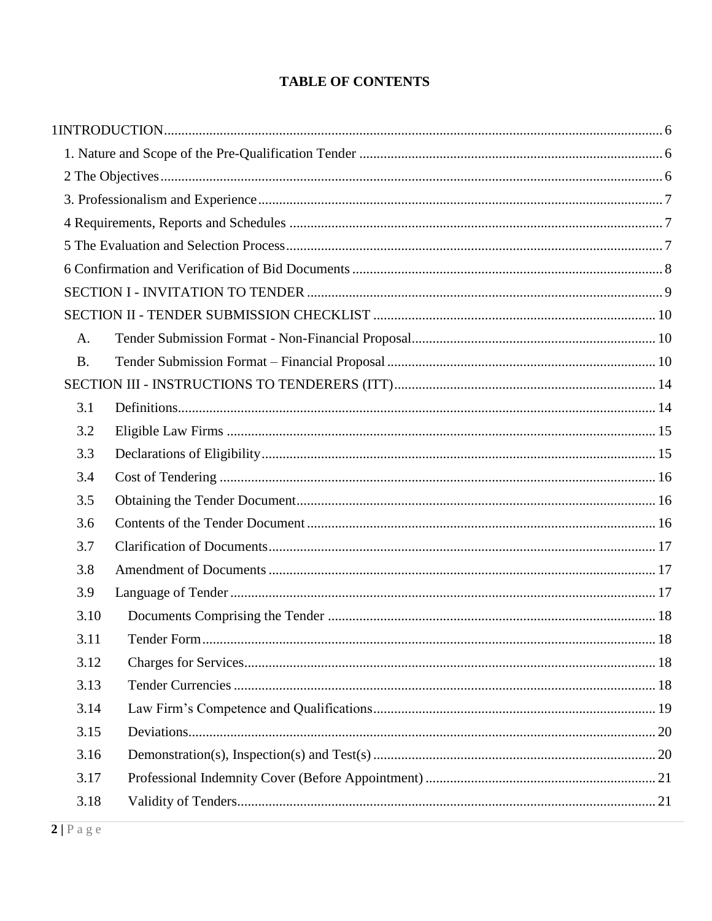# TABLE OF CONTENTS

1INTRODUCTION ........................................................................................................ 6

1. Nature and Scope of the Pre-Qualification Tender ........................................................ 6

2 The Objectives ........................................................................................................ 6

3. Professionalism and Experience ................................................................................ 7

4 Requirements, Reports and Schedules ........................................................................ 7

5 The Evaluation and Selection Process ......................................................................... 7

6 Confirmation and Verification of Bid Documents ........................................................ 8

SECTION I - INVITATION TO TENDER ...................................................................... 9

SECTION II - TENDER SUBMISSION CHECKLIST ..................................................... 10

- A. Tender Submission Format - Non-Financial Proposal ............................................ 10
- B. Tender Submission Format – Financial Proposal ................................................... 10

SECTION III - INSTRUCTIONS TO TENDERERS (ITT) ................................................ 14

- 3.1 Definitions ........................................................................................................ 14
- 3.2 Eligible Law Firms ............................................................................................ 15
- 3.3 Declarations of Eligibility ................................................................................... 15
- 3.4 Cost of Tendering .............................................................................................. 16
- 3.5 Obtaining the Tender Document ......................................................................... 16
- 3.6 Contents of the Tender Document ....................................................................... 16
- 3.7 Clarification of Documents ................................................................................. 17
- 3.8 Amendment of Documents .................................................................................. 17
- 3.9 Language of Tender ........................................................................................... 17
- 3.10 Documents Comprising the Tender ................................................................... 18
- 3.11 Tender Form ................................................................................................... 18
- 3.12 Charges for Services ........................................................................................ 18
- 3.13 Tender Currencies ........................................................................................... 18
- 3.14 Law Firm's Competence and Qualifications ....................................................... 19
- 3.15 Deviations ...................................................................................................... 20
- 3.16 Demonstration(s), Inspection(s) and Test(s) ...................................................... 20
- 3.17 Professional Indemnity Cover (Before Appointment) .......................................... 21
- 3.18 Validity of Tenders .......................................................................................... 21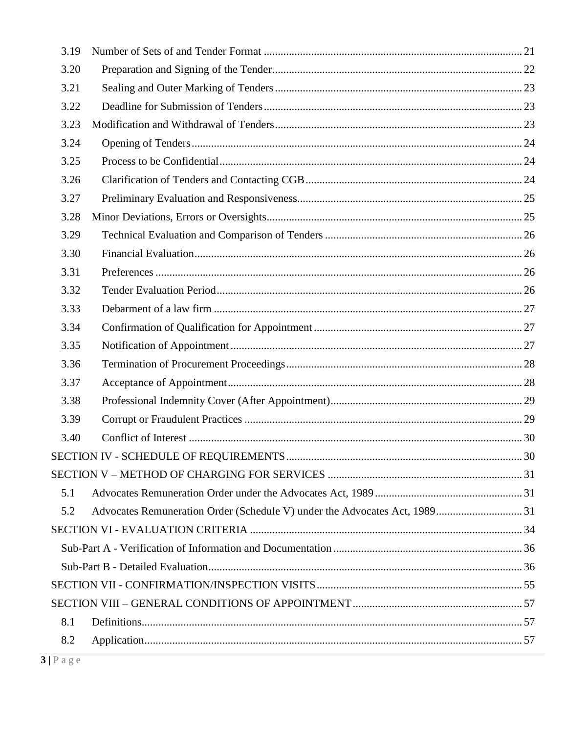| | | |
|---|---|---|
| 3.19 | Number of Sets of and Tender Format | 21 |
| 3.20 | Preparation and Signing of the Tender | 22 |
| 3.21 | Sealing and Outer Marking of Tenders | 23 |
| 3.22 | Deadline for Submission of Tenders | 23 |
| 3.23 | Modification and Withdrawal of Tenders | 23 |
| 3.24 | Opening of Tenders | 24 |
| 3.25 | Process to be Confidential | 24 |
| 3.26 | Clarification of Tenders and Contacting CGB | 24 |
| 3.27 | Preliminary Evaluation and Responsiveness | 25 |
| 3.28 | Minor Deviations, Errors or Oversights | 25 |
| 3.29 | Technical Evaluation and Comparison of Tenders | 26 |
| 3.30 | Financial Evaluation | 26 |
| 3.31 | Preferences | 26 |
| 3.32 | Tender Evaluation Period | 26 |
| 3.33 | Debarment of a law firm | 27 |
| 3.34 | Confirmation of Qualification for Appointment | 27 |
| 3.35 | Notification of Appointment | 27 |
| 3.36 | Termination of Procurement Proceedings | 28 |
| 3.37 | Acceptance of Appointment | 28 |
| 3.38 | Professional Indemnity Cover (After Appointment) | 29 |
| 3.39 | Corrupt or Fraudulent Practices | 29 |
| 3.40 | Conflict of Interest | 30 |
| SECTION IV - SCHEDULE OF REQUIREMENTS | | 30 |
| SECTION V – METHOD OF CHARGING FOR SERVICES | | 31 |
| 5.1 | Advocates Remuneration Order under the Advocates Act, 1989 | 31 |
| 5.2 | Advocates Remuneration Order (Schedule V) under the Advocates Act, 1989 | 31 |
| SECTION VI - EVALUATION CRITERIA | | 34 |
| Sub-Part A - Verification of Information and Documentation | | 36 |
| Sub-Part B - Detailed Evaluation | | 36 |
| SECTION VII - CONFIRMATION/INSPECTION VISITS | | 55 |
| SECTION VIII – GENERAL CONDITIONS OF APPOINTMENT | | 57 |
| 8.1 | Definitions | 57 |
| 8.2 | Application | 57 |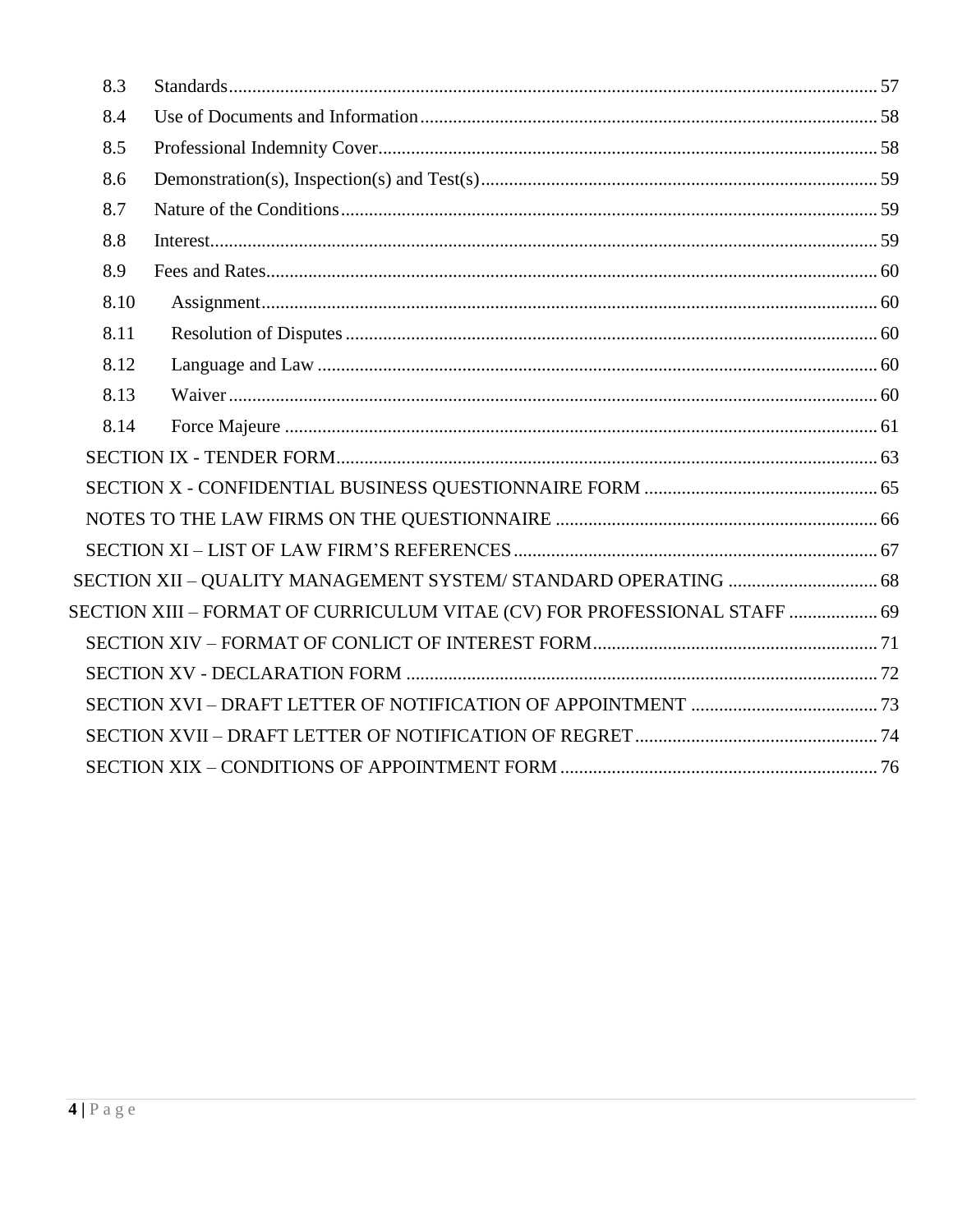| | | |
|---|---|---|
| 8.3 | Standards | 57 |
| 8.4 | Use of Documents and Information | 58 |
| 8.5 | Professional Indemnity Cover | 58 |
| 8.6 | Demonstration(s), Inspection(s) and Test(s) | 59 |
| 8.7 | Nature of the Conditions | 59 |
| 8.8 | Interest | 59 |
| 8.9 | Fees and Rates | 60 |
| 8.10 | Assignment | 60 |
| 8.11 | Resolution of Disputes | 60 |
| 8.12 | Language and Law | 60 |
| 8.13 | Waiver | 60 |
| 8.14 | Force Majeure | 61 |

SECTION IX - TENDER FORM ... 63

SECTION X - CONFIDENTIAL BUSINESS QUESTIONNAIRE FORM ... 65

NOTES TO THE LAW FIRMS ON THE QUESTIONNAIRE ... 66

SECTION XI – LIST OF LAW FIRM'S REFERENCES ... 67

SECTION XII – QUALITY MANAGEMENT SYSTEM/ STANDARD OPERATING ... 68

SECTION XIII – FORMAT OF CURRICULUM VITAE (CV) FOR PROFESSIONAL STAFF ... 69

SECTION XIV – FORMAT OF CONLICT OF INTEREST FORM ... 71

SECTION XV - DECLARATION FORM ... 72

SECTION XVI – DRAFT LETTER OF NOTIFICATION OF APPOINTMENT ... 73

SECTION XVII – DRAFT LETTER OF NOTIFICATION OF REGRET ... 74

SECTION XIX – CONDITIONS OF APPOINTMENT FORM ... 76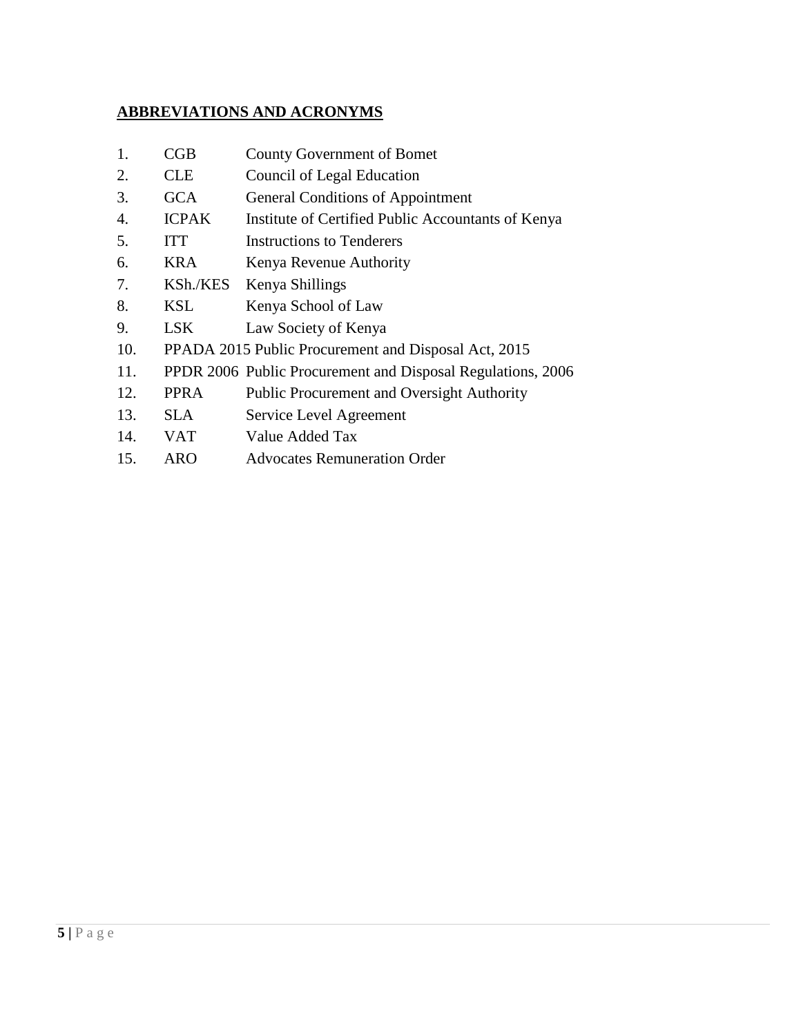## ABBREVIATIONS AND ACRONYMS

1. CGB County Government of Bomet
2. CLE Council of Legal Education
3. GCA General Conditions of Appointment
4. ICPAK Institute of Certified Public Accountants of Kenya
5. ITT Instructions to Tenderers
6. KRA Kenya Revenue Authority
7. KSh./KES Kenya Shillings
8. KSL Kenya School of Law
9. LSK Law Society of Kenya
10. PPADA 2015 Public Procurement and Disposal Act, 2015
11. PPDR 2006 Public Procurement and Disposal Regulations, 2006
12. PPRA Public Procurement and Oversight Authority
13. SLA Service Level Agreement
14. VAT Value Added Tax
15. ARO Advocates Remuneration Order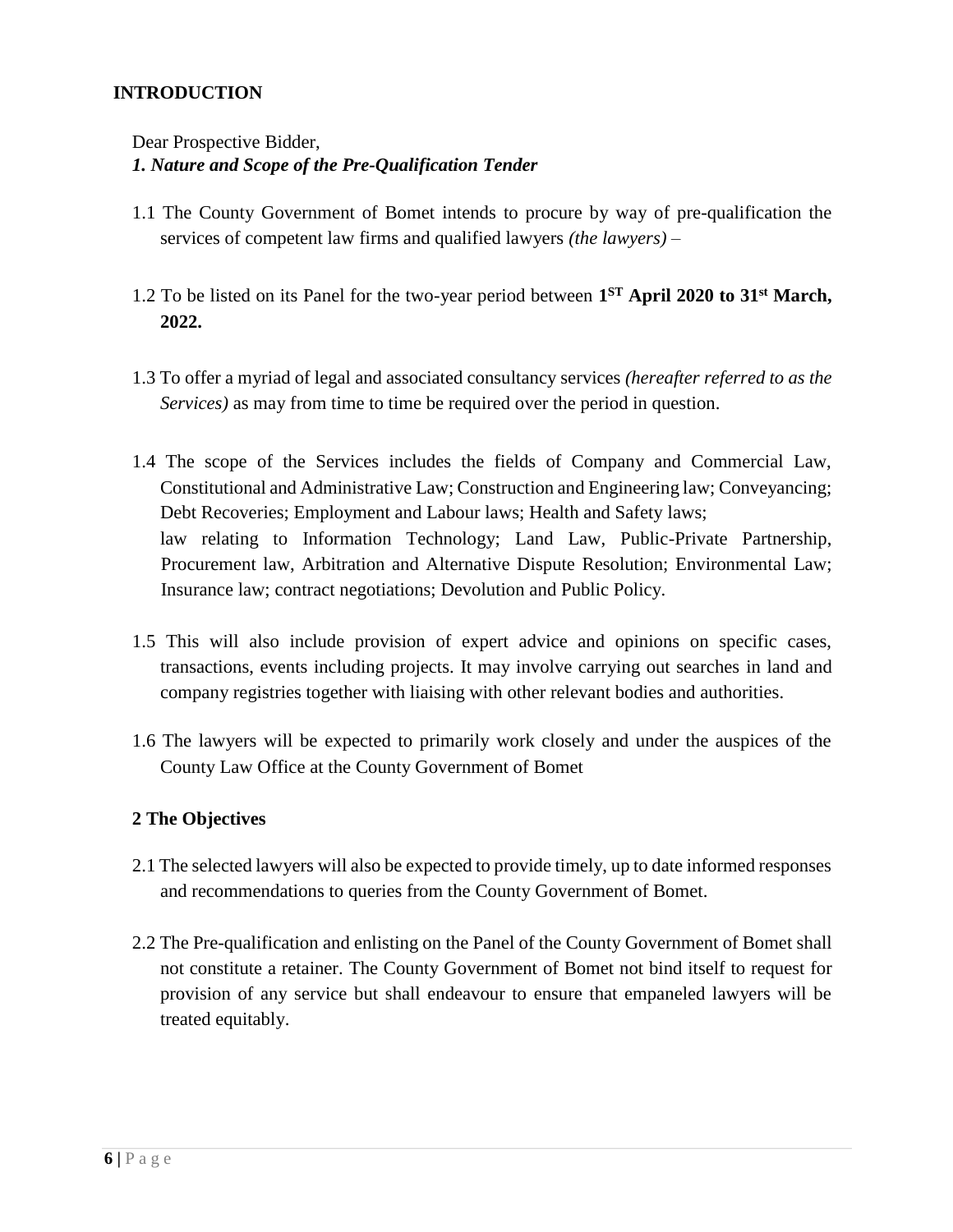## INTRODUCTION

Dear Prospective Bidder,

***1. Nature and Scope of the Pre-Qualification Tender***

1.1 The County Government of Bomet intends to procure by way of pre-qualification the services of competent law firms and qualified lawyers *(the lawyers)* –

1.2 To be listed on its Panel for the two-year period between **1ST April 2020 to 31st March, 2022.**

1.3 To offer a myriad of legal and associated consultancy services *(hereafter referred to as the Services)* as may from time to time be required over the period in question.

1.4 The scope of the Services includes the fields of Company and Commercial Law, Constitutional and Administrative Law; Construction and Engineering law; Conveyancing; Debt Recoveries; Employment and Labour laws; Health and Safety laws; law relating to Information Technology; Land Law, Public-Private Partnership, Procurement law, Arbitration and Alternative Dispute Resolution; Environmental Law; Insurance law; contract negotiations; Devolution and Public Policy.

1.5 This will also include provision of expert advice and opinions on specific cases, transactions, events including projects. It may involve carrying out searches in land and company registries together with liaising with other relevant bodies and authorities.

1.6 The lawyers will be expected to primarily work closely and under the auspices of the County Law Office at the County Government of Bomet

### 2 The Objectives

2.1 The selected lawyers will also be expected to provide timely, up to date informed responses and recommendations to queries from the County Government of Bomet.

2.2 The Pre-qualification and enlisting on the Panel of the County Government of Bomet shall not constitute a retainer. The County Government of Bomet not bind itself to request for provision of any service but shall endeavour to ensure that empaneled lawyers will be treated equitably.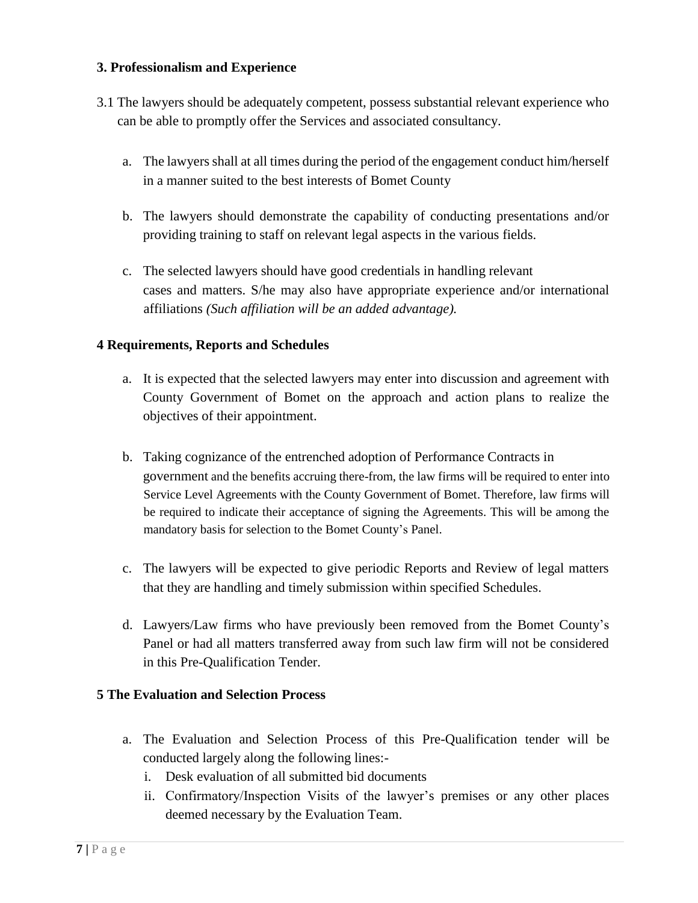### 3. Professionalism and Experience

3.1 The lawyers should be adequately competent, possess substantial relevant experience who can be able to promptly offer the Services and associated consultancy.

a. The lawyers shall at all times during the period of the engagement conduct him/herself in a manner suited to the best interests of Bomet County

b. The lawyers should demonstrate the capability of conducting presentations and/or providing training to staff on relevant legal aspects in the various fields.

c. The selected lawyers should have good credentials in handling relevant cases and matters. S/he may also have appropriate experience and/or international affiliations *(Such affiliation will be an added advantage).*

### 4 Requirements, Reports and Schedules

a. It is expected that the selected lawyers may enter into discussion and agreement with County Government of Bomet on the approach and action plans to realize the objectives of their appointment.

b. Taking cognizance of the entrenched adoption of Performance Contracts in government and the benefits accruing there-from, the law firms will be required to enter into Service Level Agreements with the County Government of Bomet. Therefore, law firms will be required to indicate their acceptance of signing the Agreements. This will be among the mandatory basis for selection to the Bomet County's Panel.

c. The lawyers will be expected to give periodic Reports and Review of legal matters that they are handling and timely submission within specified Schedules.

d. Lawyers/Law firms who have previously been removed from the Bomet County's Panel or had all matters transferred away from such law firm will not be considered in this Pre-Qualification Tender.

### 5 The Evaluation and Selection Process

a. The Evaluation and Selection Process of this Pre-Qualification tender will be conducted largely along the following lines:-
   i. Desk evaluation of all submitted bid documents
   ii. Confirmatory/Inspection Visits of the lawyer's premises or any other places deemed necessary by the Evaluation Team.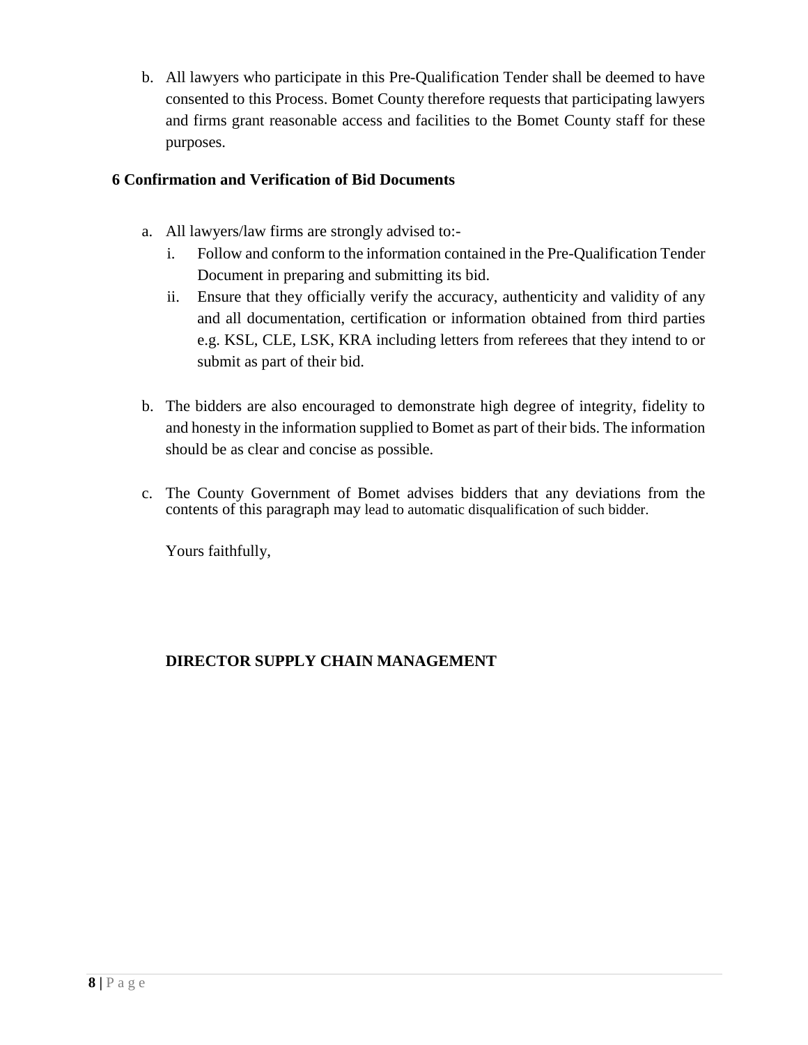b. All lawyers who participate in this Pre-Qualification Tender shall be deemed to have consented to this Process. Bomet County therefore requests that participating lawyers and firms grant reasonable access and facilities to the Bomet County staff for these purposes.

### 6 Confirmation and Verification of Bid Documents

a. All lawyers/law firms are strongly advised to:-
   i. Follow and conform to the information contained in the Pre-Qualification Tender Document in preparing and submitting its bid.
   ii. Ensure that they officially verify the accuracy, authenticity and validity of any and all documentation, certification or information obtained from third parties e.g. KSL, CLE, LSK, KRA including letters from referees that they intend to or submit as part of their bid.

b. The bidders are also encouraged to demonstrate high degree of integrity, fidelity to and honesty in the information supplied to Bomet as part of their bids. The information should be as clear and concise as possible.

c. The County Government of Bomet advises bidders that any deviations from the contents of this paragraph may lead to automatic disqualification of such bidder.

Yours faithfully,

**DIRECTOR SUPPLY CHAIN MANAGEMENT**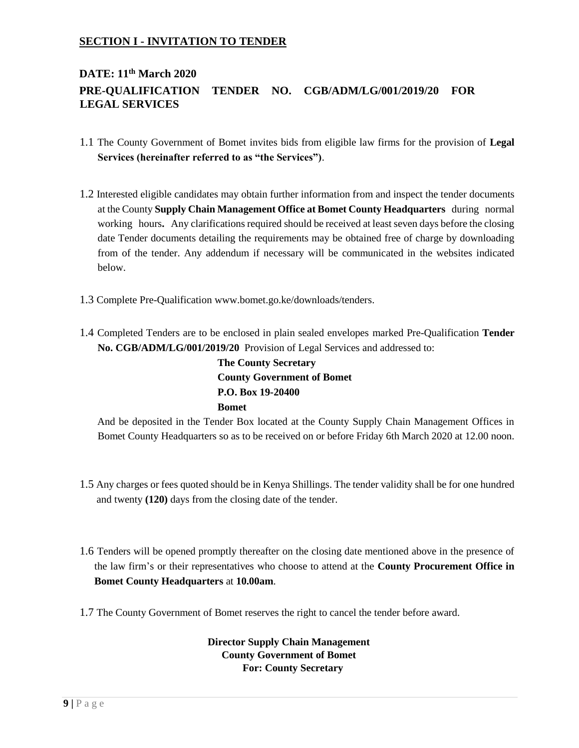## SECTION I - INVITATION TO TENDER

### DATE: 11th March 2020

### PRE-QUALIFICATION TENDER NO. CGB/ADM/LG/001/2019/20 FOR LEGAL SERVICES

1.1 The County Government of Bomet invites bids from eligible law firms for the provision of **Legal Services (hereinafter referred to as "the Services")**.

1.2 Interested eligible candidates may obtain further information from and inspect the tender documents at the County **Supply Chain Management Office at Bomet County Headquarters** during normal working hours**.** Any clarifications required should be received at least seven days before the closing date Tender documents detailing the requirements may be obtained free of charge by downloading from of the tender. Any addendum if necessary will be communicated in the websites indicated below.

1.3 Complete Pre-Qualification www.bomet.go.ke/downloads/tenders.

1.4 Completed Tenders are to be enclosed in plain sealed envelopes marked Pre-Qualification **Tender No. CGB/ADM/LG/001/2019/20** Provision of Legal Services and addressed to:

**The County Secretary**
**County Government of Bomet**
**P.O. Box 19-20400**
**Bomet**

And be deposited in the Tender Box located at the County Supply Chain Management Offices in Bomet County Headquarters so as to be received on or before Friday 6th March 2020 at 12.00 noon.

1.5 Any charges or fees quoted should be in Kenya Shillings. The tender validity shall be for one hundred and twenty **(120)** days from the closing date of the tender.

1.6 Tenders will be opened promptly thereafter on the closing date mentioned above in the presence of the law firm's or their representatives who choose to attend at the **County Procurement Office in Bomet County Headquarters** at **10.00am**.

1.7 The County Government of Bomet reserves the right to cancel the tender before award.

**Director Supply Chain Management**
**County Government of Bomet**
**For: County Secretary**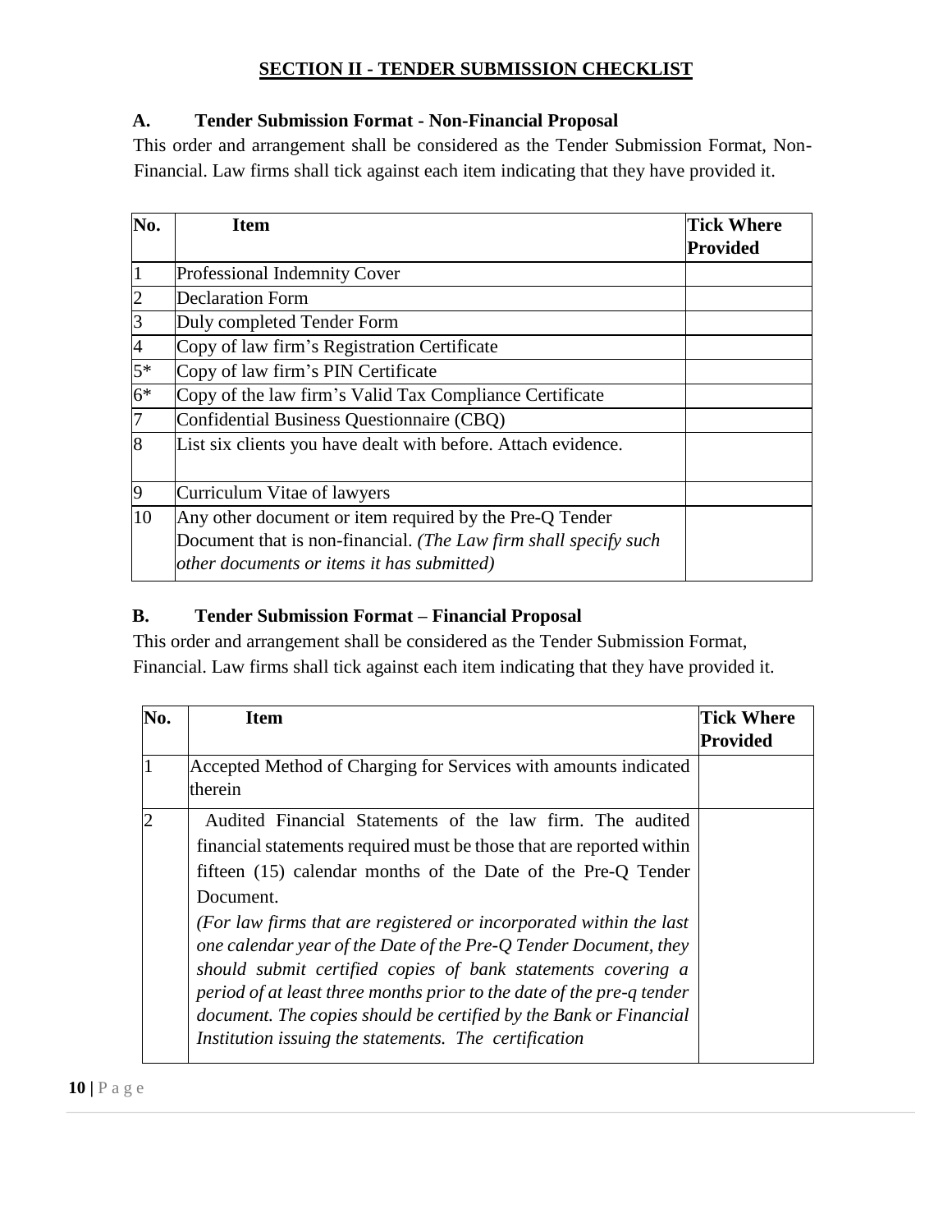## SECTION II - TENDER SUBMISSION CHECKLIST

### A. Tender Submission Format - Non-Financial Proposal

This order and arrangement shall be considered as the Tender Submission Format, Non-Financial. Law firms shall tick against each item indicating that they have provided it.

| No. | Item | Tick Where Provided |
|---|---|---|
| 1 | Professional Indemnity Cover | |
| 2 | Declaration Form | |
| 3 | Duly completed Tender Form | |
| 4 | Copy of law firm's Registration Certificate | |
| 5* | Copy of law firm's PIN Certificate | |
| 6* | Copy of the law firm's Valid Tax Compliance Certificate | |
| 7 | Confidential Business Questionnaire (CBQ) | |
| 8 | List six clients you have dealt with before. Attach evidence. | |
| 9 | Curriculum Vitae of lawyers | |
| 10 | Any other document or item required by the Pre-Q Tender Document that is non-financial. *(The Law firm shall specify such other documents or items it has submitted)* | |

### B. Tender Submission Format – Financial Proposal

This order and arrangement shall be considered as the Tender Submission Format, Financial. Law firms shall tick against each item indicating that they have provided it.

| No. | Item | Tick Where Provided |
|---|---|---|
| 1 | Accepted Method of Charging for Services with amounts indicated therein | |
| 2 | Audited Financial Statements of the law firm. The audited financial statements required must be those that are reported within fifteen (15) calendar months of the Date of the Pre-Q Tender Document. *(For law firms that are registered or incorporated within the last one calendar year of the Date of the Pre-Q Tender Document, they should submit certified copies of bank statements covering a period of at least three months prior to the date of the pre-q tender document. The copies should be certified by the Bank or Financial Institution issuing the statements. The certification* | |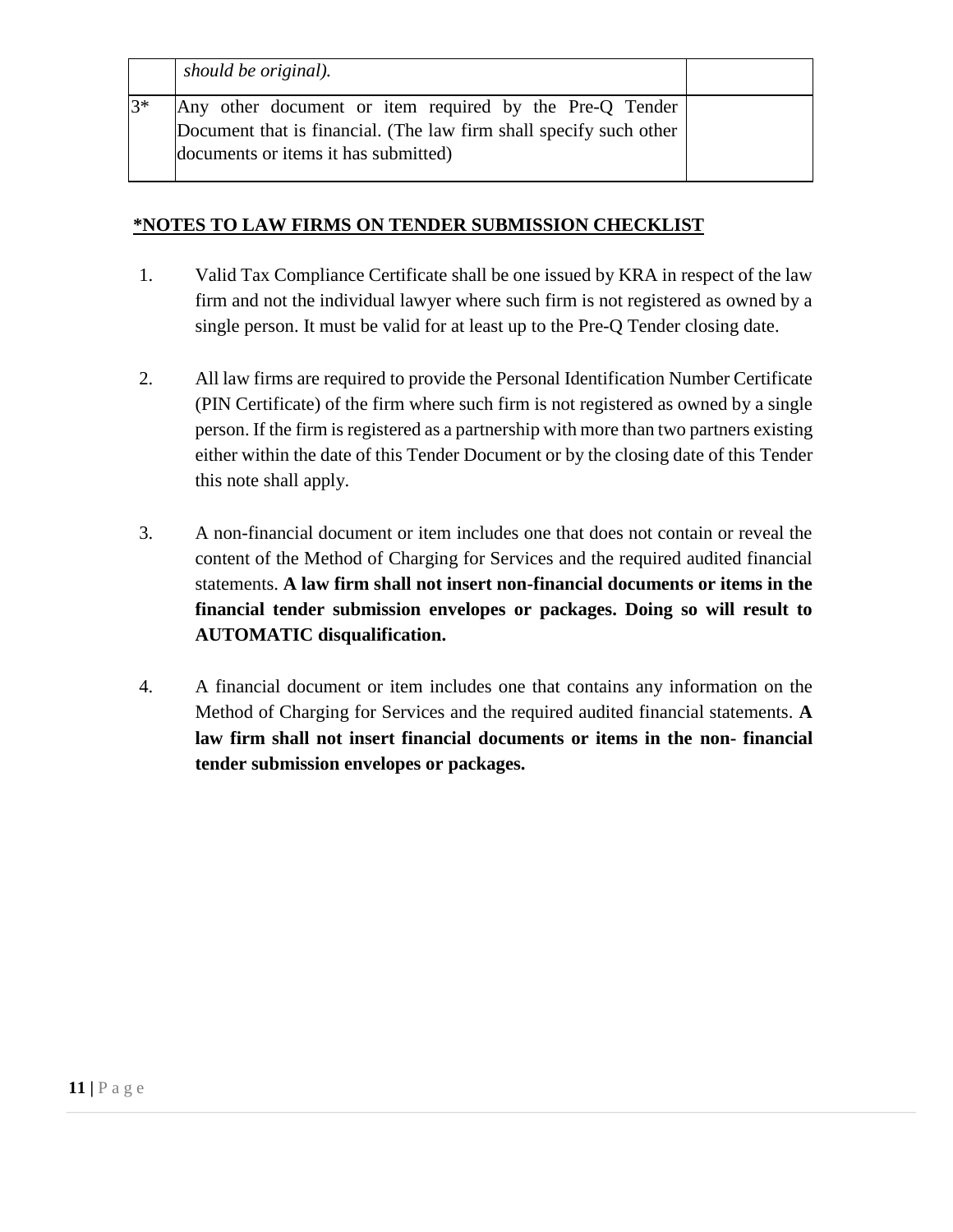|  |  |  |
|---|---|---|
|  | *should be original).* |  |
| 3* | Any other document or item required by the Pre-Q Tender Document that is financial. (The law firm shall specify such other documents or items it has submitted) |  |

**\*NOTES TO LAW FIRMS ON TENDER SUBMISSION CHECKLIST**

1. Valid Tax Compliance Certificate shall be one issued by KRA in respect of the law firm and not the individual lawyer where such firm is not registered as owned by a single person. It must be valid for at least up to the Pre-Q Tender closing date.

2. All law firms are required to provide the Personal Identification Number Certificate (PIN Certificate) of the firm where such firm is not registered as owned by a single person. If the firm is registered as a partnership with more than two partners existing either within the date of this Tender Document or by the closing date of this Tender this note shall apply.

3. A non-financial document or item includes one that does not contain or reveal the content of the Method of Charging for Services and the required audited financial statements. **A law firm shall not insert non-financial documents or items in the financial tender submission envelopes or packages. Doing so will result to AUTOMATIC disqualification.**

4. A financial document or item includes one that contains any information on the Method of Charging for Services and the required audited financial statements. **A law firm shall not insert financial documents or items in the non- financial tender submission envelopes or packages.**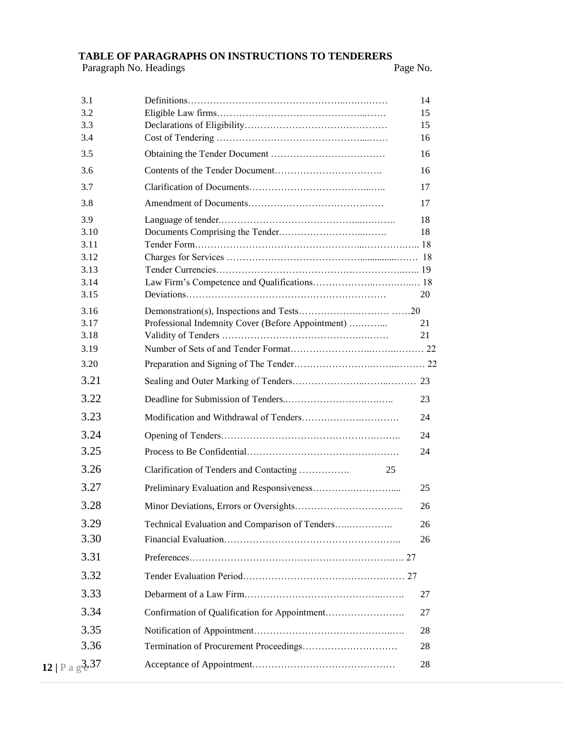## TABLE OF PARAGRAPHS ON INSTRUCTIONS TO TENDERERS

| Paragraph No. | Headings | Page No. |
|---|---|---|
| 3.1 | Definitions | 14 |
| 3.2 | Eligible Law firms | 15 |
| 3.3 | Declarations of Eligibility | 15 |
| 3.4 | Cost of Tendering | 16 |
| 3.5 | Obtaining the Tender Document | 16 |
| 3.6 | Contents of the Tender Document | 16 |
| 3.7 | Clarification of Documents | 17 |
| 3.8 | Amendment of Documents | 17 |
| 3.9 | Language of tender | 18 |
| 3.10 | Documents Comprising the Tender | 18 |
| 3.11 | Tender Form | 18 |
| 3.12 | Charges for Services | 18 |
| 3.13 | Tender Currencies | 19 |
| 3.14 | Law Firm's Competence and Qualifications | 18 |
| 3.15 | Deviations | 20 |
| 3.16 | Demonstration(s), Inspections and Tests | 20 |
| 3.17 | Professional Indemnity Cover (Before Appointment) | 21 |
| 3.18 | Validity of Tenders | 21 |
| 3.19 | Number of Sets of and Tender Format | 22 |
| 3.20 | Preparation and Signing of The Tender | 22 |
| 3.21 | Sealing and Outer Marking of Tenders | 23 |
| 3.22 | Deadline for Submission of Tenders | 23 |
| 3.23 | Modification and Withdrawal of Tenders | 24 |
| 3.24 | Opening of Tenders | 24 |
| 3.25 | Process to Be Confidential | 24 |
| 3.26 | Clarification of Tenders and Contacting | 25 |
| 3.27 | Preliminary Evaluation and Responsiveness | 25 |
| 3.28 | Minor Deviations, Errors or Oversights | 26 |
| 3.29 | Technical Evaluation and Comparison of Tenders | 26 |
| 3.30 | Financial Evaluation | 26 |
| 3.31 | Preferences | 27 |
| 3.32 | Tender Evaluation Period | 27 |
| 3.33 | Debarment of a Law Firm | 27 |
| 3.34 | Confirmation of Qualification for Appointment | 27 |
| 3.35 | Notification of Appointment | 28 |
| 3.36 | Termination of Procurement Proceedings | 28 |
| 3.37 | Acceptance of Appointment | 28 |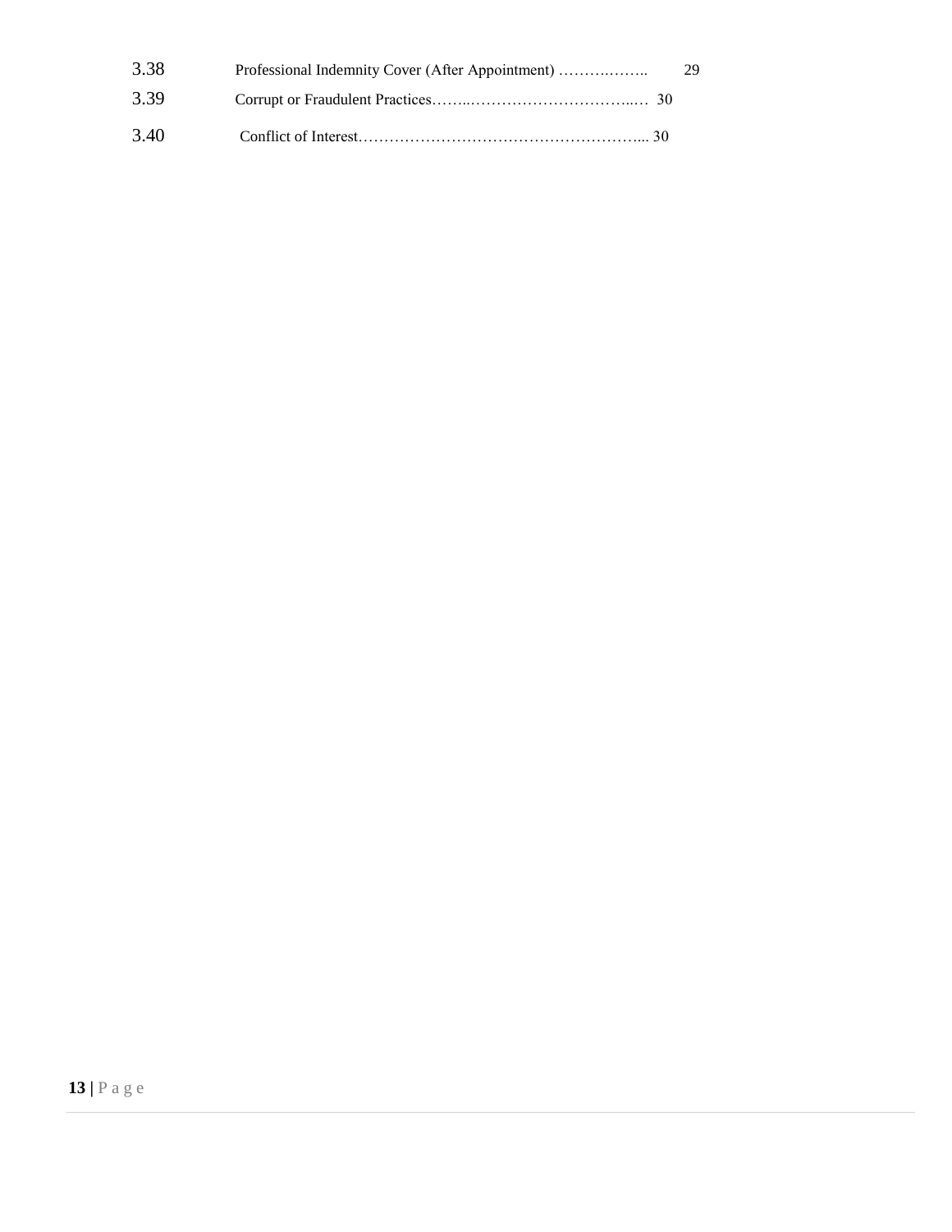| | | |
|---|---|---|
| 3.38 | Professional Indemnity Cover (After Appointment) ……….…….. | 29 |
| 3.39 | Corrupt or Fraudulent Practices……..…………………………..… | 30 |
| 3.40 | Conflict of Interest……………………………………………... | 30 |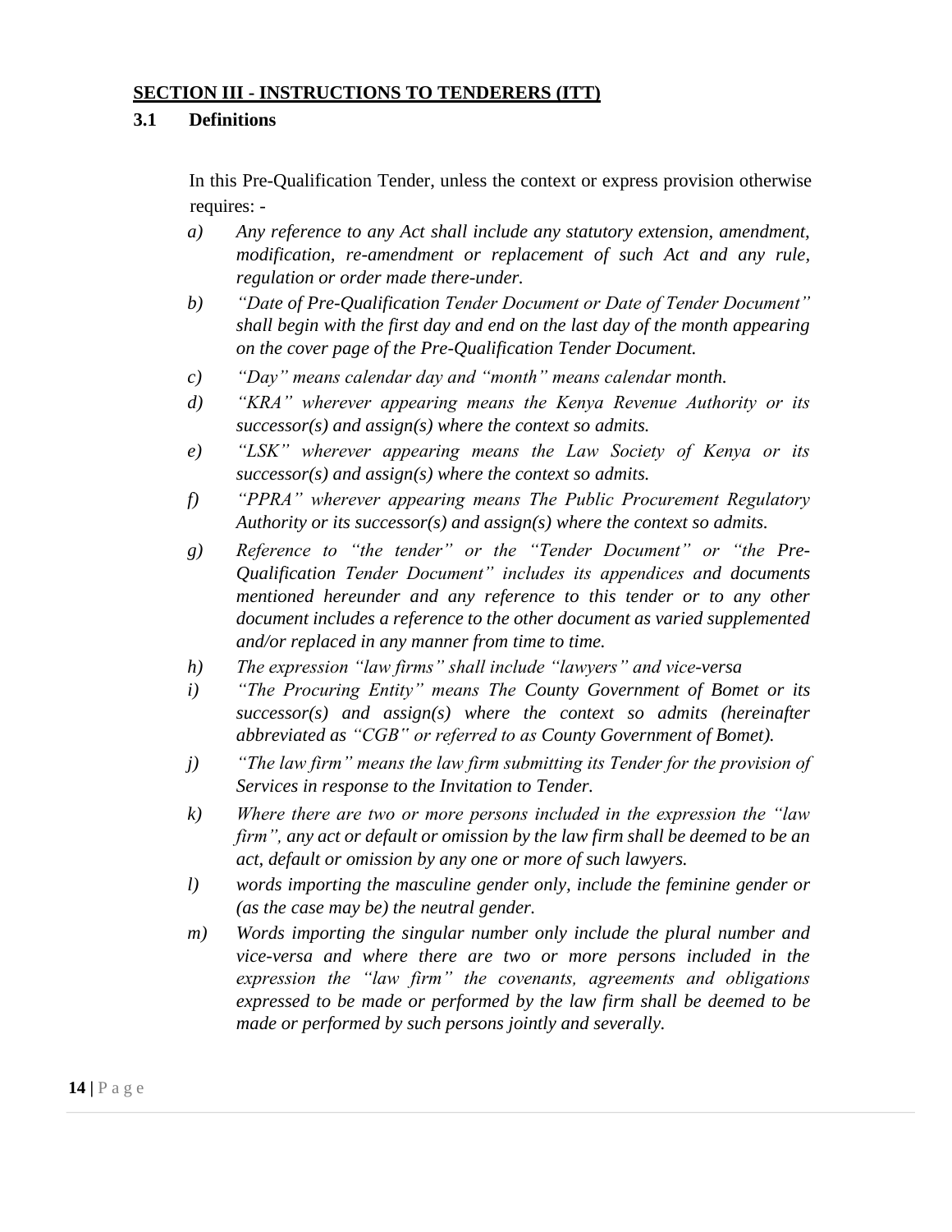## **SECTION III - INSTRUCTIONS TO TENDERERS (ITT)**

### **3.1 Definitions**

In this Pre-Qualification Tender, unless the context or express provision otherwise requires: -

*a)* *Any reference to any Act shall include any statutory extension, amendment, modification, re-amendment or replacement of such Act and any rule, regulation or order made there-under.*

*b)* *"Date of Pre-Qualification Tender Document or Date of Tender Document" shall begin with the first day and end on the last day of the month appearing on the cover page of the Pre-Qualification Tender Document.*

*c)* *"Day" means calendar day and "month" means calendar month.*

*d)* *"KRA" wherever appearing means the Kenya Revenue Authority or its successor(s) and assign(s) where the context so admits.*

*e)* *"LSK" wherever appearing means the Law Society of Kenya or its successor(s) and assign(s) where the context so admits.*

*f)* *"PPRA" wherever appearing means The Public Procurement Regulatory Authority or its successor(s) and assign(s) where the context so admits.*

*g)* *Reference to "the tender" or the "Tender Document" or "the Pre-Qualification Tender Document" includes its appendices and documents mentioned hereunder and any reference to this tender or to any other document includes a reference to the other document as varied supplemented and/or replaced in any manner from time to time.*

*h)* *The expression "law firms" shall include "lawyers" and vice-versa*

*i)* *"The Procuring Entity" means The County Government of Bomet or its successor(s) and assign(s) where the context so admits (hereinafter abbreviated as "CGB" or referred to as County Government of Bomet).*

*j)* *"The law firm" means the law firm submitting its Tender for the provision of Services in response to the Invitation to Tender.*

*k)* *Where there are two or more persons included in the expression the "law firm", any act or default or omission by the law firm shall be deemed to be an act, default or omission by any one or more of such lawyers.*

*l)* *words importing the masculine gender only, include the feminine gender or (as the case may be) the neutral gender.*

*m)* *Words importing the singular number only include the plural number and vice-versa and where there are two or more persons included in the expression the "law firm" the covenants, agreements and obligations expressed to be made or performed by the law firm shall be deemed to be made or performed by such persons jointly and severally.*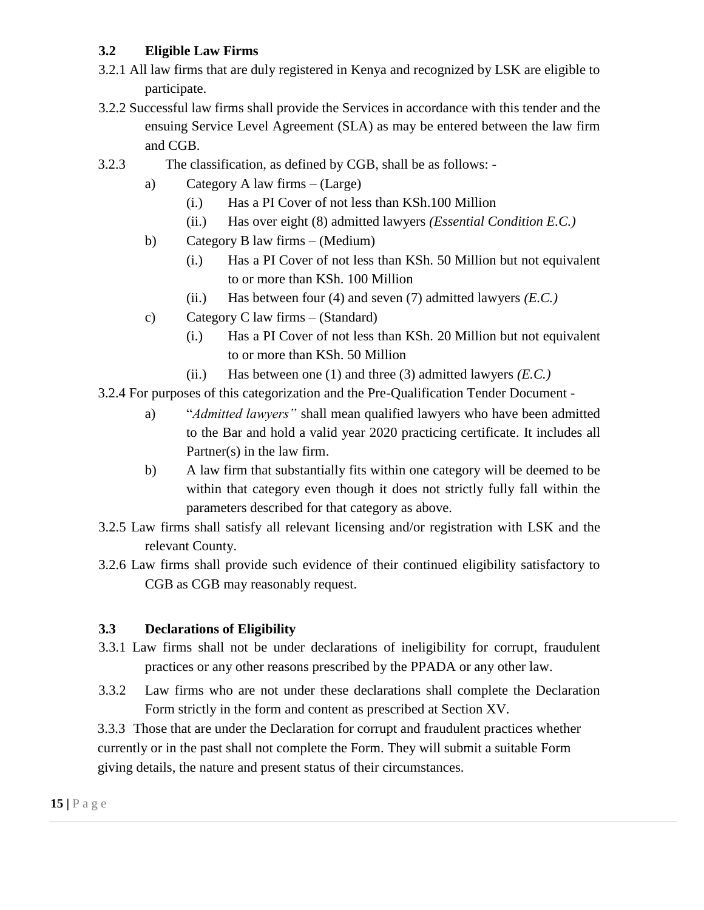### 3.2 Eligible Law Firms

3.2.1 All law firms that are duly registered in Kenya and recognized by LSK are eligible to participate.

3.2.2 Successful law firms shall provide the Services in accordance with this tender and the ensuing Service Level Agreement (SLA) as may be entered between the law firm and CGB.

3.2.3 The classification, as defined by CGB, shall be as follows: -

a) Category A law firms – (Large)
   - (i.) Has a PI Cover of not less than KSh.100 Million
   - (ii.) Has over eight (8) admitted lawyers *(Essential Condition E.C.)*

b) Category B law firms – (Medium)
   - (i.) Has a PI Cover of not less than KSh. 50 Million but not equivalent to or more than KSh. 100 Million
   - (ii.) Has between four (4) and seven (7) admitted lawyers *(E.C.)*

c) Category C law firms – (Standard)
   - (i.) Has a PI Cover of not less than KSh. 20 Million but not equivalent to or more than KSh. 50 Million
   - (ii.) Has between one (1) and three (3) admitted lawyers *(E.C.)*

3.2.4 For purposes of this categorization and the Pre-Qualification Tender Document -

a) "*Admitted lawyers"* shall mean qualified lawyers who have been admitted to the Bar and hold a valid year 2020 practicing certificate. It includes all Partner(s) in the law firm.

b) A law firm that substantially fits within one category will be deemed to be within that category even though it does not strictly fully fall within the parameters described for that category as above.

3.2.5 Law firms shall satisfy all relevant licensing and/or registration with LSK and the relevant County.

3.2.6 Law firms shall provide such evidence of their continued eligibility satisfactory to CGB as CGB may reasonably request.

### 3.3 Declarations of Eligibility

3.3.1 Law firms shall not be under declarations of ineligibility for corrupt, fraudulent practices or any other reasons prescribed by the PPADA or any other law.

3.3.2 Law firms who are not under these declarations shall complete the Declaration Form strictly in the form and content as prescribed at Section XV.

3.3.3 Those that are under the Declaration for corrupt and fraudulent practices whether currently or in the past shall not complete the Form. They will submit a suitable Form giving details, the nature and present status of their circumstances.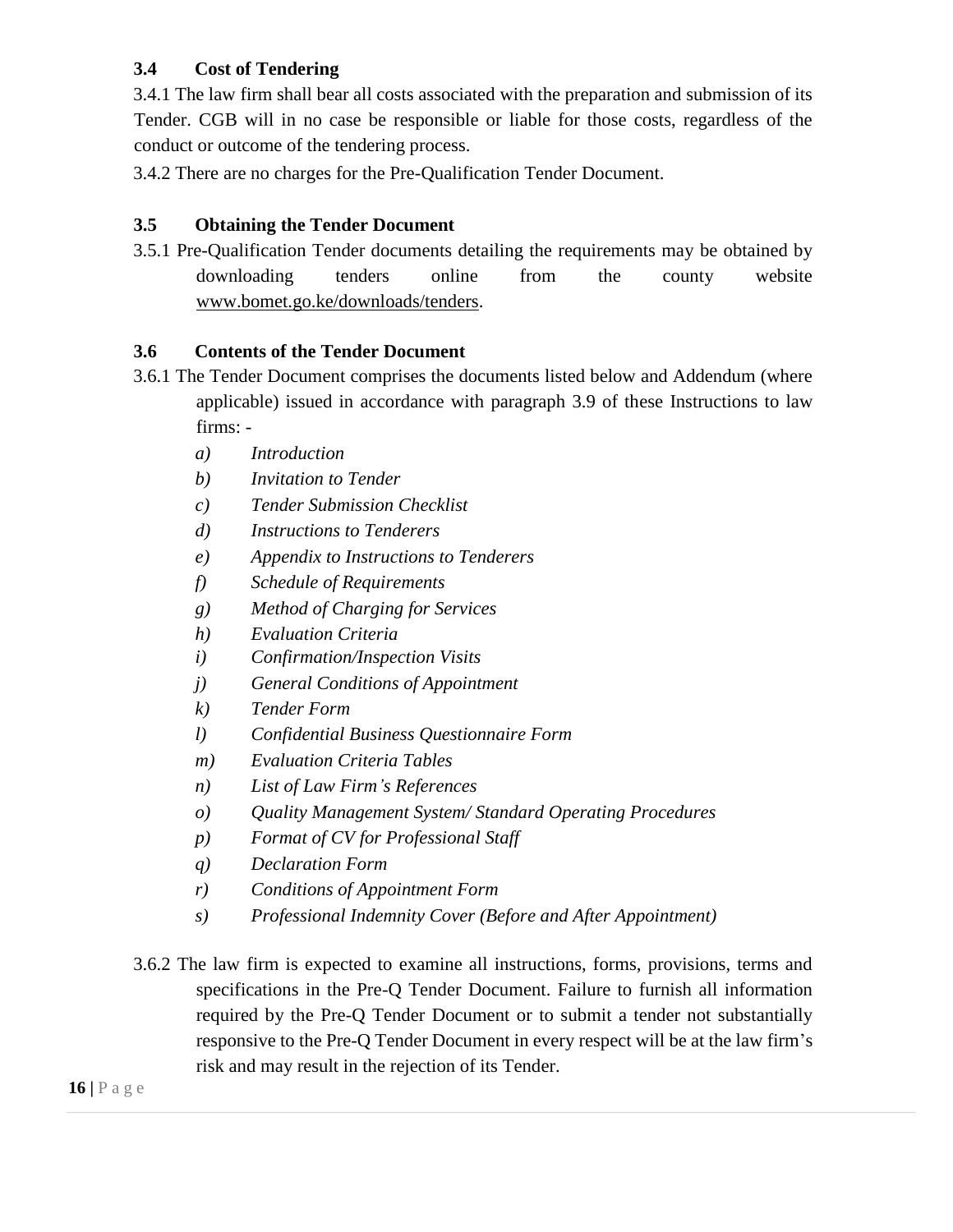### 3.4 Cost of Tendering

3.4.1 The law firm shall bear all costs associated with the preparation and submission of its Tender. CGB will in no case be responsible or liable for those costs, regardless of the conduct or outcome of the tendering process.

3.4.2 There are no charges for the Pre-Qualification Tender Document.

### 3.5 Obtaining the Tender Document

3.5.1 Pre-Qualification Tender documents detailing the requirements may be obtained by downloading tenders online from the county website www.bomet.go.ke/downloads/tenders.

### 3.6 Contents of the Tender Document

3.6.1 The Tender Document comprises the documents listed below and Addendum (where applicable) issued in accordance with paragraph 3.9 of these Instructions to law firms: -

- a) *Introduction*
- b) *Invitation to Tender*
- c) *Tender Submission Checklist*
- d) *Instructions to Tenderers*
- e) *Appendix to Instructions to Tenderers*
- f) *Schedule of Requirements*
- g) *Method of Charging for Services*
- h) *Evaluation Criteria*
- i) *Confirmation/Inspection Visits*
- j) *General Conditions of Appointment*
- k) *Tender Form*
- l) *Confidential Business Questionnaire Form*
- m) *Evaluation Criteria Tables*
- n) *List of Law Firm's References*
- o) *Quality Management System/ Standard Operating Procedures*
- p) *Format of CV for Professional Staff*
- q) *Declaration Form*
- r) *Conditions of Appointment Form*
- s) *Professional Indemnity Cover (Before and After Appointment)*

3.6.2 The law firm is expected to examine all instructions, forms, provisions, terms and specifications in the Pre-Q Tender Document. Failure to furnish all information required by the Pre-Q Tender Document or to submit a tender not substantially responsive to the Pre-Q Tender Document in every respect will be at the law firm's risk and may result in the rejection of its Tender.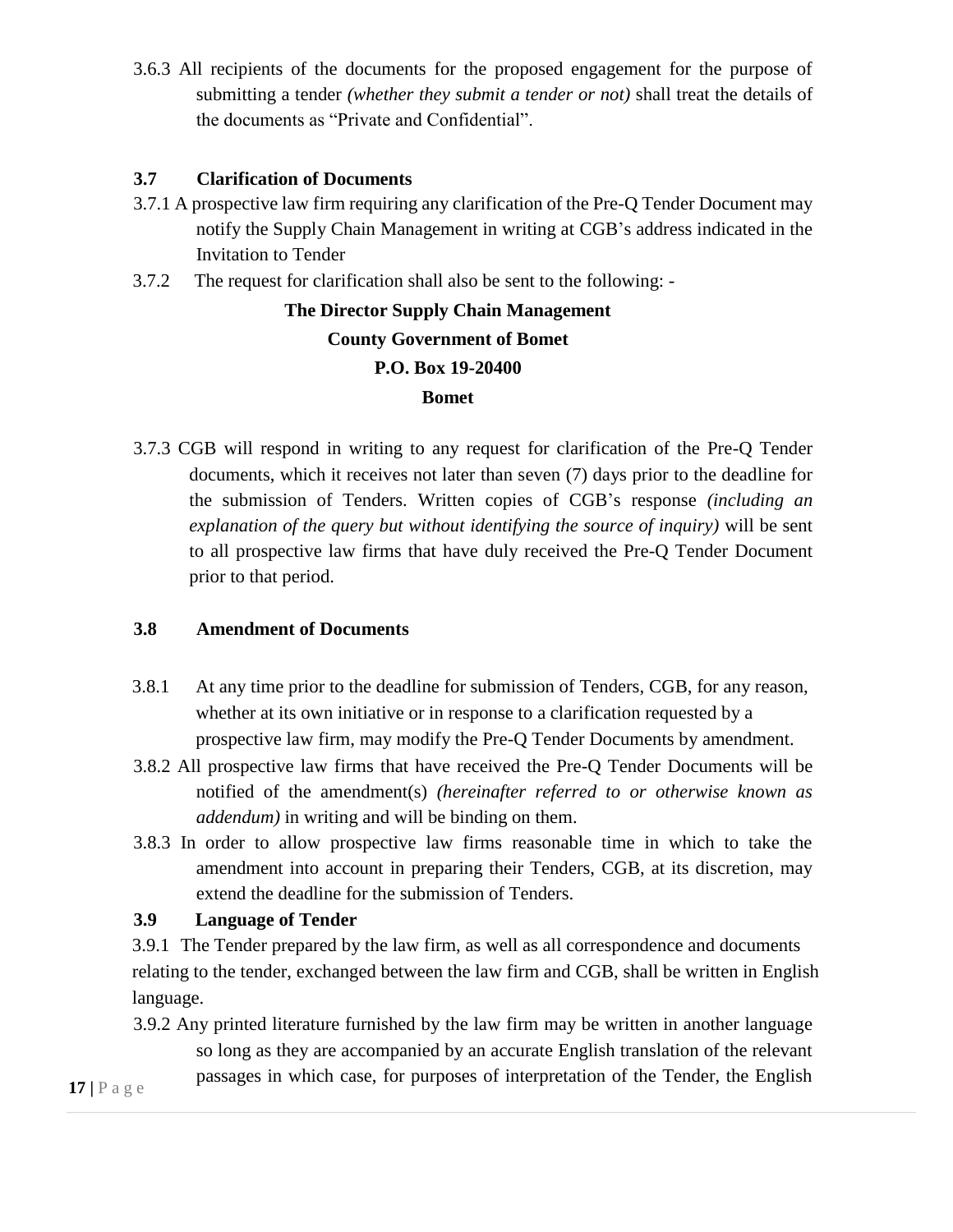3.6.3 All recipients of the documents for the proposed engagement for the purpose of submitting a tender *(whether they submit a tender or not)* shall treat the details of the documents as "Private and Confidential".

### 3.7 Clarification of Documents

3.7.1 A prospective law firm requiring any clarification of the Pre-Q Tender Document may notify the Supply Chain Management in writing at CGB's address indicated in the Invitation to Tender

3.7.2 The request for clarification shall also be sent to the following: -

**The Director Supply Chain Management**
**County Government of Bomet**
**P.O. Box 19-20400**
**Bomet**

3.7.3 CGB will respond in writing to any request for clarification of the Pre-Q Tender documents, which it receives not later than seven (7) days prior to the deadline for the submission of Tenders. Written copies of CGB's response *(including an explanation of the query but without identifying the source of inquiry)* will be sent to all prospective law firms that have duly received the Pre-Q Tender Document prior to that period.

### 3.8 Amendment of Documents

3.8.1 At any time prior to the deadline for submission of Tenders, CGB, for any reason, whether at its own initiative or in response to a clarification requested by a prospective law firm, may modify the Pre-Q Tender Documents by amendment.

3.8.2 All prospective law firms that have received the Pre-Q Tender Documents will be notified of the amendment(s) *(hereinafter referred to or otherwise known as addendum)* in writing and will be binding on them.

3.8.3 In order to allow prospective law firms reasonable time in which to take the amendment into account in preparing their Tenders, CGB, at its discretion, may extend the deadline for the submission of Tenders.

### 3.9 Language of Tender

3.9.1 The Tender prepared by the law firm, as well as all correspondence and documents relating to the tender, exchanged between the law firm and CGB, shall be written in English language.

3.9.2 Any printed literature furnished by the law firm may be written in another language so long as they are accompanied by an accurate English translation of the relevant passages in which case, for purposes of interpretation of the Tender, the English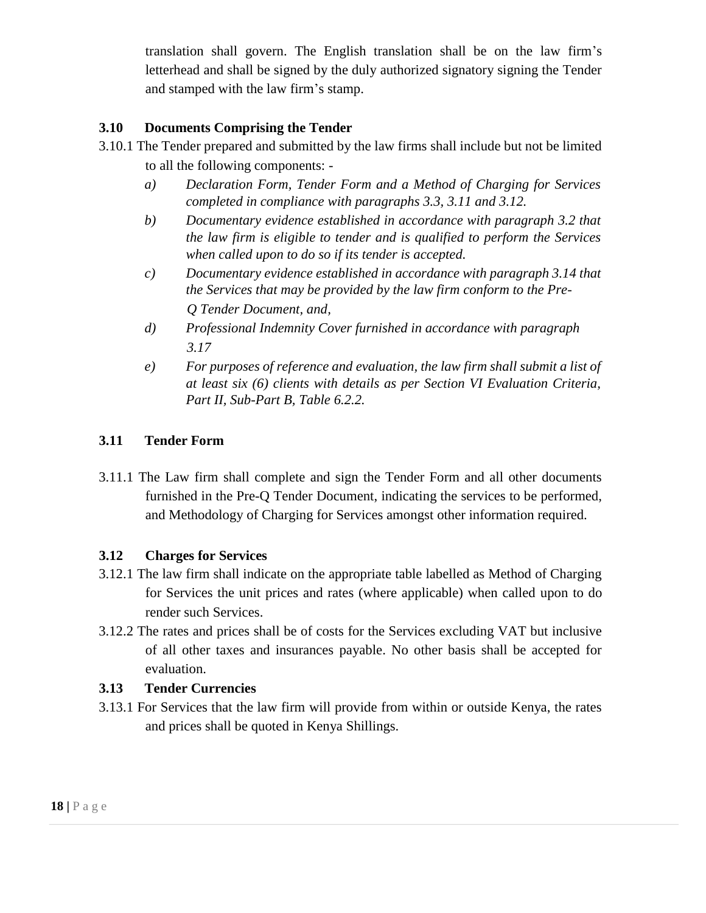translation shall govern. The English translation shall be on the law firm's letterhead and shall be signed by the duly authorized signatory signing the Tender and stamped with the law firm's stamp.

### 3.10 Documents Comprising the Tender

3.10.1 The Tender prepared and submitted by the law firms shall include but not be limited to all the following components: -

a) *Declaration Form, Tender Form and a Method of Charging for Services completed in compliance with paragraphs 3.3, 3.11 and 3.12.*

b) *Documentary evidence established in accordance with paragraph 3.2 that the law firm is eligible to tender and is qualified to perform the Services when called upon to do so if its tender is accepted.*

c) *Documentary evidence established in accordance with paragraph 3.14 that the Services that may be provided by the law firm conform to the Pre-Q Tender Document, and,*

d) *Professional Indemnity Cover furnished in accordance with paragraph 3.17*

e) *For purposes of reference and evaluation, the law firm shall submit a list of at least six (6) clients with details as per Section VI Evaluation Criteria, Part II, Sub-Part B, Table 6.2.2.*

### 3.11 Tender Form

3.11.1 The Law firm shall complete and sign the Tender Form and all other documents furnished in the Pre-Q Tender Document, indicating the services to be performed, and Methodology of Charging for Services amongst other information required.

### 3.12 Charges for Services

3.12.1 The law firm shall indicate on the appropriate table labelled as Method of Charging for Services the unit prices and rates (where applicable) when called upon to do render such Services.

3.12.2 The rates and prices shall be of costs for the Services excluding VAT but inclusive of all other taxes and insurances payable. No other basis shall be accepted for evaluation.

### 3.13 Tender Currencies

3.13.1 For Services that the law firm will provide from within or outside Kenya, the rates and prices shall be quoted in Kenya Shillings.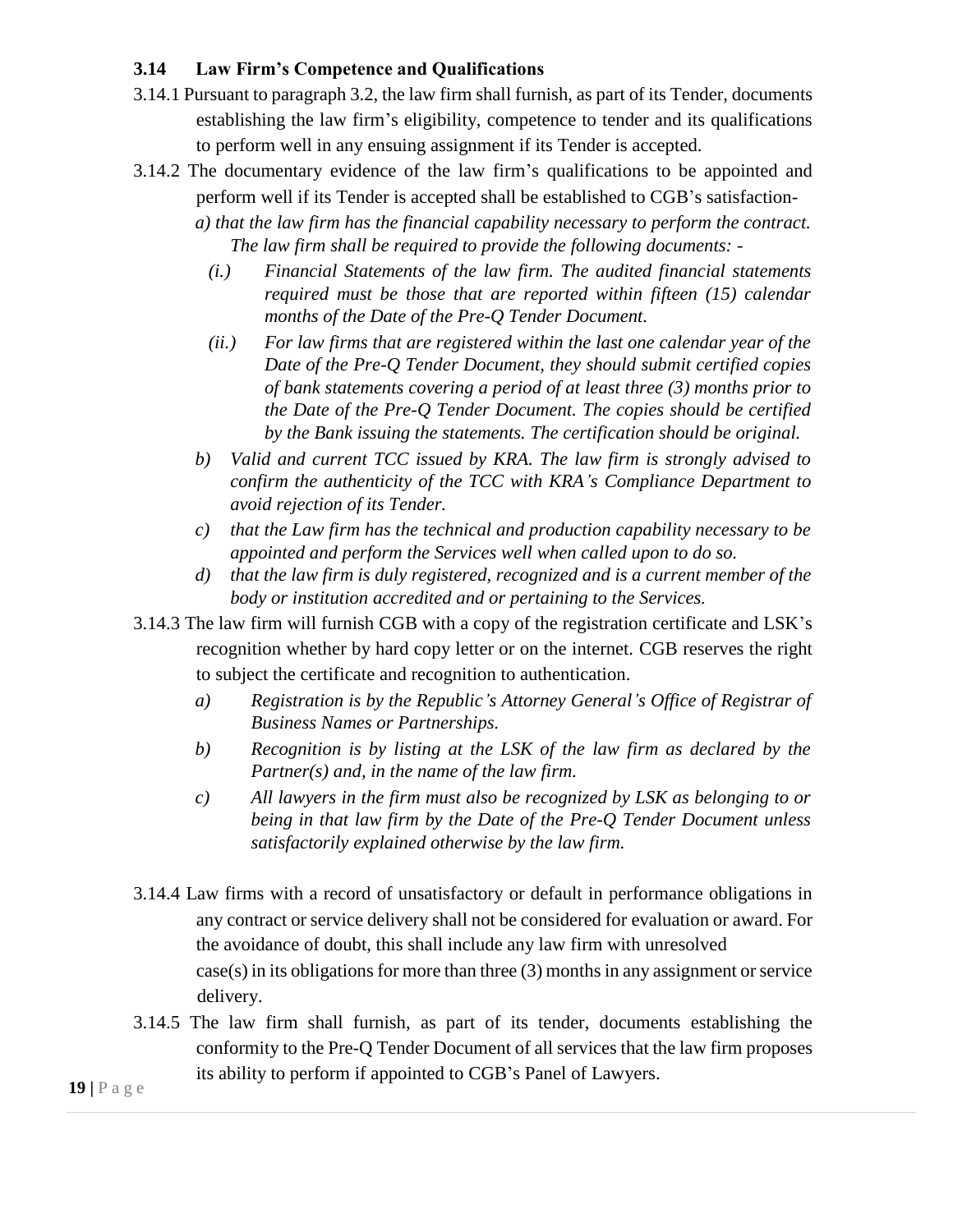### 3.14 Law Firm's Competence and Qualifications

3.14.1 Pursuant to paragraph 3.2, the law firm shall furnish, as part of its Tender, documents establishing the law firm's eligibility, competence to tender and its qualifications to perform well in any ensuing assignment if its Tender is accepted.

3.14.2 The documentary evidence of the law firm's qualifications to be appointed and perform well if its Tender is accepted shall be established to CGB's satisfaction-

*a) that the law firm has the financial capability necessary to perform the contract. The law firm shall be required to provide the following documents: -*

*(i.) Financial Statements of the law firm. The audited financial statements required must be those that are reported within fifteen (15) calendar months of the Date of the Pre-Q Tender Document.*

*(ii.) For law firms that are registered within the last one calendar year of the Date of the Pre-Q Tender Document, they should submit certified copies of bank statements covering a period of at least three (3) months prior to the Date of the Pre-Q Tender Document. The copies should be certified by the Bank issuing the statements. The certification should be original.*

*b) Valid and current TCC issued by KRA. The law firm is strongly advised to confirm the authenticity of the TCC with KRA's Compliance Department to avoid rejection of its Tender.*

*c) that the Law firm has the technical and production capability necessary to be appointed and perform the Services well when called upon to do so.*

*d) that the law firm is duly registered, recognized and is a current member of the body or institution accredited and or pertaining to the Services.*

3.14.3 The law firm will furnish CGB with a copy of the registration certificate and LSK's recognition whether by hard copy letter or on the internet. CGB reserves the right to subject the certificate and recognition to authentication.

*a) Registration is by the Republic's Attorney General's Office of Registrar of Business Names or Partnerships.*

*b) Recognition is by listing at the LSK of the law firm as declared by the Partner(s) and, in the name of the law firm.*

*c) All lawyers in the firm must also be recognized by LSK as belonging to or being in that law firm by the Date of the Pre-Q Tender Document unless satisfactorily explained otherwise by the law firm.*

3.14.4 Law firms with a record of unsatisfactory or default in performance obligations in any contract or service delivery shall not be considered for evaluation or award. For the avoidance of doubt, this shall include any law firm with unresolved case(s) in its obligations for more than three (3) months in any assignment or service delivery.

3.14.5 The law firm shall furnish, as part of its tender, documents establishing the conformity to the Pre-Q Tender Document of all services that the law firm proposes its ability to perform if appointed to CGB's Panel of Lawyers.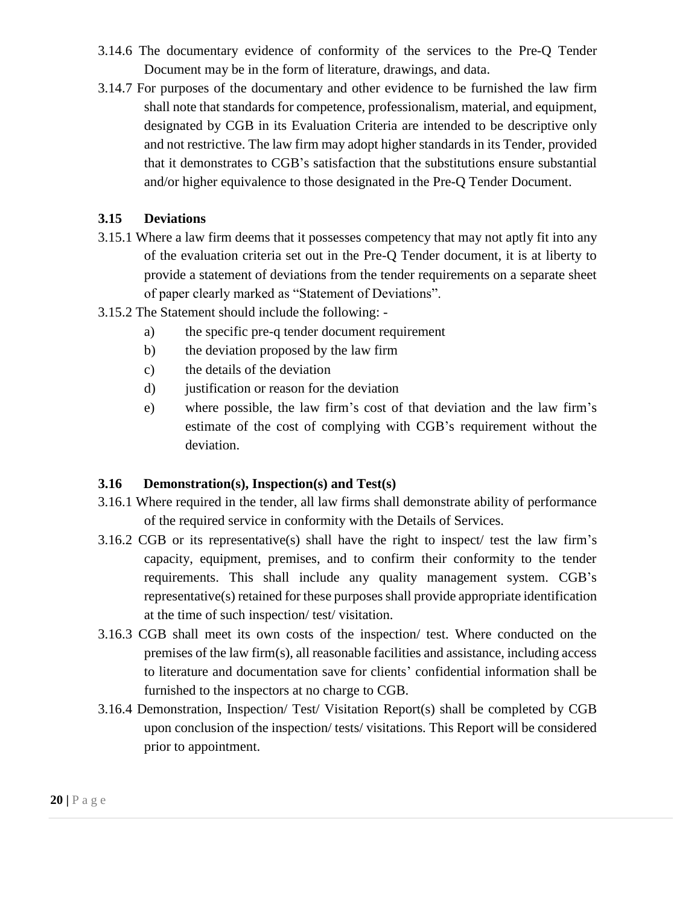3.14.6 The documentary evidence of conformity of the services to the Pre-Q Tender Document may be in the form of literature, drawings, and data.

3.14.7 For purposes of the documentary and other evidence to be furnished the law firm shall note that standards for competence, professionalism, material, and equipment, designated by CGB in its Evaluation Criteria are intended to be descriptive only and not restrictive. The law firm may adopt higher standards in its Tender, provided that it demonstrates to CGB's satisfaction that the substitutions ensure substantial and/or higher equivalence to those designated in the Pre-Q Tender Document.

### 3.15 Deviations

3.15.1 Where a law firm deems that it possesses competency that may not aptly fit into any of the evaluation criteria set out in the Pre-Q Tender document, it is at liberty to provide a statement of deviations from the tender requirements on a separate sheet of paper clearly marked as "Statement of Deviations".

3.15.2 The Statement should include the following: -

a) the specific pre-q tender document requirement

b) the deviation proposed by the law firm

c) the details of the deviation

d) justification or reason for the deviation

e) where possible, the law firm's cost of that deviation and the law firm's estimate of the cost of complying with CGB's requirement without the deviation.

### 3.16 Demonstration(s), Inspection(s) and Test(s)

3.16.1 Where required in the tender, all law firms shall demonstrate ability of performance of the required service in conformity with the Details of Services.

3.16.2 CGB or its representative(s) shall have the right to inspect/ test the law firm's capacity, equipment, premises, and to confirm their conformity to the tender requirements. This shall include any quality management system. CGB's representative(s) retained for these purposes shall provide appropriate identification at the time of such inspection/ test/ visitation.

3.16.3 CGB shall meet its own costs of the inspection/ test. Where conducted on the premises of the law firm(s), all reasonable facilities and assistance, including access to literature and documentation save for clients' confidential information shall be furnished to the inspectors at no charge to CGB.

3.16.4 Demonstration, Inspection/ Test/ Visitation Report(s) shall be completed by CGB upon conclusion of the inspection/ tests/ visitations. This Report will be considered prior to appointment.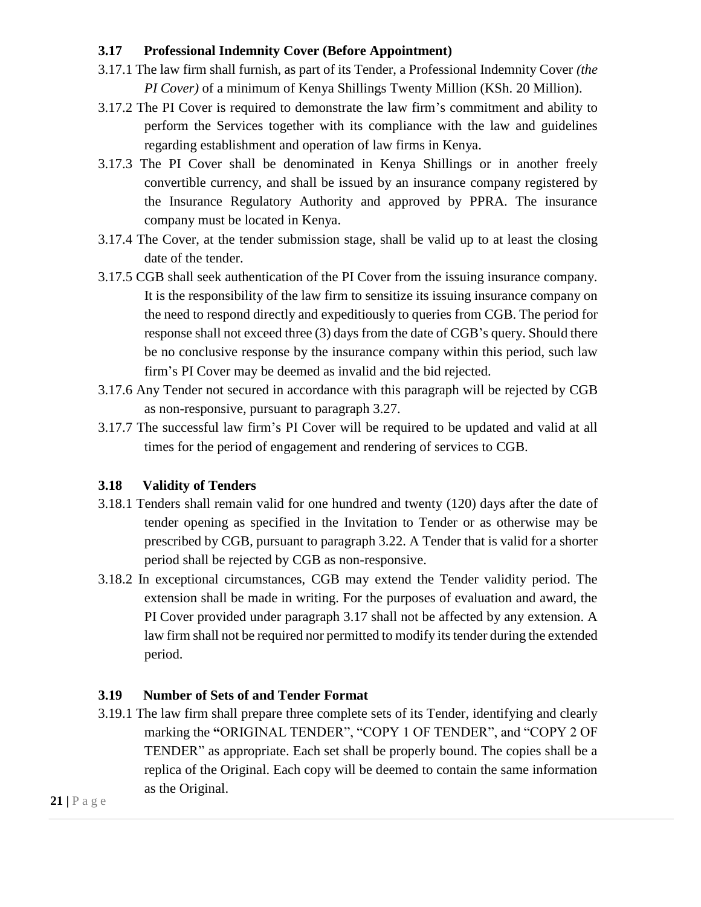### 3.17 Professional Indemnity Cover (Before Appointment)

3.17.1 The law firm shall furnish, as part of its Tender, a Professional Indemnity Cover *(the PI Cover)* of a minimum of Kenya Shillings Twenty Million (KSh. 20 Million).

3.17.2 The PI Cover is required to demonstrate the law firm's commitment and ability to perform the Services together with its compliance with the law and guidelines regarding establishment and operation of law firms in Kenya.

3.17.3 The PI Cover shall be denominated in Kenya Shillings or in another freely convertible currency, and shall be issued by an insurance company registered by the Insurance Regulatory Authority and approved by PPRA. The insurance company must be located in Kenya.

3.17.4 The Cover, at the tender submission stage, shall be valid up to at least the closing date of the tender.

3.17.5 CGB shall seek authentication of the PI Cover from the issuing insurance company. It is the responsibility of the law firm to sensitize its issuing insurance company on the need to respond directly and expeditiously to queries from CGB. The period for response shall not exceed three (3) days from the date of CGB's query. Should there be no conclusive response by the insurance company within this period, such law firm's PI Cover may be deemed as invalid and the bid rejected.

3.17.6 Any Tender not secured in accordance with this paragraph will be rejected by CGB as non-responsive, pursuant to paragraph 3.27.

3.17.7 The successful law firm's PI Cover will be required to be updated and valid at all times for the period of engagement and rendering of services to CGB.

### 3.18 Validity of Tenders

3.18.1 Tenders shall remain valid for one hundred and twenty (120) days after the date of tender opening as specified in the Invitation to Tender or as otherwise may be prescribed by CGB, pursuant to paragraph 3.22. A Tender that is valid for a shorter period shall be rejected by CGB as non-responsive.

3.18.2 In exceptional circumstances, CGB may extend the Tender validity period. The extension shall be made in writing. For the purposes of evaluation and award, the PI Cover provided under paragraph 3.17 shall not be affected by any extension. A law firm shall not be required nor permitted to modify its tender during the extended period.

### 3.19 Number of Sets of and Tender Format

3.19.1 The law firm shall prepare three complete sets of its Tender, identifying and clearly marking the **"**ORIGINAL TENDER", "COPY 1 OF TENDER", and "COPY 2 OF TENDER" as appropriate. Each set shall be properly bound. The copies shall be a replica of the Original. Each copy will be deemed to contain the same information as the Original.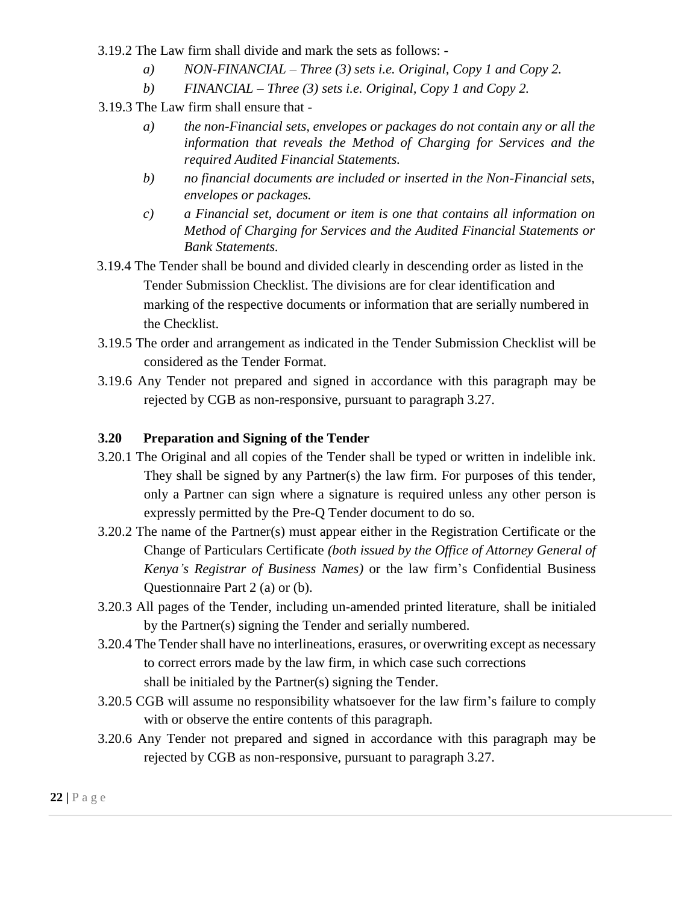3.19.2 The Law firm shall divide and mark the sets as follows: -

- *a) NON-FINANCIAL – Three (3) sets i.e. Original, Copy 1 and Copy 2.*
- *b) FINANCIAL – Three (3) sets i.e. Original, Copy 1 and Copy 2.*

3.19.3 The Law firm shall ensure that -

- *a) the non-Financial sets, envelopes or packages do not contain any or all the information that reveals the Method of Charging for Services and the required Audited Financial Statements.*
- *b) no financial documents are included or inserted in the Non-Financial sets, envelopes or packages.*
- *c) a Financial set, document or item is one that contains all information on Method of Charging for Services and the Audited Financial Statements or Bank Statements.*

3.19.4 The Tender shall be bound and divided clearly in descending order as listed in the Tender Submission Checklist. The divisions are for clear identification and marking of the respective documents or information that are serially numbered in the Checklist.

3.19.5 The order and arrangement as indicated in the Tender Submission Checklist will be considered as the Tender Format.

3.19.6 Any Tender not prepared and signed in accordance with this paragraph may be rejected by CGB as non-responsive, pursuant to paragraph 3.27.

### 3.20 Preparation and Signing of the Tender

3.20.1 The Original and all copies of the Tender shall be typed or written in indelible ink. They shall be signed by any Partner(s) the law firm. For purposes of this tender, only a Partner can sign where a signature is required unless any other person is expressly permitted by the Pre-Q Tender document to do so.

3.20.2 The name of the Partner(s) must appear either in the Registration Certificate or the Change of Particulars Certificate *(both issued by the Office of Attorney General of Kenya's Registrar of Business Names)* or the law firm's Confidential Business Questionnaire Part 2 (a) or (b).

3.20.3 All pages of the Tender, including un-amended printed literature, shall be initialed by the Partner(s) signing the Tender and serially numbered.

3.20.4 The Tender shall have no interlineations, erasures, or overwriting except as necessary to correct errors made by the law firm, in which case such corrections shall be initialed by the Partner(s) signing the Tender.

3.20.5 CGB will assume no responsibility whatsoever for the law firm's failure to comply with or observe the entire contents of this paragraph.

3.20.6 Any Tender not prepared and signed in accordance with this paragraph may be rejected by CGB as non-responsive, pursuant to paragraph 3.27.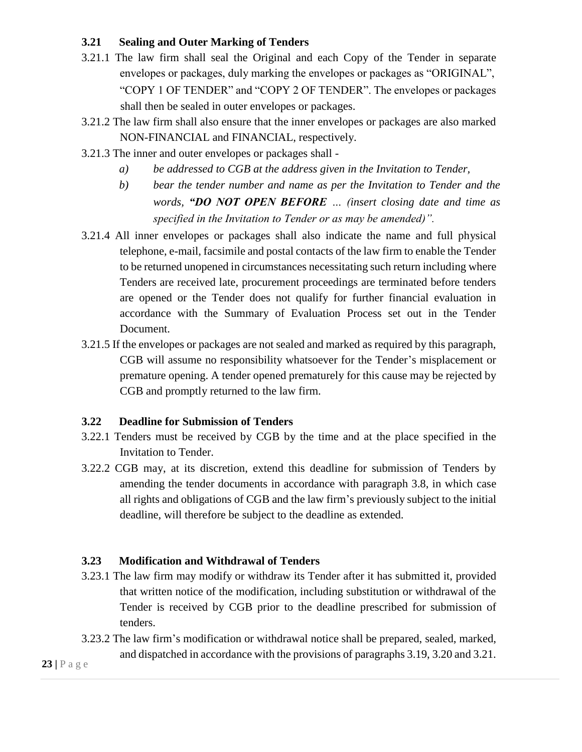### 3.21 Sealing and Outer Marking of Tenders

3.21.1 The law firm shall seal the Original and each Copy of the Tender in separate envelopes or packages, duly marking the envelopes or packages as "ORIGINAL", "COPY 1 OF TENDER" and "COPY 2 OF TENDER". The envelopes or packages shall then be sealed in outer envelopes or packages.

3.21.2 The law firm shall also ensure that the inner envelopes or packages are also marked NON-FINANCIAL and FINANCIAL, respectively.

3.21.3 The inner and outer envelopes or packages shall -

*a) be addressed to CGB at the address given in the Invitation to Tender,*

*b) bear the tender number and name as per the Invitation to Tender and the words, **"DO NOT OPEN BEFORE** ... (insert closing date and time as specified in the Invitation to Tender or as may be amended)".*

3.21.4 All inner envelopes or packages shall also indicate the name and full physical telephone, e-mail, facsimile and postal contacts of the law firm to enable the Tender to be returned unopened in circumstances necessitating such return including where Tenders are received late, procurement proceedings are terminated before tenders are opened or the Tender does not qualify for further financial evaluation in accordance with the Summary of Evaluation Process set out in the Tender Document.

3.21.5 If the envelopes or packages are not sealed and marked as required by this paragraph, CGB will assume no responsibility whatsoever for the Tender's misplacement or premature opening. A tender opened prematurely for this cause may be rejected by CGB and promptly returned to the law firm.

### 3.22 Deadline for Submission of Tenders

3.22.1 Tenders must be received by CGB by the time and at the place specified in the Invitation to Tender.

3.22.2 CGB may, at its discretion, extend this deadline for submission of Tenders by amending the tender documents in accordance with paragraph 3.8, in which case all rights and obligations of CGB and the law firm's previously subject to the initial deadline, will therefore be subject to the deadline as extended.

### 3.23 Modification and Withdrawal of Tenders

3.23.1 The law firm may modify or withdraw its Tender after it has submitted it, provided that written notice of the modification, including substitution or withdrawal of the Tender is received by CGB prior to the deadline prescribed for submission of tenders.

3.23.2 The law firm's modification or withdrawal notice shall be prepared, sealed, marked, and dispatched in accordance with the provisions of paragraphs 3.19, 3.20 and 3.21.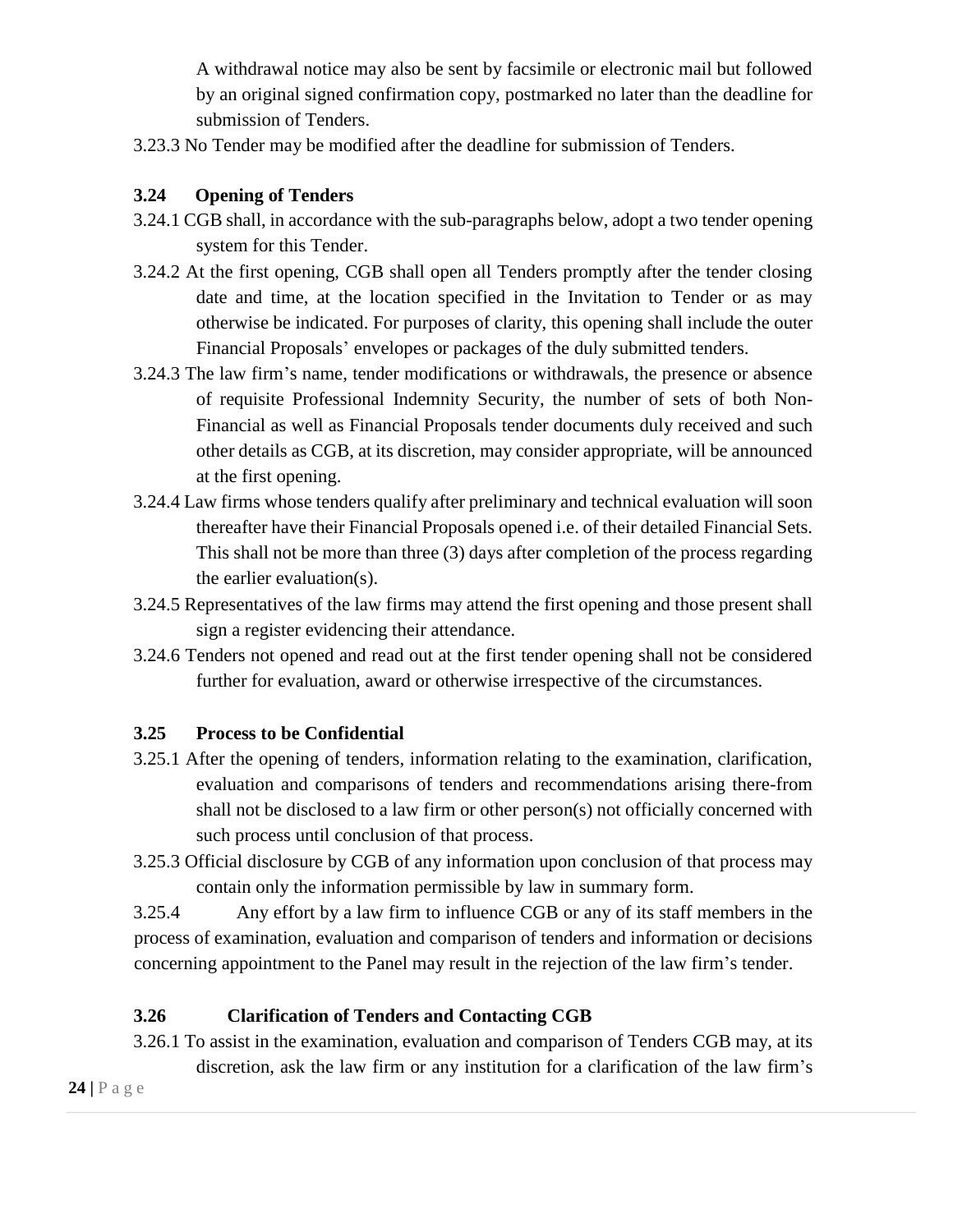A withdrawal notice may also be sent by facsimile or electronic mail but followed by an original signed confirmation copy, postmarked no later than the deadline for submission of Tenders.

3.23.3 No Tender may be modified after the deadline for submission of Tenders.

### 3.24 Opening of Tenders

3.24.1 CGB shall, in accordance with the sub-paragraphs below, adopt a two tender opening system for this Tender.

3.24.2 At the first opening, CGB shall open all Tenders promptly after the tender closing date and time, at the location specified in the Invitation to Tender or as may otherwise be indicated. For purposes of clarity, this opening shall include the outer Financial Proposals' envelopes or packages of the duly submitted tenders.

3.24.3 The law firm's name, tender modifications or withdrawals, the presence or absence of requisite Professional Indemnity Security, the number of sets of both Non-Financial as well as Financial Proposals tender documents duly received and such other details as CGB, at its discretion, may consider appropriate, will be announced at the first opening.

3.24.4 Law firms whose tenders qualify after preliminary and technical evaluation will soon thereafter have their Financial Proposals opened i.e. of their detailed Financial Sets. This shall not be more than three (3) days after completion of the process regarding the earlier evaluation(s).

3.24.5 Representatives of the law firms may attend the first opening and those present shall sign a register evidencing their attendance.

3.24.6 Tenders not opened and read out at the first tender opening shall not be considered further for evaluation, award or otherwise irrespective of the circumstances.

### 3.25 Process to be Confidential

3.25.1 After the opening of tenders, information relating to the examination, clarification, evaluation and comparisons of tenders and recommendations arising there-from shall not be disclosed to a law firm or other person(s) not officially concerned with such process until conclusion of that process.

3.25.3 Official disclosure by CGB of any information upon conclusion of that process may contain only the information permissible by law in summary form.

3.25.4 Any effort by a law firm to influence CGB or any of its staff members in the process of examination, evaluation and comparison of tenders and information or decisions concerning appointment to the Panel may result in the rejection of the law firm's tender.

### 3.26 Clarification of Tenders and Contacting CGB

3.26.1 To assist in the examination, evaluation and comparison of Tenders CGB may, at its discretion, ask the law firm or any institution for a clarification of the law firm's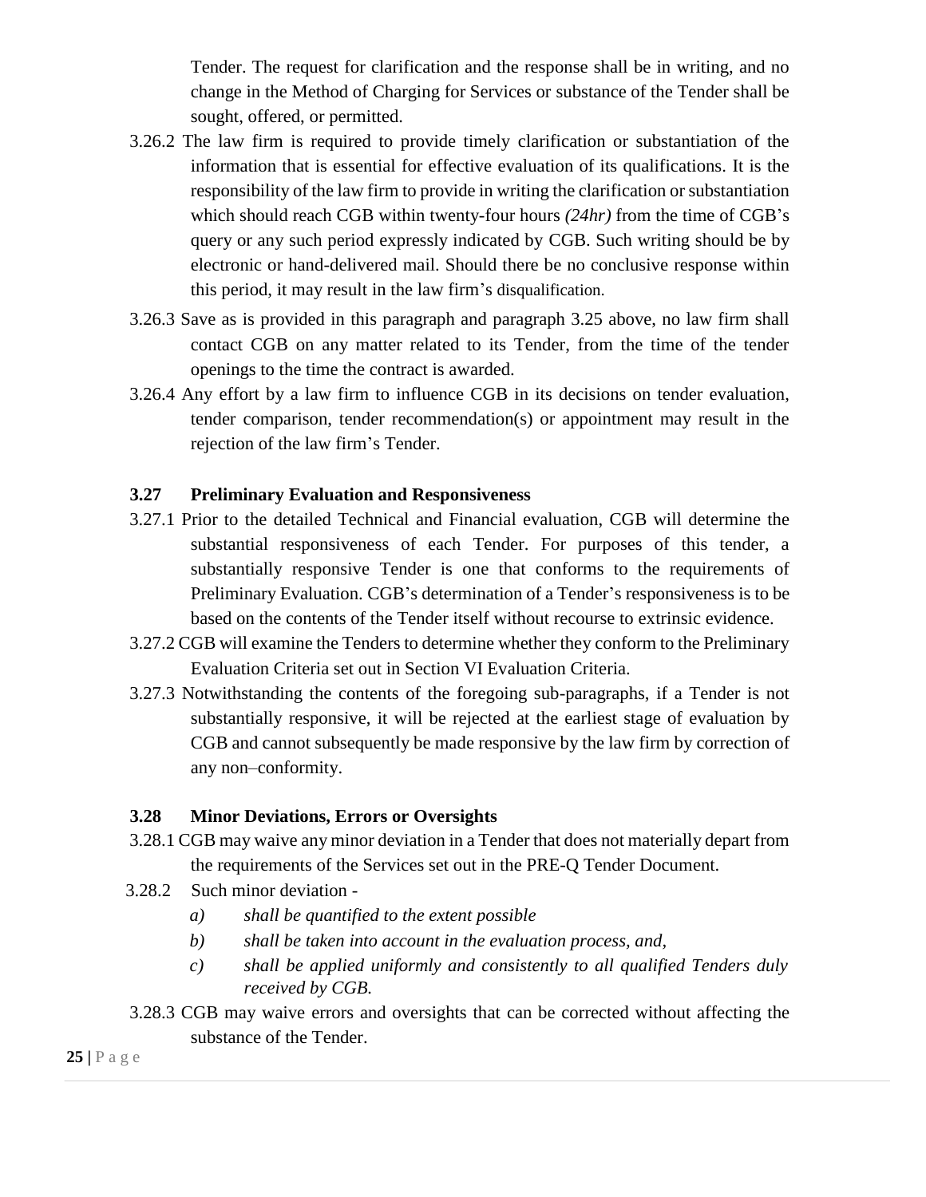Tender. The request for clarification and the response shall be in writing, and no change in the Method of Charging for Services or substance of the Tender shall be sought, offered, or permitted.

3.26.2 The law firm is required to provide timely clarification or substantiation of the information that is essential for effective evaluation of its qualifications. It is the responsibility of the law firm to provide in writing the clarification or substantiation which should reach CGB within twenty-four hours *(24hr)* from the time of CGB's query or any such period expressly indicated by CGB. Such writing should be by electronic or hand-delivered mail. Should there be no conclusive response within this period, it may result in the law firm's disqualification.

3.26.3 Save as is provided in this paragraph and paragraph 3.25 above, no law firm shall contact CGB on any matter related to its Tender, from the time of the tender openings to the time the contract is awarded.

3.26.4 Any effort by a law firm to influence CGB in its decisions on tender evaluation, tender comparison, tender recommendation(s) or appointment may result in the rejection of the law firm's Tender.

### 3.27 Preliminary Evaluation and Responsiveness

3.27.1 Prior to the detailed Technical and Financial evaluation, CGB will determine the substantial responsiveness of each Tender. For purposes of this tender, a substantially responsive Tender is one that conforms to the requirements of Preliminary Evaluation. CGB's determination of a Tender's responsiveness is to be based on the contents of the Tender itself without recourse to extrinsic evidence.

3.27.2 CGB will examine the Tenders to determine whether they conform to the Preliminary Evaluation Criteria set out in Section VI Evaluation Criteria.

3.27.3 Notwithstanding the contents of the foregoing sub-paragraphs, if a Tender is not substantially responsive, it will be rejected at the earliest stage of evaluation by CGB and cannot subsequently be made responsive by the law firm by correction of any non–conformity.

### 3.28 Minor Deviations, Errors or Oversights

3.28.1 CGB may waive any minor deviation in a Tender that does not materially depart from the requirements of the Services set out in the PRE-Q Tender Document.

3.28.2 Such minor deviation -

*a) shall be quantified to the extent possible*

*b) shall be taken into account in the evaluation process, and,*

*c) shall be applied uniformly and consistently to all qualified Tenders duly received by CGB.*

3.28.3 CGB may waive errors and oversights that can be corrected without affecting the substance of the Tender.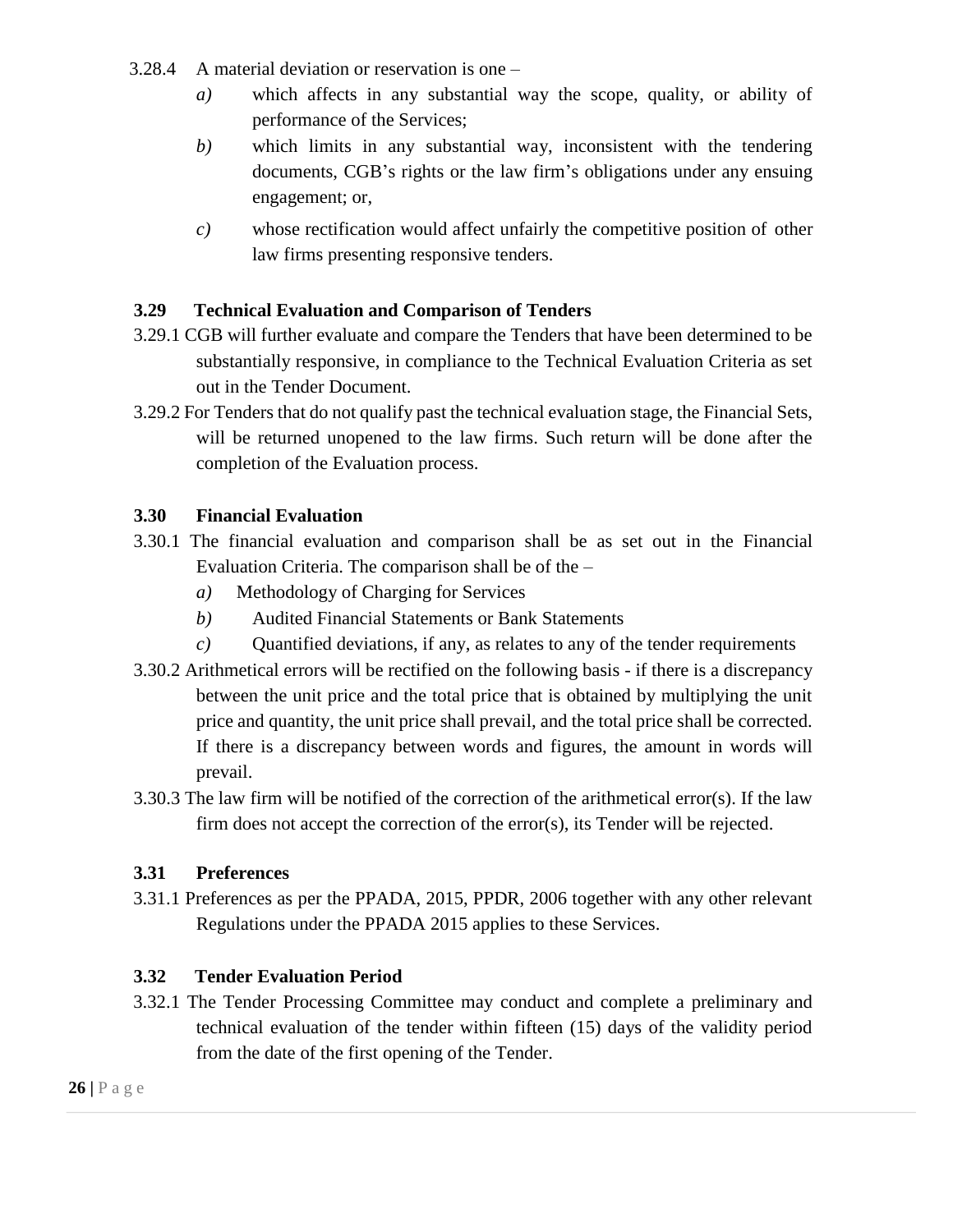3.28.4 A material deviation or reservation is one –

*a)* which affects in any substantial way the scope, quality, or ability of performance of the Services;

*b)* which limits in any substantial way, inconsistent with the tendering documents, CGB's rights or the law firm's obligations under any ensuing engagement; or,

*c)* whose rectification would affect unfairly the competitive position of other law firms presenting responsive tenders.

### 3.29 Technical Evaluation and Comparison of Tenders

3.29.1 CGB will further evaluate and compare the Tenders that have been determined to be substantially responsive, in compliance to the Technical Evaluation Criteria as set out in the Tender Document.

3.29.2 For Tenders that do not qualify past the technical evaluation stage, the Financial Sets, will be returned unopened to the law firms. Such return will be done after the completion of the Evaluation process.

### 3.30 Financial Evaluation

3.30.1 The financial evaluation and comparison shall be as set out in the Financial Evaluation Criteria. The comparison shall be of the –

*a)* Methodology of Charging for Services

*b)* Audited Financial Statements or Bank Statements

*c)* Quantified deviations, if any, as relates to any of the tender requirements

3.30.2 Arithmetical errors will be rectified on the following basis - if there is a discrepancy between the unit price and the total price that is obtained by multiplying the unit price and quantity, the unit price shall prevail, and the total price shall be corrected. If there is a discrepancy between words and figures, the amount in words will prevail.

3.30.3 The law firm will be notified of the correction of the arithmetical error(s). If the law firm does not accept the correction of the error(s), its Tender will be rejected.

### 3.31 Preferences

3.31.1 Preferences as per the PPADA, 2015, PPDR, 2006 together with any other relevant Regulations under the PPADA 2015 applies to these Services.

### 3.32 Tender Evaluation Period

3.32.1 The Tender Processing Committee may conduct and complete a preliminary and technical evaluation of the tender within fifteen (15) days of the validity period from the date of the first opening of the Tender.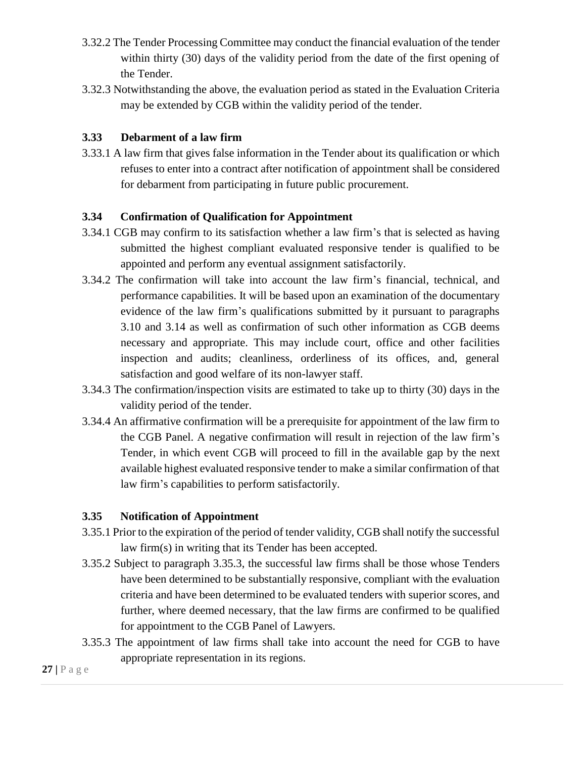3.32.2 The Tender Processing Committee may conduct the financial evaluation of the tender within thirty (30) days of the validity period from the date of the first opening of the Tender.

3.32.3 Notwithstanding the above, the evaluation period as stated in the Evaluation Criteria may be extended by CGB within the validity period of the tender.

### 3.33 Debarment of a law firm

3.33.1 A law firm that gives false information in the Tender about its qualification or which refuses to enter into a contract after notification of appointment shall be considered for debarment from participating in future public procurement.

### 3.34 Confirmation of Qualification for Appointment

3.34.1 CGB may confirm to its satisfaction whether a law firm's that is selected as having submitted the highest compliant evaluated responsive tender is qualified to be appointed and perform any eventual assignment satisfactorily.

3.34.2 The confirmation will take into account the law firm's financial, technical, and performance capabilities. It will be based upon an examination of the documentary evidence of the law firm's qualifications submitted by it pursuant to paragraphs 3.10 and 3.14 as well as confirmation of such other information as CGB deems necessary and appropriate. This may include court, office and other facilities inspection and audits; cleanliness, orderliness of its offices, and, general satisfaction and good welfare of its non-lawyer staff.

3.34.3 The confirmation/inspection visits are estimated to take up to thirty (30) days in the validity period of the tender.

3.34.4 An affirmative confirmation will be a prerequisite for appointment of the law firm to the CGB Panel. A negative confirmation will result in rejection of the law firm's Tender, in which event CGB will proceed to fill in the available gap by the next available highest evaluated responsive tender to make a similar confirmation of that law firm's capabilities to perform satisfactorily.

### 3.35 Notification of Appointment

3.35.1 Prior to the expiration of the period of tender validity, CGB shall notify the successful law firm(s) in writing that its Tender has been accepted.

3.35.2 Subject to paragraph 3.35.3, the successful law firms shall be those whose Tenders have been determined to be substantially responsive, compliant with the evaluation criteria and have been determined to be evaluated tenders with superior scores, and further, where deemed necessary, that the law firms are confirmed to be qualified for appointment to the CGB Panel of Lawyers.

3.35.3 The appointment of law firms shall take into account the need for CGB to have appropriate representation in its regions.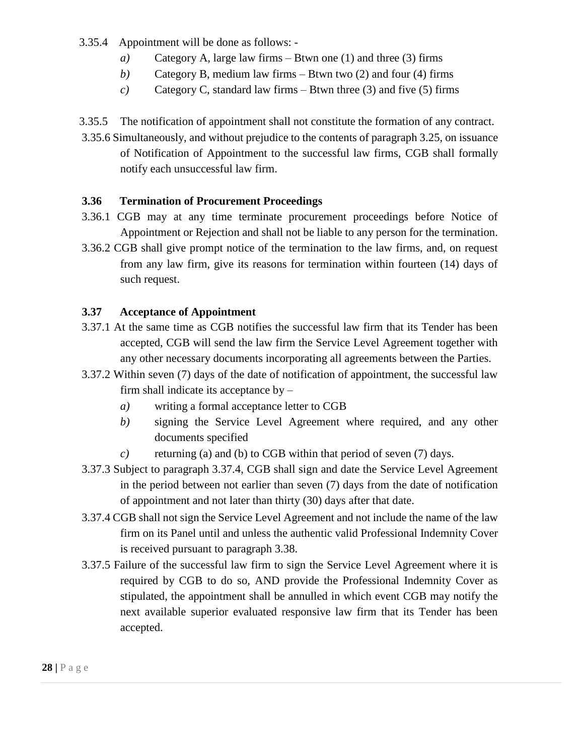3.35.4 Appointment will be done as follows: -

*a)* Category A, large law firms – Btwn one (1) and three (3) firms

*b)* Category B, medium law firms – Btwn two (2) and four (4) firms

*c)* Category C, standard law firms – Btwn three (3) and five (5) firms

3.35.5 The notification of appointment shall not constitute the formation of any contract.

3.35.6 Simultaneously, and without prejudice to the contents of paragraph 3.25, on issuance of Notification of Appointment to the successful law firms, CGB shall formally notify each unsuccessful law firm.

### 3.36 Termination of Procurement Proceedings

3.36.1 CGB may at any time terminate procurement proceedings before Notice of Appointment or Rejection and shall not be liable to any person for the termination.

3.36.2 CGB shall give prompt notice of the termination to the law firms, and, on request from any law firm, give its reasons for termination within fourteen (14) days of such request.

### 3.37 Acceptance of Appointment

3.37.1 At the same time as CGB notifies the successful law firm that its Tender has been accepted, CGB will send the law firm the Service Level Agreement together with any other necessary documents incorporating all agreements between the Parties.

3.37.2 Within seven (7) days of the date of notification of appointment, the successful law firm shall indicate its acceptance by –

*a)* writing a formal acceptance letter to CGB

*b)* signing the Service Level Agreement where required, and any other documents specified

*c)* returning (a) and (b) to CGB within that period of seven (7) days.

3.37.3 Subject to paragraph 3.37.4, CGB shall sign and date the Service Level Agreement in the period between not earlier than seven (7) days from the date of notification of appointment and not later than thirty (30) days after that date.

3.37.4 CGB shall not sign the Service Level Agreement and not include the name of the law firm on its Panel until and unless the authentic valid Professional Indemnity Cover is received pursuant to paragraph 3.38.

3.37.5 Failure of the successful law firm to sign the Service Level Agreement where it is required by CGB to do so, AND provide the Professional Indemnity Cover as stipulated, the appointment shall be annulled in which event CGB may notify the next available superior evaluated responsive law firm that its Tender has been accepted.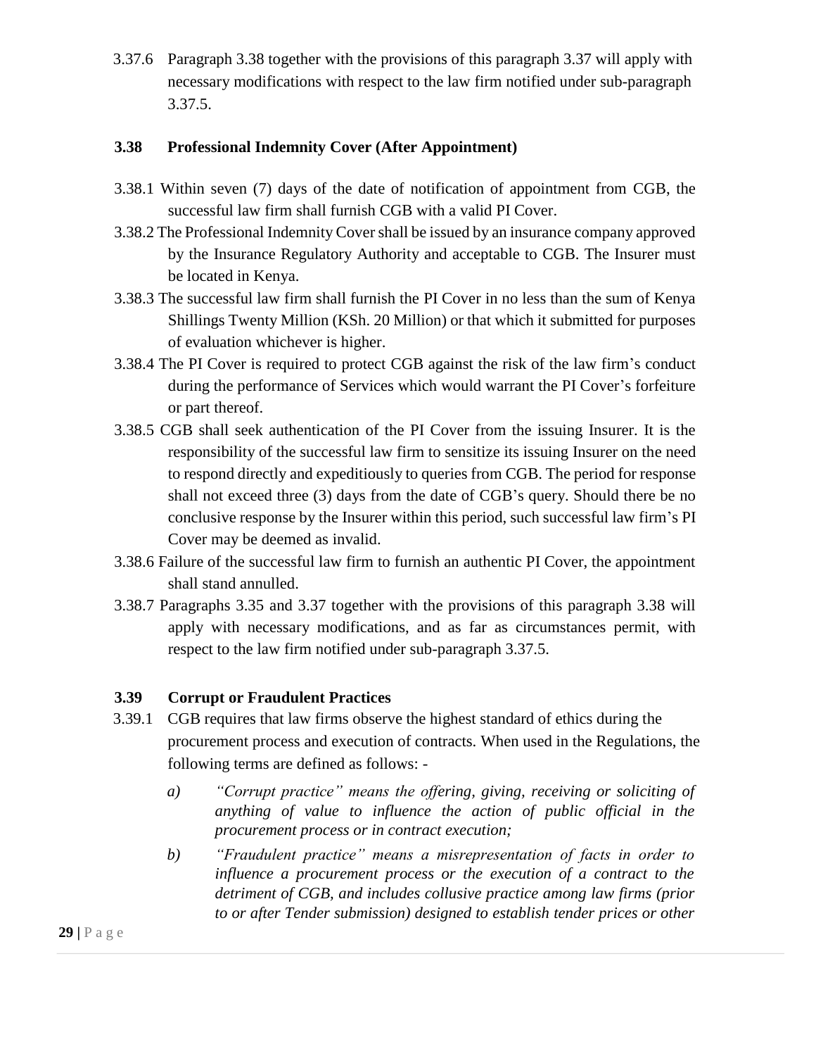3.37.6 Paragraph 3.38 together with the provisions of this paragraph 3.37 will apply with necessary modifications with respect to the law firm notified under sub-paragraph 3.37.5.

### 3.38 Professional Indemnity Cover (After Appointment)

3.38.1 Within seven (7) days of the date of notification of appointment from CGB, the successful law firm shall furnish CGB with a valid PI Cover.

3.38.2 The Professional Indemnity Cover shall be issued by an insurance company approved by the Insurance Regulatory Authority and acceptable to CGB. The Insurer must be located in Kenya.

3.38.3 The successful law firm shall furnish the PI Cover in no less than the sum of Kenya Shillings Twenty Million (KSh. 20 Million) or that which it submitted for purposes of evaluation whichever is higher.

3.38.4 The PI Cover is required to protect CGB against the risk of the law firm's conduct during the performance of Services which would warrant the PI Cover's forfeiture or part thereof.

3.38.5 CGB shall seek authentication of the PI Cover from the issuing Insurer. It is the responsibility of the successful law firm to sensitize its issuing Insurer on the need to respond directly and expeditiously to queries from CGB. The period for response shall not exceed three (3) days from the date of CGB's query. Should there be no conclusive response by the Insurer within this period, such successful law firm's PI Cover may be deemed as invalid.

3.38.6 Failure of the successful law firm to furnish an authentic PI Cover, the appointment shall stand annulled.

3.38.7 Paragraphs 3.35 and 3.37 together with the provisions of this paragraph 3.38 will apply with necessary modifications, and as far as circumstances permit, with respect to the law firm notified under sub-paragraph 3.37.5.

### 3.39 Corrupt or Fraudulent Practices

3.39.1 CGB requires that law firms observe the highest standard of ethics during the procurement process and execution of contracts. When used in the Regulations, the following terms are defined as follows: -

a) *"Corrupt practice" means the offering, giving, receiving or soliciting of anything of value to influence the action of public official in the procurement process or in contract execution;*

b) *"Fraudulent practice" means a misrepresentation of facts in order to influence a procurement process or the execution of a contract to the detriment of CGB, and includes collusive practice among law firms (prior to or after Tender submission) designed to establish tender prices or other*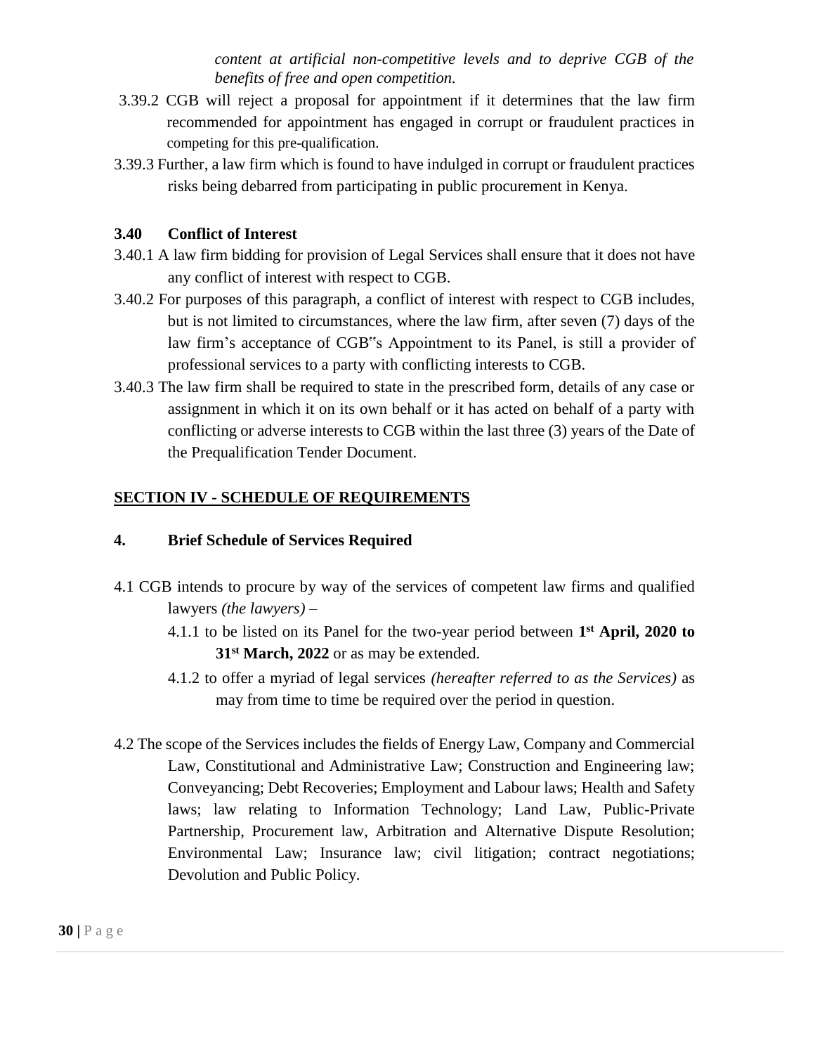*content at artificial non-competitive levels and to deprive CGB of the benefits of free and open competition.*

3.39.2 CGB will reject a proposal for appointment if it determines that the law firm recommended for appointment has engaged in corrupt or fraudulent practices in competing for this pre-qualification.

3.39.3 Further, a law firm which is found to have indulged in corrupt or fraudulent practices risks being debarred from participating in public procurement in Kenya.

**3.40 Conflict of Interest**

3.40.1 A law firm bidding for provision of Legal Services shall ensure that it does not have any conflict of interest with respect to CGB.

3.40.2 For purposes of this paragraph, a conflict of interest with respect to CGB includes, but is not limited to circumstances, where the law firm, after seven (7) days of the law firm's acceptance of CGB"s Appointment to its Panel, is still a provider of professional services to a party with conflicting interests to CGB.

3.40.3 The law firm shall be required to state in the prescribed form, details of any case or assignment in which it on its own behalf or it has acted on behalf of a party with conflicting or adverse interests to CGB within the last three (3) years of the Date of the Prequalification Tender Document.

## SECTION IV - SCHEDULE OF REQUIREMENTS

**4. Brief Schedule of Services Required**

4.1 CGB intends to procure by way of the services of competent law firms and qualified lawyers *(the lawyers)* –

4.1.1 to be listed on its Panel for the two-year period between **1st April, 2020 to 31st March, 2022** or as may be extended.

4.1.2 to offer a myriad of legal services *(hereafter referred to as the Services)* as may from time to time be required over the period in question.

4.2 The scope of the Services includes the fields of Energy Law, Company and Commercial Law, Constitutional and Administrative Law; Construction and Engineering law; Conveyancing; Debt Recoveries; Employment and Labour laws; Health and Safety laws; law relating to Information Technology; Land Law, Public-Private Partnership, Procurement law, Arbitration and Alternative Dispute Resolution; Environmental Law; Insurance law; civil litigation; contract negotiations; Devolution and Public Policy.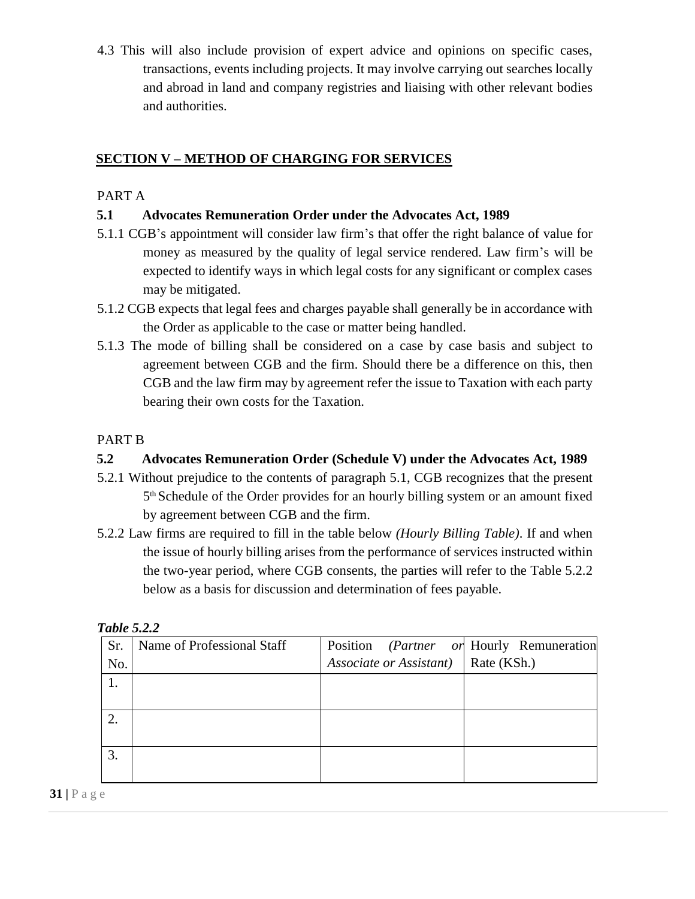4.3 This will also include provision of expert advice and opinions on specific cases, transactions, events including projects. It may involve carrying out searches locally and abroad in land and company registries and liaising with other relevant bodies and authorities.

## SECTION V – METHOD OF CHARGING FOR SERVICES

PART A

### 5.1 Advocates Remuneration Order under the Advocates Act, 1989

5.1.1 CGB's appointment will consider law firm's that offer the right balance of value for money as measured by the quality of legal service rendered. Law firm's will be expected to identify ways in which legal costs for any significant or complex cases may be mitigated.

5.1.2 CGB expects that legal fees and charges payable shall generally be in accordance with the Order as applicable to the case or matter being handled.

5.1.3 The mode of billing shall be considered on a case by case basis and subject to agreement between CGB and the firm. Should there be a difference on this, then CGB and the law firm may by agreement refer the issue to Taxation with each party bearing their own costs for the Taxation.

PART B

### 5.2 Advocates Remuneration Order (Schedule V) under the Advocates Act, 1989

5.2.1 Without prejudice to the contents of paragraph 5.1, CGB recognizes that the present 5th Schedule of the Order provides for an hourly billing system or an amount fixed by agreement between CGB and the firm.

5.2.2 Law firms are required to fill in the table below *(Hourly Billing Table)*. If and when the issue of hourly billing arises from the performance of services instructed within the two-year period, where CGB consents, the parties will refer to the Table 5.2.2 below as a basis for discussion and determination of fees payable.

***Table 5.2.2***

| Sr. No. | Name of Professional Staff | Position *(Partner or Associate or Assistant)* | Hourly Remuneration Rate (KSh.) |
|---|---|---|---|
| 1. | | | |
| 2. | | | |
| 3. | | | |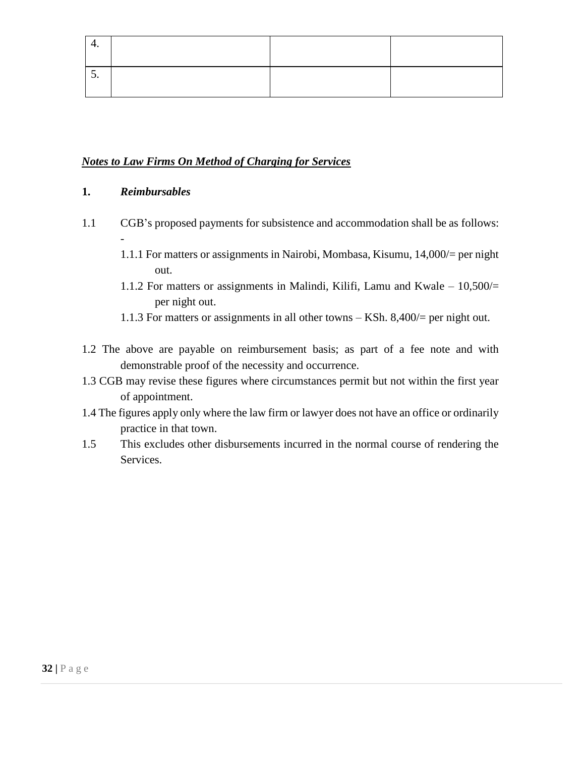| 4. | | | |
|---|---|---|---|
| 5. | | | |

***Notes to Law Firms On Method of Charging for Services***

**1. *Reimbursables***

1.1 CGB's proposed payments for subsistence and accommodation shall be as follows: -

1.1.1 For matters or assignments in Nairobi, Mombasa, Kisumu, 14,000/= per night out.

1.1.2 For matters or assignments in Malindi, Kilifi, Lamu and Kwale – 10,500/= per night out.

1.1.3 For matters or assignments in all other towns – KSh. 8,400/= per night out.

1.2 The above are payable on reimbursement basis; as part of a fee note and with demonstrable proof of the necessity and occurrence.

1.3 CGB may revise these figures where circumstances permit but not within the first year of appointment.

1.4 The figures apply only where the law firm or lawyer does not have an office or ordinarily practice in that town.

1.5 This excludes other disbursements incurred in the normal course of rendering the Services.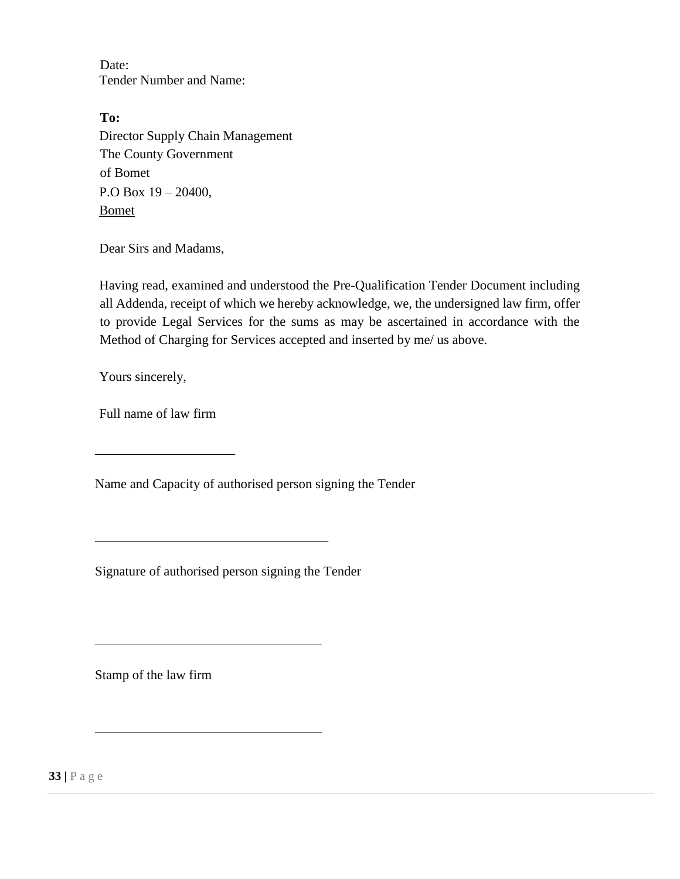Date:
Tender Number and Name:

**To:**
Director Supply Chain Management
The County Government
of Bomet
P.O Box 19 – 20400,
Bomet

Dear Sirs and Madams,

Having read, examined and understood the Pre-Qualification Tender Document including all Addenda, receipt of which we hereby acknowledge, we, the undersigned law firm, offer to provide Legal Services for the sums as may be ascertained in accordance with the Method of Charging for Services accepted and inserted by me/ us above.

Yours sincerely,

Full name of law firm

_____________________

Name and Capacity of authorised person signing the Tender

___________________________________

Signature of authorised person signing the Tender

___________________________________

Stamp of the law firm

___________________________________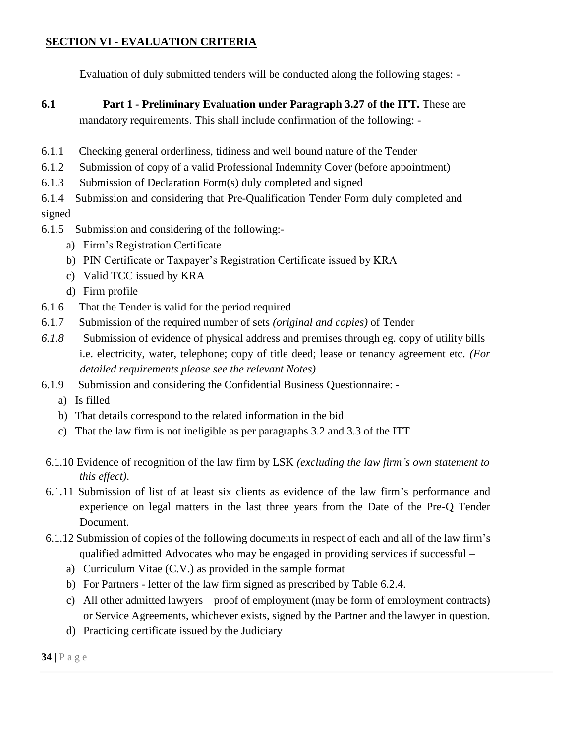## SECTION VI - EVALUATION CRITERIA

Evaluation of duly submitted tenders will be conducted along the following stages: -

**6.1 Part 1 - Preliminary Evaluation under Paragraph 3.27 of the ITT.** These are mandatory requirements. This shall include confirmation of the following: -

6.1.1 Checking general orderliness, tidiness and well bound nature of the Tender

6.1.2 Submission of copy of a valid Professional Indemnity Cover (before appointment)

6.1.3 Submission of Declaration Form(s) duly completed and signed

6.1.4 Submission and considering that Pre-Qualification Tender Form duly completed and signed

6.1.5 Submission and considering of the following:-

a) Firm's Registration Certificate
b) PIN Certificate or Taxpayer's Registration Certificate issued by KRA
c) Valid TCC issued by KRA
d) Firm profile

6.1.6 That the Tender is valid for the period required

6.1.7 Submission of the required number of sets *(original and copies)* of Tender

*6.1.8* Submission of evidence of physical address and premises through eg. copy of utility bills i.e. electricity, water, telephone; copy of title deed; lease or tenancy agreement etc. *(For detailed requirements please see the relevant Notes)*

6.1.9 Submission and considering the Confidential Business Questionnaire: -

a) Is filled
b) That details correspond to the related information in the bid
c) That the law firm is not ineligible as per paragraphs 3.2 and 3.3 of the ITT

6.1.10 Evidence of recognition of the law firm by LSK *(excluding the law firm's own statement to this effect).*

6.1.11 Submission of list of at least six clients as evidence of the law firm's performance and experience on legal matters in the last three years from the Date of the Pre-Q Tender Document.

6.1.12 Submission of copies of the following documents in respect of each and all of the law firm's qualified admitted Advocates who may be engaged in providing services if successful –

a) Curriculum Vitae (C.V.) as provided in the sample format
b) For Partners - letter of the law firm signed as prescribed by Table 6.2.4.
c) All other admitted lawyers – proof of employment (may be form of employment contracts) or Service Agreements, whichever exists, signed by the Partner and the lawyer in question.
d) Practicing certificate issued by the Judiciary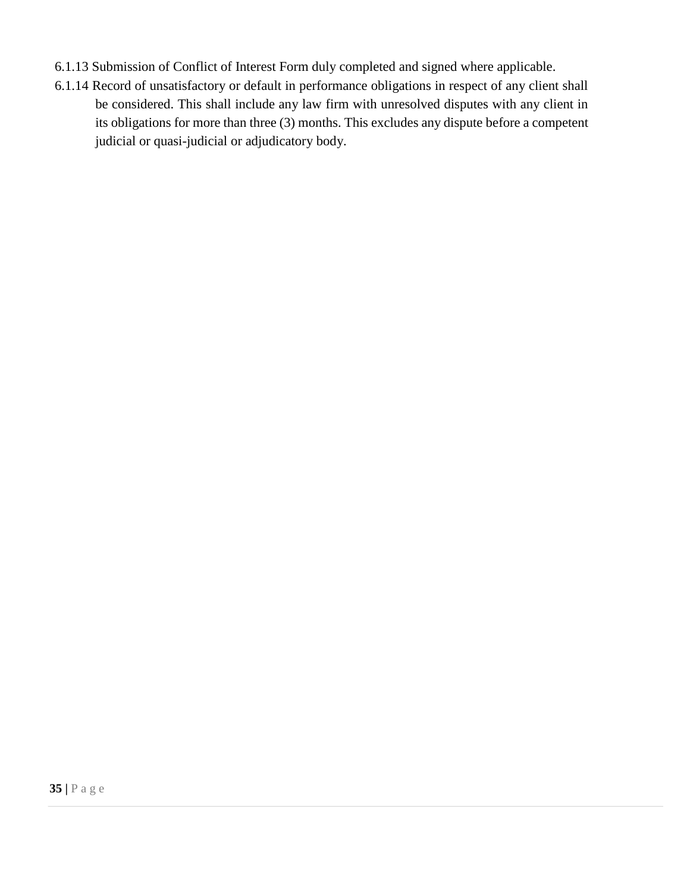6.1.13 Submission of Conflict of Interest Form duly completed and signed where applicable.

6.1.14 Record of unsatisfactory or default in performance obligations in respect of any client shall be considered. This shall include any law firm with unresolved disputes with any client in its obligations for more than three (3) months. This excludes any dispute before a competent judicial or quasi-judicial or adjudicatory body.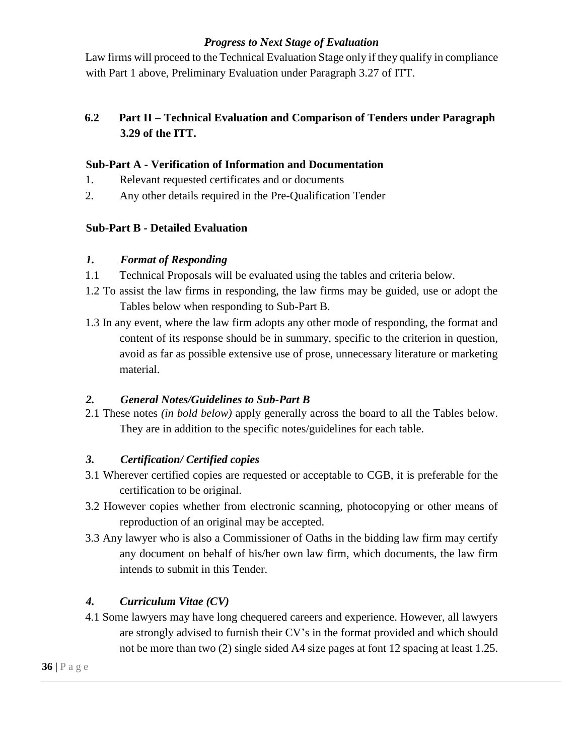*Progress to Next Stage of Evaluation*

Law firms will proceed to the Technical Evaluation Stage only if they qualify in compliance with Part 1 above, Preliminary Evaluation under Paragraph 3.27 of ITT.

## 6.2 Part II – Technical Evaluation and Comparison of Tenders under Paragraph 3.29 of the ITT.

### Sub-Part A - Verification of Information and Documentation

1. Relevant requested certificates and or documents
2. Any other details required in the Pre-Qualification Tender

### Sub-Part B - Detailed Evaluation

#### *1. Format of Responding*

1.1 Technical Proposals will be evaluated using the tables and criteria below.

1.2 To assist the law firms in responding, the law firms may be guided, use or adopt the Tables below when responding to Sub-Part B.

1.3 In any event, where the law firm adopts any other mode of responding, the format and content of its response should be in summary, specific to the criterion in question, avoid as far as possible extensive use of prose, unnecessary literature or marketing material.

#### *2. General Notes/Guidelines to Sub-Part B*

2.1 These notes *(in bold below)* apply generally across the board to all the Tables below. They are in addition to the specific notes/guidelines for each table.

#### *3. Certification/ Certified copies*

3.1 Wherever certified copies are requested or acceptable to CGB, it is preferable for the certification to be original.

3.2 However copies whether from electronic scanning, photocopying or other means of reproduction of an original may be accepted.

3.3 Any lawyer who is also a Commissioner of Oaths in the bidding law firm may certify any document on behalf of his/her own law firm, which documents, the law firm intends to submit in this Tender.

#### *4. Curriculum Vitae (CV)*

4.1 Some lawyers may have long chequered careers and experience. However, all lawyers are strongly advised to furnish their CV's in the format provided and which should not be more than two (2) single sided A4 size pages at font 12 spacing at least 1.25.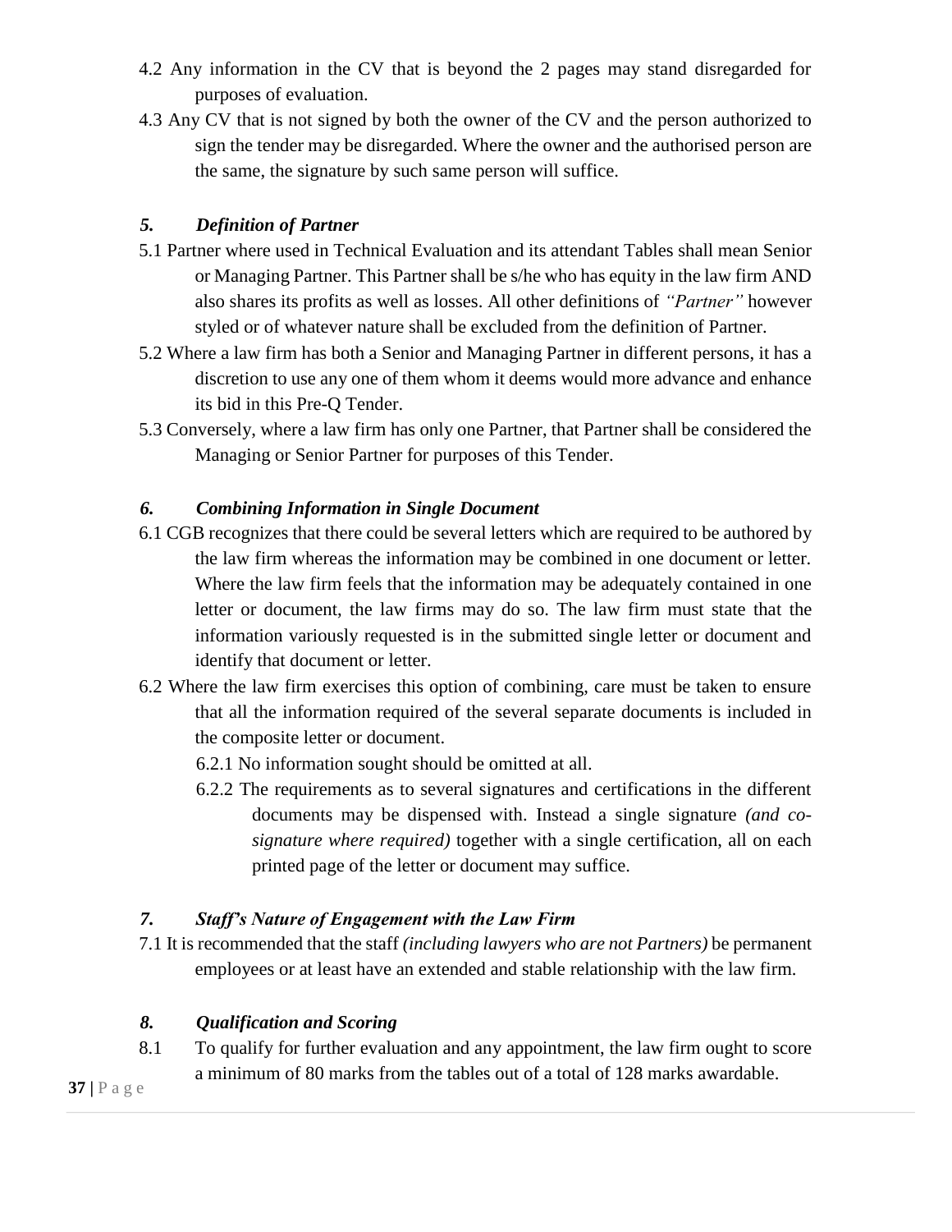4.2 Any information in the CV that is beyond the 2 pages may stand disregarded for purposes of evaluation.

4.3 Any CV that is not signed by both the owner of the CV and the person authorized to sign the tender may be disregarded. Where the owner and the authorised person are the same, the signature by such same person will suffice.

### *5. Definition of Partner*

5.1 Partner where used in Technical Evaluation and its attendant Tables shall mean Senior or Managing Partner. This Partner shall be s/he who has equity in the law firm AND also shares its profits as well as losses. All other definitions of *"Partner"* however styled or of whatever nature shall be excluded from the definition of Partner.

5.2 Where a law firm has both a Senior and Managing Partner in different persons, it has a discretion to use any one of them whom it deems would more advance and enhance its bid in this Pre-Q Tender.

5.3 Conversely, where a law firm has only one Partner, that Partner shall be considered the Managing or Senior Partner for purposes of this Tender.

### *6. Combining Information in Single Document*

6.1 CGB recognizes that there could be several letters which are required to be authored by the law firm whereas the information may be combined in one document or letter. Where the law firm feels that the information may be adequately contained in one letter or document, the law firms may do so. The law firm must state that the information variously requested is in the submitted single letter or document and identify that document or letter.

6.2 Where the law firm exercises this option of combining, care must be taken to ensure that all the information required of the several separate documents is included in the composite letter or document.

6.2.1 No information sought should be omitted at all.

6.2.2 The requirements as to several signatures and certifications in the different documents may be dispensed with. Instead a single signature *(and co-signature where required)* together with a single certification, all on each printed page of the letter or document may suffice.

### *7. Staff's Nature of Engagement with the Law Firm*

7.1 It is recommended that the staff *(including lawyers who are not Partners)* be permanent employees or at least have an extended and stable relationship with the law firm.

### *8. Qualification and Scoring*

8.1 To qualify for further evaluation and any appointment, the law firm ought to score a minimum of 80 marks from the tables out of a total of 128 marks awardable.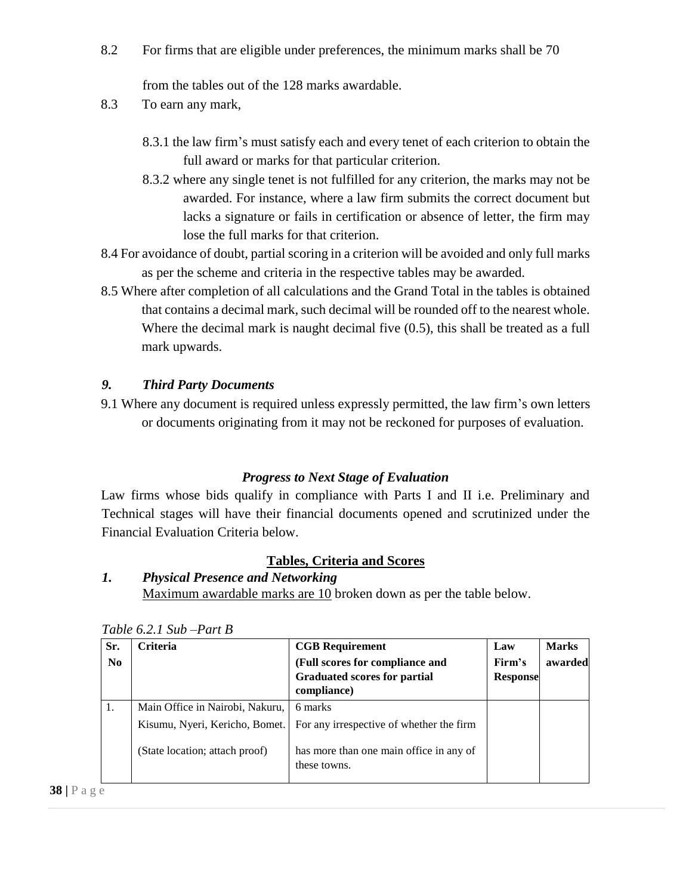8.2 For firms that are eligible under preferences, the minimum marks shall be 70 from the tables out of the 128 marks awardable.

8.3 To earn any mark,

8.3.1 the law firm's must satisfy each and every tenet of each criterion to obtain the full award or marks for that particular criterion.

8.3.2 where any single tenet is not fulfilled for any criterion, the marks may not be awarded. For instance, where a law firm submits the correct document but lacks a signature or fails in certification or absence of letter, the firm may lose the full marks for that criterion.

8.4 For avoidance of doubt, partial scoring in a criterion will be avoided and only full marks as per the scheme and criteria in the respective tables may be awarded.

8.5 Where after completion of all calculations and the Grand Total in the tables is obtained that contains a decimal mark, such decimal will be rounded off to the nearest whole. Where the decimal mark is naught decimal five (0.5), this shall be treated as a full mark upwards.

### *9. Third Party Documents*

9.1 Where any document is required unless expressly permitted, the law firm's own letters or documents originating from it may not be reckoned for purposes of evaluation.

### *Progress to Next Stage of Evaluation*

Law firms whose bids qualify in compliance with Parts I and II i.e. Preliminary and Technical stages will have their financial documents opened and scrutinized under the Financial Evaluation Criteria below.

## Tables, Criteria and Scores

### *1. Physical Presence and Networking*

Maximum awardable marks are 10 broken down as per the table below.

*Table 6.2.1 Sub –Part B*

| Sr. No | Criteria | CGB Requirement (Full scores for compliance and Graduated scores for partial compliance) | Law Firm's Response | Marks awarded |
|---|---|---|---|---|
| 1. | Main Office in Nairobi, Nakuru, Kisumu, Nyeri, Kericho, Bomet. (State location; attach proof) | 6 marks For any irrespective of whether the firm has more than one main office in any of these towns. | | |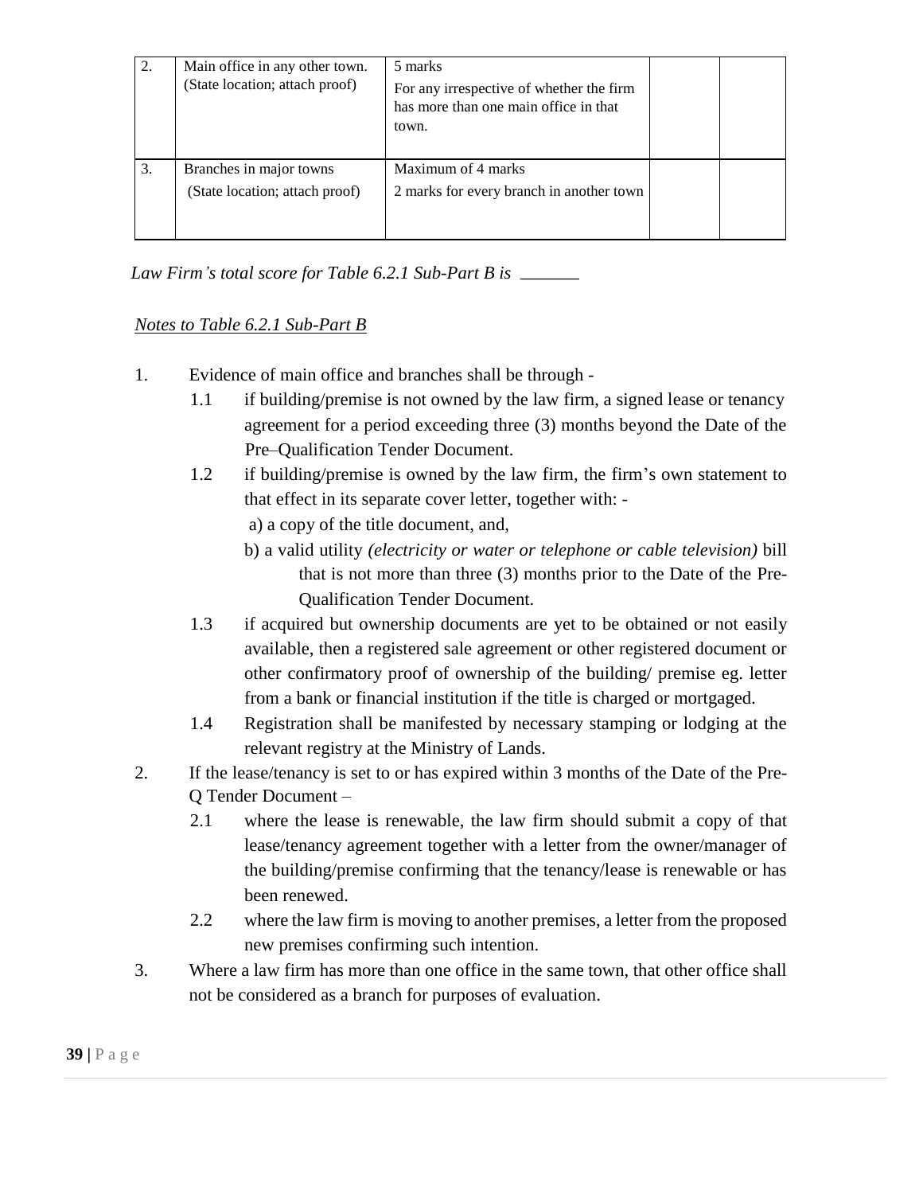| 2. | Main office in any other town. (State location; attach proof) | 5 marks<br>For any irrespective of whether the firm has more than one main office in that town. | | |
|---|---|---|---|---|
| 3. | Branches in major towns (State location; attach proof) | Maximum of 4 marks<br>2 marks for every branch in another town | | |

*Law Firm's total score for Table 6.2.1 Sub-Part B is* _______

*Notes to Table 6.2.1 Sub-Part B*

1. Evidence of main office and branches shall be through -
   - 1.1 if building/premise is not owned by the law firm, a signed lease or tenancy agreement for a period exceeding three (3) months beyond the Date of the Pre–Qualification Tender Document.
   - 1.2 if building/premise is owned by the law firm, the firm's own statement to that effect in its separate cover letter, together with: -
     - a) a copy of the title document, and,
     - b) a valid utility *(electricity or water or telephone or cable television)* bill that is not more than three (3) months prior to the Date of the Pre-Qualification Tender Document.
   - 1.3 if acquired but ownership documents are yet to be obtained or not easily available, then a registered sale agreement or other registered document or other confirmatory proof of ownership of the building/ premise eg. letter from a bank or financial institution if the title is charged or mortgaged.
   - 1.4 Registration shall be manifested by necessary stamping or lodging at the relevant registry at the Ministry of Lands.
2. If the lease/tenancy is set to or has expired within 3 months of the Date of the Pre-Q Tender Document –
   - 2.1 where the lease is renewable, the law firm should submit a copy of that lease/tenancy agreement together with a letter from the owner/manager of the building/premise confirming that the tenancy/lease is renewable or has been renewed.
   - 2.2 where the law firm is moving to another premises, a letter from the proposed new premises confirming such intention.
3. Where a law firm has more than one office in the same town, that other office shall not be considered as a branch for purposes of evaluation.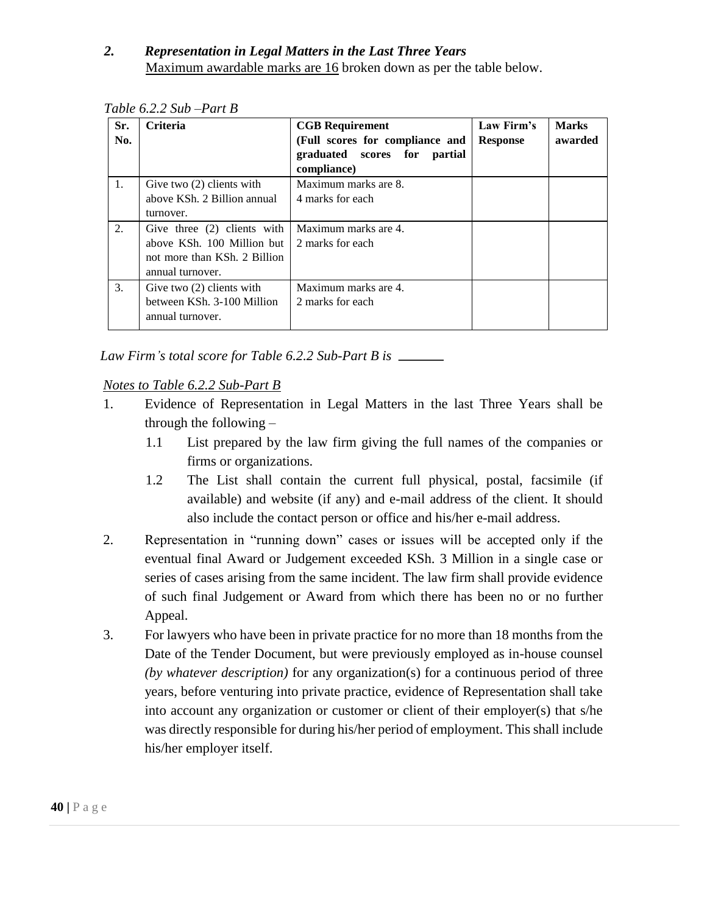### *2. Representation in Legal Matters in the Last Three Years*

Maximum awardable marks are 16 broken down as per the table below.

*Table 6.2.2 Sub –Part B*

| Sr. No. | Criteria | CGB Requirement (Full scores for compliance and graduated scores for partial compliance) | Law Firm's Response | Marks awarded |
|---|---|---|---|---|
| 1. | Give two (2) clients with above KSh. 2 Billion annual turnover. | Maximum marks are 8. 4 marks for each | | |
| 2. | Give three (2) clients with above KSh. 100 Million but not more than KSh. 2 Billion annual turnover. | Maximum marks are 4. 2 marks for each | | |
| 3. | Give two (2) clients with between KSh. 3-100 Million annual turnover. | Maximum marks are 4. 2 marks for each | | |

*Law Firm's total score for Table 6.2.2 Sub-Part B is* _______

*Notes to Table 6.2.2 Sub-Part B*

1. Evidence of Representation in Legal Matters in the last Three Years shall be through the following –
   - 1.1 List prepared by the law firm giving the full names of the companies or firms or organizations.
   - 1.2 The List shall contain the current full physical, postal, facsimile (if available) and website (if any) and e-mail address of the client. It should also include the contact person or office and his/her e-mail address.
2. Representation in "running down" cases or issues will be accepted only if the eventual final Award or Judgement exceeded KSh. 3 Million in a single case or series of cases arising from the same incident. The law firm shall provide evidence of such final Judgement or Award from which there has been no or no further Appeal.
3. For lawyers who have been in private practice for no more than 18 months from the Date of the Tender Document, but were previously employed as in-house counsel *(by whatever description)* for any organization(s) for a continuous period of three years, before venturing into private practice, evidence of Representation shall take into account any organization or customer or client of their employer(s) that s/he was directly responsible for during his/her period of employment. This shall include his/her employer itself.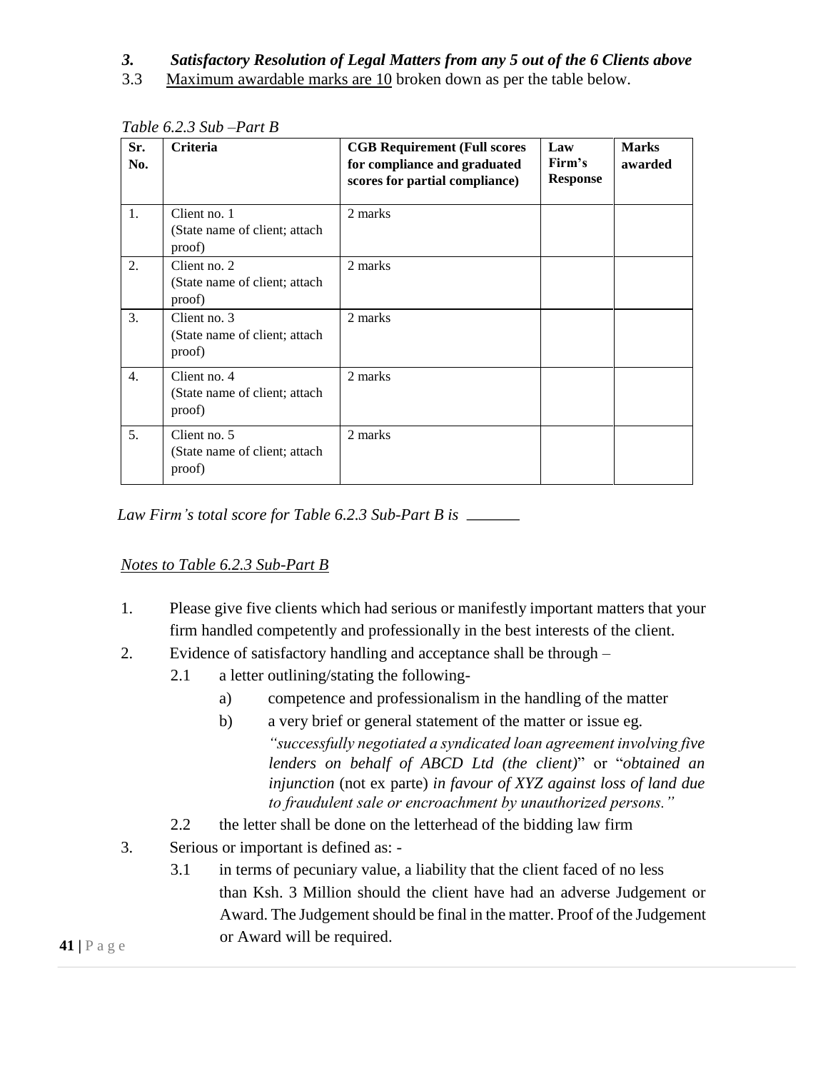### *3. Satisfactory Resolution of Legal Matters from any 5 out of the 6 Clients above*

3.3 Maximum awardable marks are 10 broken down as per the table below.

*Table 6.2.3 Sub –Part B*

| Sr. No. | Criteria | CGB Requirement (Full scores for compliance and graduated scores for partial compliance) | Law Firm's Response | Marks awarded |
|---|---|---|---|---|
| 1. | Client no. 1 (State name of client; attach proof) | 2 marks | | |
| 2. | Client no. 2 (State name of client; attach proof) | 2 marks | | |
| 3. | Client no. 3 (State name of client; attach proof) | 2 marks | | |
| 4. | Client no. 4 (State name of client; attach proof) | 2 marks | | |
| 5. | Client no. 5 (State name of client; attach proof) | 2 marks | | |

*Law Firm's total score for Table 6.2.3 Sub-Part B is* ______

*Notes to Table 6.2.3 Sub-Part B*

1. Please give five clients which had serious or manifestly important matters that your firm handled competently and professionally in the best interests of the client.
2. Evidence of satisfactory handling and acceptance shall be through –
   2.1 a letter outlining/stating the following-
      a) competence and professionalism in the handling of the matter
      b) a very brief or general statement of the matter or issue eg. *"successfully negotiated a syndicated loan agreement involving five lenders on behalf of ABCD Ltd (the client)*" or "*obtained an injunction* (not ex parte) *in favour of XYZ against loss of land due to fraudulent sale or encroachment by unauthorized persons."*

   2.2 the letter shall be done on the letterhead of the bidding law firm
3. Serious or important is defined as: -
   3.1 in terms of pecuniary value, a liability that the client faced of no less than Ksh. 3 Million should the client have had an adverse Judgement or Award. The Judgement should be final in the matter. Proof of the Judgement or Award will be required.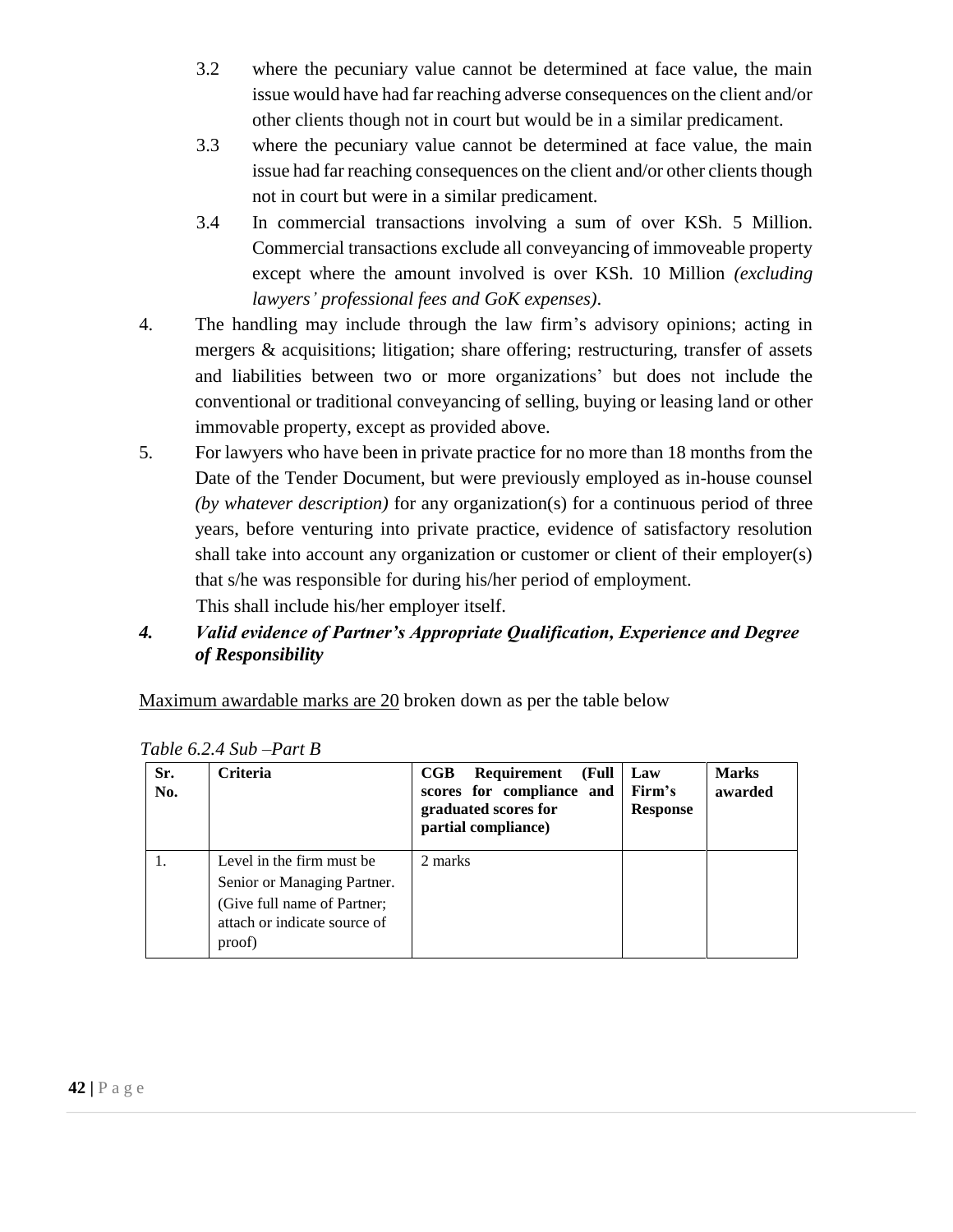3.2 where the pecuniary value cannot be determined at face value, the main issue would have had far reaching adverse consequences on the client and/or other clients though not in court but would be in a similar predicament.

3.3 where the pecuniary value cannot be determined at face value, the main issue had far reaching consequences on the client and/or other clients though not in court but were in a similar predicament.

3.4 In commercial transactions involving a sum of over KSh. 5 Million. Commercial transactions exclude all conveyancing of immoveable property except where the amount involved is over KSh. 10 Million *(excluding lawyers' professional fees and GoK expenses)*.

4. The handling may include through the law firm's advisory opinions; acting in mergers & acquisitions; litigation; share offering; restructuring, transfer of assets and liabilities between two or more organizations' but does not include the conventional or traditional conveyancing of selling, buying or leasing land or other immovable property, except as provided above.

5. For lawyers who have been in private practice for no more than 18 months from the Date of the Tender Document, but were previously employed as in-house counsel *(by whatever description)* for any organization(s) for a continuous period of three years, before venturing into private practice, evidence of satisfactory resolution shall take into account any organization or customer or client of their employer(s) that s/he was responsible for during his/her period of employment.

   This shall include his/her employer itself.

### *4. Valid evidence of Partner's Appropriate Qualification, Experience and Degree of Responsibility*

<u>Maximum awardable marks are 20</u> broken down as per the table below

*Table 6.2.4 Sub –Part B*

| Sr. No. | Criteria | CGB Requirement (Full scores for compliance and graduated scores for partial compliance) | Law Firm's Response | Marks awarded |
|---|---|---|---|---|
| 1. | Level in the firm must be Senior or Managing Partner. (Give full name of Partner; attach or indicate source of proof) | 2 marks | | |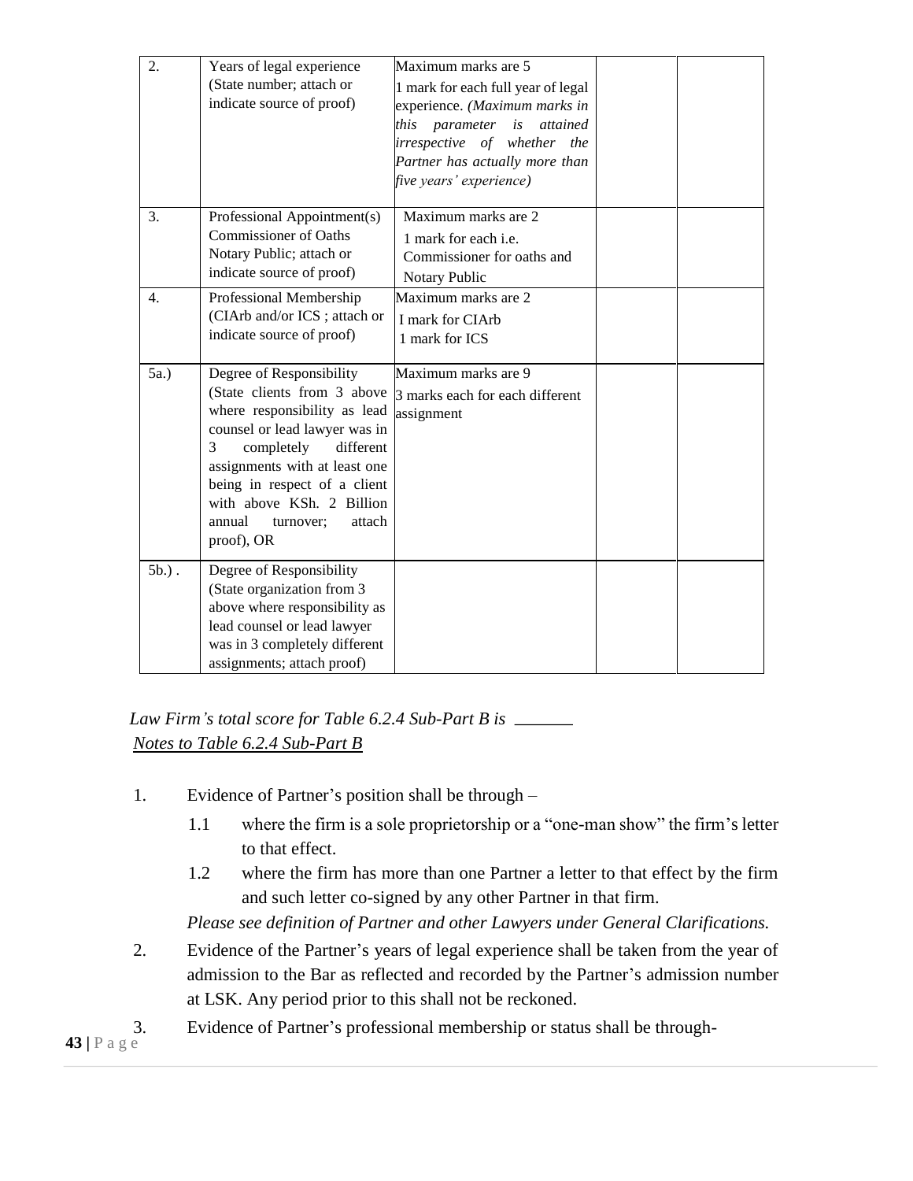| | | | | |
|---|---|---|---|---|
| 2. | Years of legal experience (State number; attach or indicate source of proof) | Maximum marks are 5<br>1 mark for each full year of legal experience. *(Maximum marks in this parameter is attained irrespective of whether the Partner has actually more than five years' experience)* | | |
| 3. | Professional Appointment(s) Commissioner of Oaths Notary Public; attach or indicate source of proof) | Maximum marks are 2<br>1 mark for each i.e. Commissioner for oaths and Notary Public | | |
| 4. | Professional Membership (CIArb and/or ICS ; attach or indicate source of proof) | Maximum marks are 2<br>I mark for CIArb<br>1 mark for ICS | | |
| 5a.) | Degree of Responsibility (State clients from 3 above where responsibility as lead counsel or lead lawyer was in 3 completely different assignments with at least one being in respect of a client with above KSh. 2 Billion annual turnover; attach proof), OR | Maximum marks are 9<br>3 marks each for each different assignment | | |
| 5b.) . | Degree of Responsibility (State organization from 3 above where responsibility as lead counsel or lead lawyer was in 3 completely different assignments; attach proof) | | | |

*Law Firm's total score for Table 6.2.4 Sub-Part B is* _______

*Notes to Table 6.2.4 Sub-Part B*

1. Evidence of Partner's position shall be through –
   - 1.1 where the firm is a sole proprietorship or a "one-man show" the firm's letter to that effect.
   - 1.2 where the firm has more than one Partner a letter to that effect by the firm and such letter co-signed by any other Partner in that firm.

   *Please see definition of Partner and other Lawyers under General Clarifications.*
2. Evidence of the Partner's years of legal experience shall be taken from the year of admission to the Bar as reflected and recorded by the Partner's admission number at LSK. Any period prior to this shall not be reckoned.
3. Evidence of Partner's professional membership or status shall be through-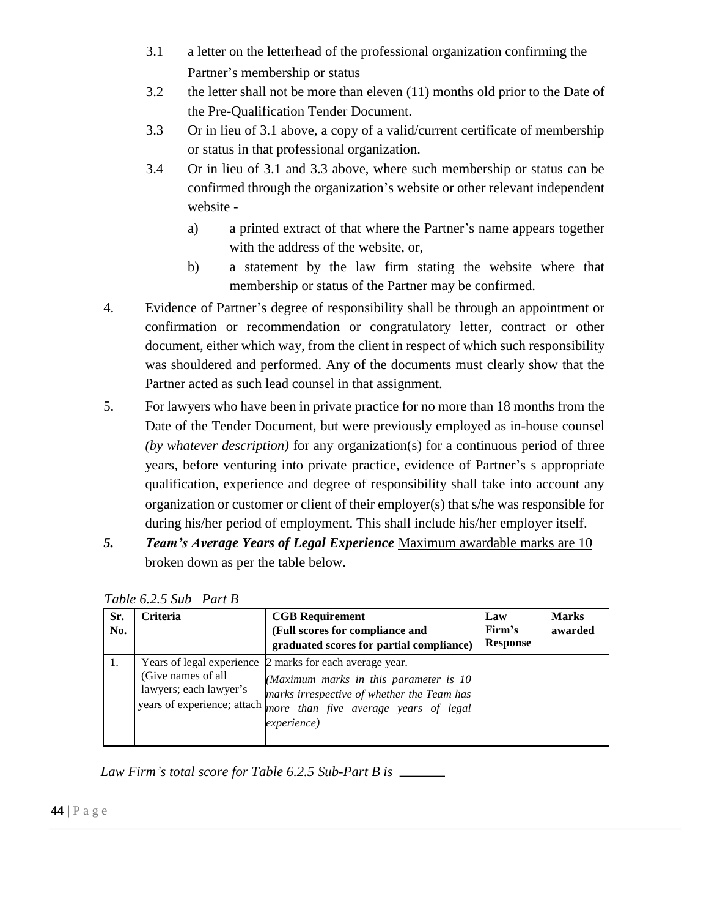3.1 a letter on the letterhead of the professional organization confirming the Partner's membership or status

3.2 the letter shall not be more than eleven (11) months old prior to the Date of the Pre-Qualification Tender Document.

3.3 Or in lieu of 3.1 above, a copy of a valid/current certificate of membership or status in that professional organization.

3.4 Or in lieu of 3.1 and 3.3 above, where such membership or status can be confirmed through the organization's website or other relevant independent website -

a) a printed extract of that where the Partner's name appears together with the address of the website, or,

b) a statement by the law firm stating the website where that membership or status of the Partner may be confirmed.

4. Evidence of Partner's degree of responsibility shall be through an appointment or confirmation or recommendation or congratulatory letter, contract or other document, either which way, from the client in respect of which such responsibility was shouldered and performed. Any of the documents must clearly show that the Partner acted as such lead counsel in that assignment.

5. For lawyers who have been in private practice for no more than 18 months from the Date of the Tender Document, but were previously employed as in-house counsel *(by whatever description)* for any organization(s) for a continuous period of three years, before venturing into private practice, evidence of Partner's s appropriate qualification, experience and degree of responsibility shall take into account any organization or customer or client of their employer(s) that s/he was responsible for during his/her period of employment. This shall include his/her employer itself.

***5. Team's Average Years of Legal Experience*** Maximum awardable marks are 10 broken down as per the table below.

*Table 6.2.5 Sub –Part B*

| Sr. No. | Criteria | CGB Requirement (Full scores for compliance and graduated scores for partial compliance) | Law Firm's Response | Marks awarded |
|---|---|---|---|---|
| 1. | Years of legal experience (Give names of all lawyers; each lawyer's years of experience; attach | 2 marks for each average year. *(Maximum marks in this parameter is 10 marks irrespective of whether the Team has more than five average years of legal experience)* | | |

*Law Firm's total score for Table 6.2.5 Sub-Part B is \_\_\_\_\_\_\_*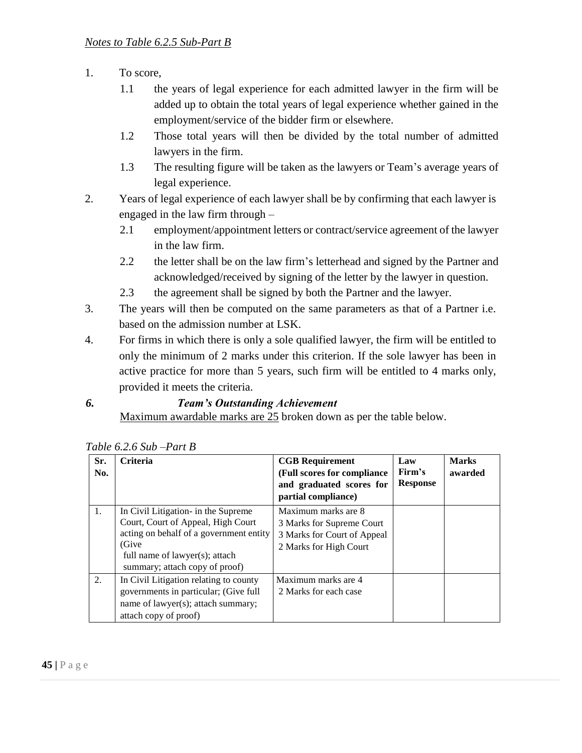*Notes to Table 6.2.5 Sub-Part B*

1. To score,
    1.1 the years of legal experience for each admitted lawyer in the firm will be added up to obtain the total years of legal experience whether gained in the employment/service of the bidder firm or elsewhere.
    1.2 Those total years will then be divided by the total number of admitted lawyers in the firm.
    1.3 The resulting figure will be taken as the lawyers or Team's average years of legal experience.
2. Years of legal experience of each lawyer shall be by confirming that each lawyer is engaged in the law firm through –
    2.1 employment/appointment letters or contract/service agreement of the lawyer in the law firm.
    2.2 the letter shall be on the law firm's letterhead and signed by the Partner and acknowledged/received by signing of the letter by the lawyer in question.
    2.3 the agreement shall be signed by both the Partner and the lawyer.
3. The years will then be computed on the same parameters as that of a Partner i.e. based on the admission number at LSK.
4. For firms in which there is only a sole qualified lawyer, the firm will be entitled to only the minimum of 2 marks under this criterion. If the sole lawyer has been in active practice for more than 5 years, such firm will be entitled to 4 marks only, provided it meets the criteria.

***6. Team's Outstanding Achievement***

Maximum awardable marks are 25 broken down as per the table below.

*Table 6.2.6 Sub –Part B*

| Sr. No. | Criteria | CGB Requirement (Full scores for compliance and graduated scores for partial compliance) | Law Firm's Response | Marks awarded |
|---|---|---|---|---|
| 1. | In Civil Litigation- in the Supreme Court, Court of Appeal, High Court acting on behalf of a government entity (Give full name of lawyer(s); attach summary; attach copy of proof) | Maximum marks are 8<br>3 Marks for Supreme Court<br>3 Marks for Court of Appeal<br>2 Marks for High Court | | |
| 2. | In Civil Litigation relating to county governments in particular; (Give full name of lawyer(s); attach summary; attach copy of proof) | Maximum marks are 4<br>2 Marks for each case | | |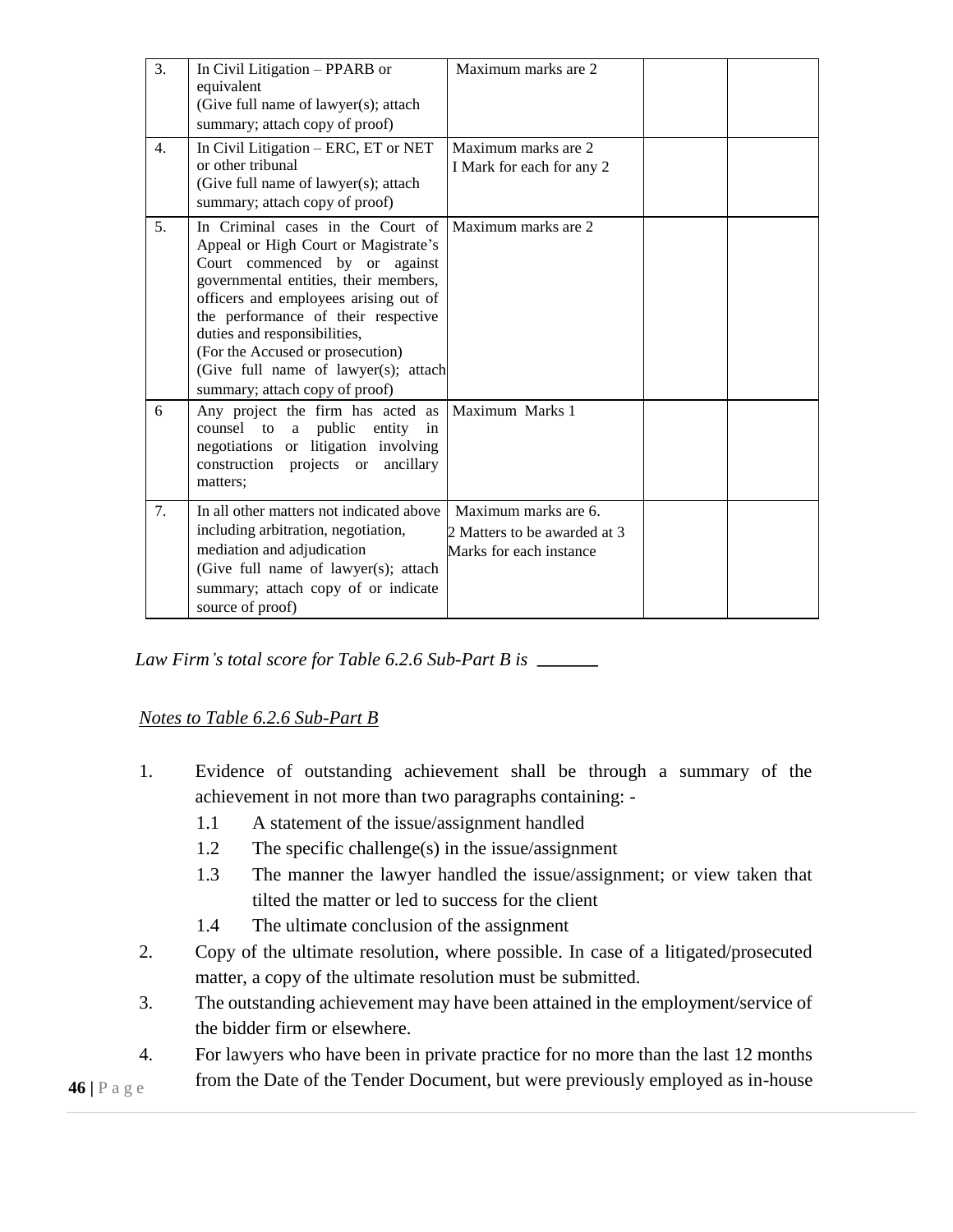| 3. | In Civil Litigation – PPARB or equivalent (Give full name of lawyer(s); attach summary; attach copy of proof) | Maximum marks are 2 | | |
|---|---|---|---|---|
| 4. | In Civil Litigation – ERC, ET or NET or other tribunal (Give full name of lawyer(s); attach summary; attach copy of proof) | Maximum marks are 2<br>I Mark for each for any 2 | | |
| 5. | In Criminal cases in the Court of Appeal or High Court or Magistrate's Court commenced by or against governmental entities, their members, officers and employees arising out of the performance of their respective duties and responsibilities, (For the Accused or prosecution) (Give full name of lawyer(s); attach summary; attach copy of proof) | Maximum marks are 2 | | |
| 6 | Any project the firm has acted as counsel to a public entity in negotiations or litigation involving construction projects or ancillary matters; | Maximum Marks 1 | | |
| 7. | In all other matters not indicated above including arbitration, negotiation, mediation and adjudication (Give full name of lawyer(s); attach summary; attach copy of or indicate source of proof) | Maximum marks are 6.<br>2 Matters to be awarded at 3 Marks for each instance | | |

*Law Firm's total score for Table 6.2.6 Sub-Part B is \_\_\_\_\_\_\_*

*Notes to Table 6.2.6 Sub-Part B*

1. Evidence of outstanding achievement shall be through a summary of the achievement in not more than two paragraphs containing: -
   1.1 A statement of the issue/assignment handled
   1.2 The specific challenge(s) in the issue/assignment
   1.3 The manner the lawyer handled the issue/assignment; or view taken that tilted the matter or led to success for the client
   1.4 The ultimate conclusion of the assignment
2. Copy of the ultimate resolution, where possible. In case of a litigated/prosecuted matter, a copy of the ultimate resolution must be submitted.
3. The outstanding achievement may have been attained in the employment/service of the bidder firm or elsewhere.
4. For lawyers who have been in private practice for no more than the last 12 months from the Date of the Tender Document, but were previously employed as in-house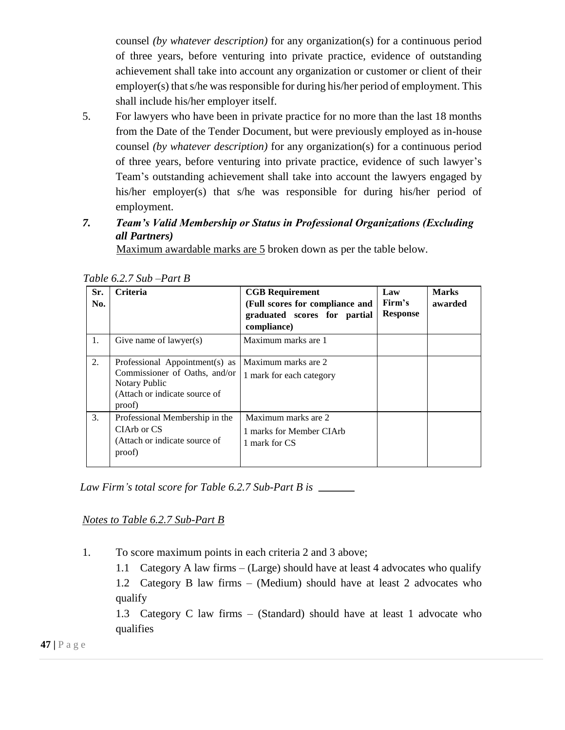counsel *(by whatever description)* for any organization(s) for a continuous period of three years, before venturing into private practice, evidence of outstanding achievement shall take into account any organization or customer or client of their employer(s) that s/he was responsible for during his/her period of employment. This shall include his/her employer itself.

5. For lawyers who have been in private practice for no more than the last 18 months from the Date of the Tender Document, but were previously employed as in-house counsel *(by whatever description)* for any organization(s) for a continuous period of three years, before venturing into private practice, evidence of such lawyer's Team's outstanding achievement shall take into account the lawyers engaged by his/her employer(s) that s/he was responsible for during his/her period of employment.

### *7. Team's Valid Membership or Status in Professional Organizations (Excluding all Partners)*

<u>Maximum awardable marks are 5</u> broken down as per the table below.

*Table 6.2.7 Sub –Part B*

| Sr. No. | Criteria | CGB Requirement (Full scores for compliance and graduated scores for partial compliance) | Law Firm's Response | Marks awarded |
|---|---|---|---|---|
| 1. | Give name of lawyer(s) | Maximum marks are 1 | | |
| 2. | Professional Appointment(s) as Commissioner of Oaths, and/or Notary Public (Attach or indicate source of proof) | Maximum marks are 2<br>1 mark for each category | | |
| 3. | Professional Membership in the CIArb or CS (Attach or indicate source of proof) | Maximum marks are 2<br>1 marks for Member CIArb<br>1 mark for CS | | |

*Law Firm's total score for Table 6.2.7 Sub-Part B is \_\_\_\_\_\_\_*

*<u>Notes to Table 6.2.7 Sub-Part B</u>*

1. To score maximum points in each criteria 2 and 3 above;
   1.1 Category A law firms – (Large) should have at least 4 advocates who qualify
   1.2 Category B law firms – (Medium) should have at least 2 advocates who qualify
   1.3 Category C law firms – (Standard) should have at least 1 advocate who qualifies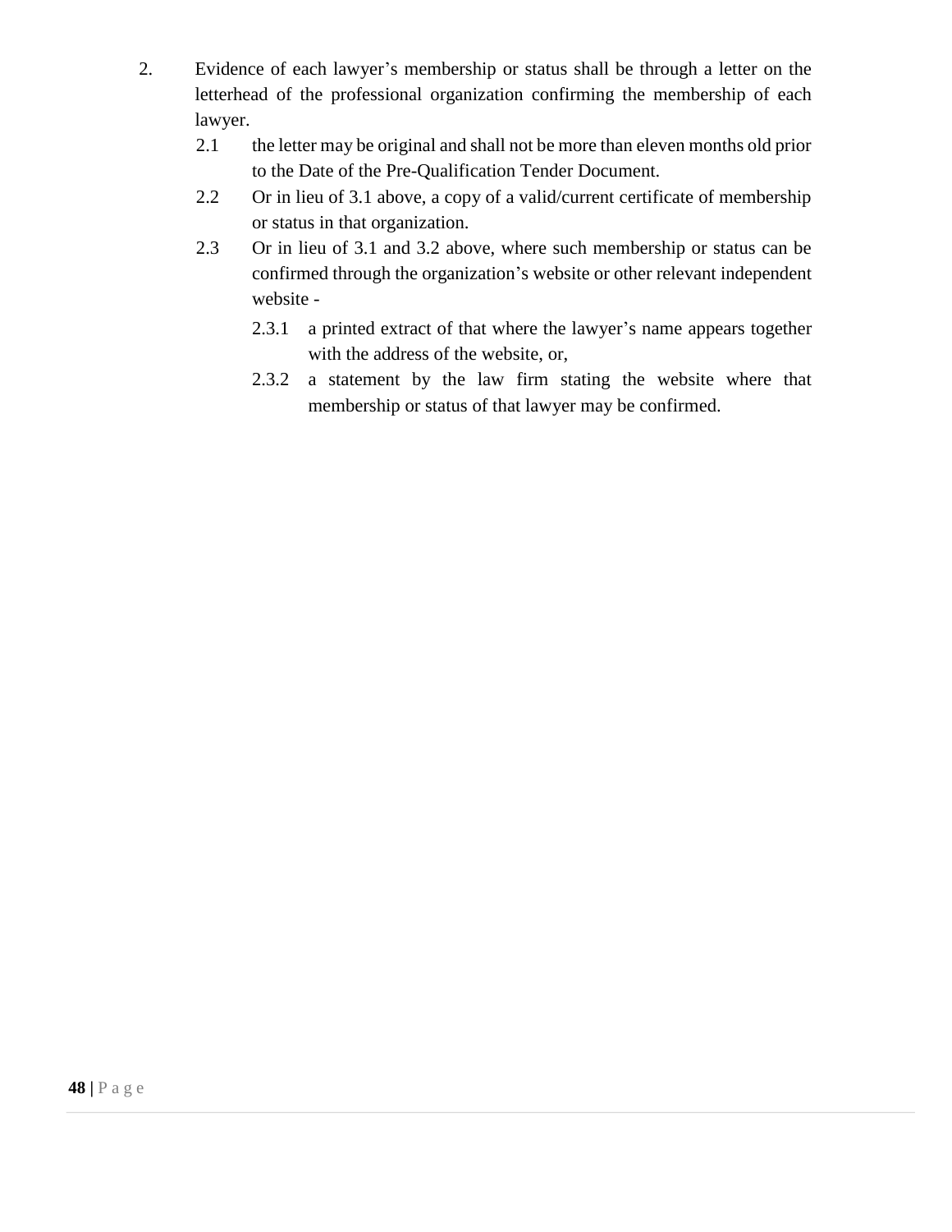2. Evidence of each lawyer's membership or status shall be through a letter on the letterhead of the professional organization confirming the membership of each lawyer.

   2.1 the letter may be original and shall not be more than eleven months old prior to the Date of the Pre-Qualification Tender Document.

   2.2 Or in lieu of 3.1 above, a copy of a valid/current certificate of membership or status in that organization.

   2.3 Or in lieu of 3.1 and 3.2 above, where such membership or status can be confirmed through the organization's website or other relevant independent website -

      2.3.1 a printed extract of that where the lawyer's name appears together with the address of the website, or,

      2.3.2 a statement by the law firm stating the website where that membership or status of that lawyer may be confirmed.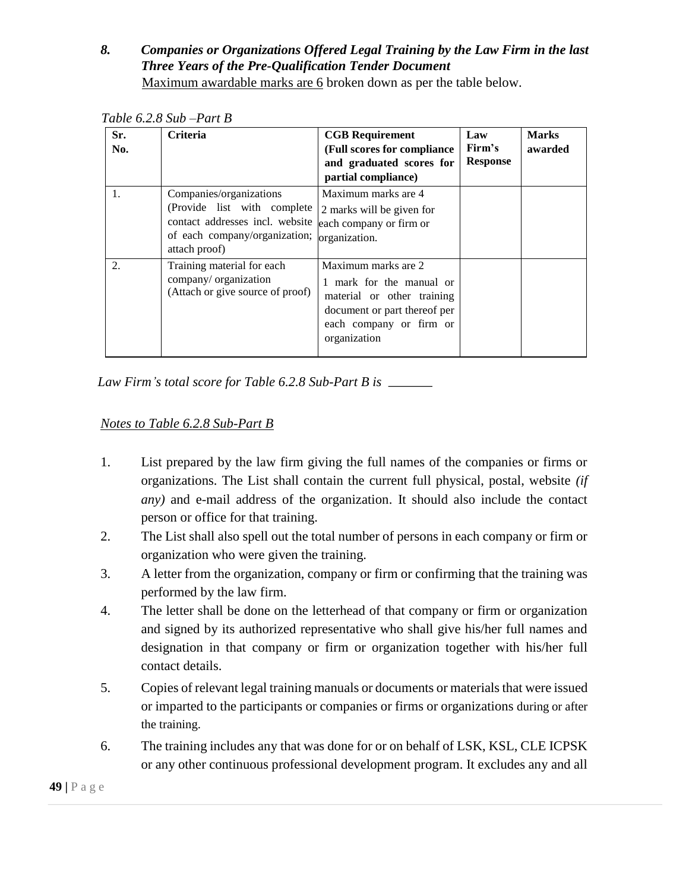### *8. Companies or Organizations Offered Legal Training by the Law Firm in the last Three Years of the Pre-Qualification Tender Document*

Maximum awardable marks are 6 broken down as per the table below.

*Table 6.2.8 Sub –Part B*

| Sr. No. | Criteria | CGB Requirement (Full scores for compliance and graduated scores for partial compliance) | Law Firm's Response | Marks awarded |
|---|---|---|---|---|
| 1. | Companies/organizations (Provide list with complete contact addresses incl. website of each company/organization; attach proof) | Maximum marks are 4<br>2 marks will be given for each company or firm or organization. | | |
| 2. | Training material for each company/ organization (Attach or give source of proof) | Maximum marks are 2<br>1 mark for the manual or material or other training document or part thereof per each company or firm or organization | | |

*Law Firm's total score for Table 6.2.8 Sub-Part B is \_\_\_\_\_\_\_*

*Notes to Table 6.2.8 Sub-Part B*

1. List prepared by the law firm giving the full names of the companies or firms or organizations. The List shall contain the current full physical, postal, website *(if any)* and e-mail address of the organization. It should also include the contact person or office for that training.
2. The List shall also spell out the total number of persons in each company or firm or organization who were given the training.
3. A letter from the organization, company or firm or confirming that the training was performed by the law firm.
4. The letter shall be done on the letterhead of that company or firm or organization and signed by its authorized representative who shall give his/her full names and designation in that company or firm or organization together with his/her full contact details.
5. Copies of relevant legal training manuals or documents or materials that were issued or imparted to the participants or companies or firms or organizations during or after the training.
6. The training includes any that was done for or on behalf of LSK, KSL, CLE ICPSK or any other continuous professional development program. It excludes any and all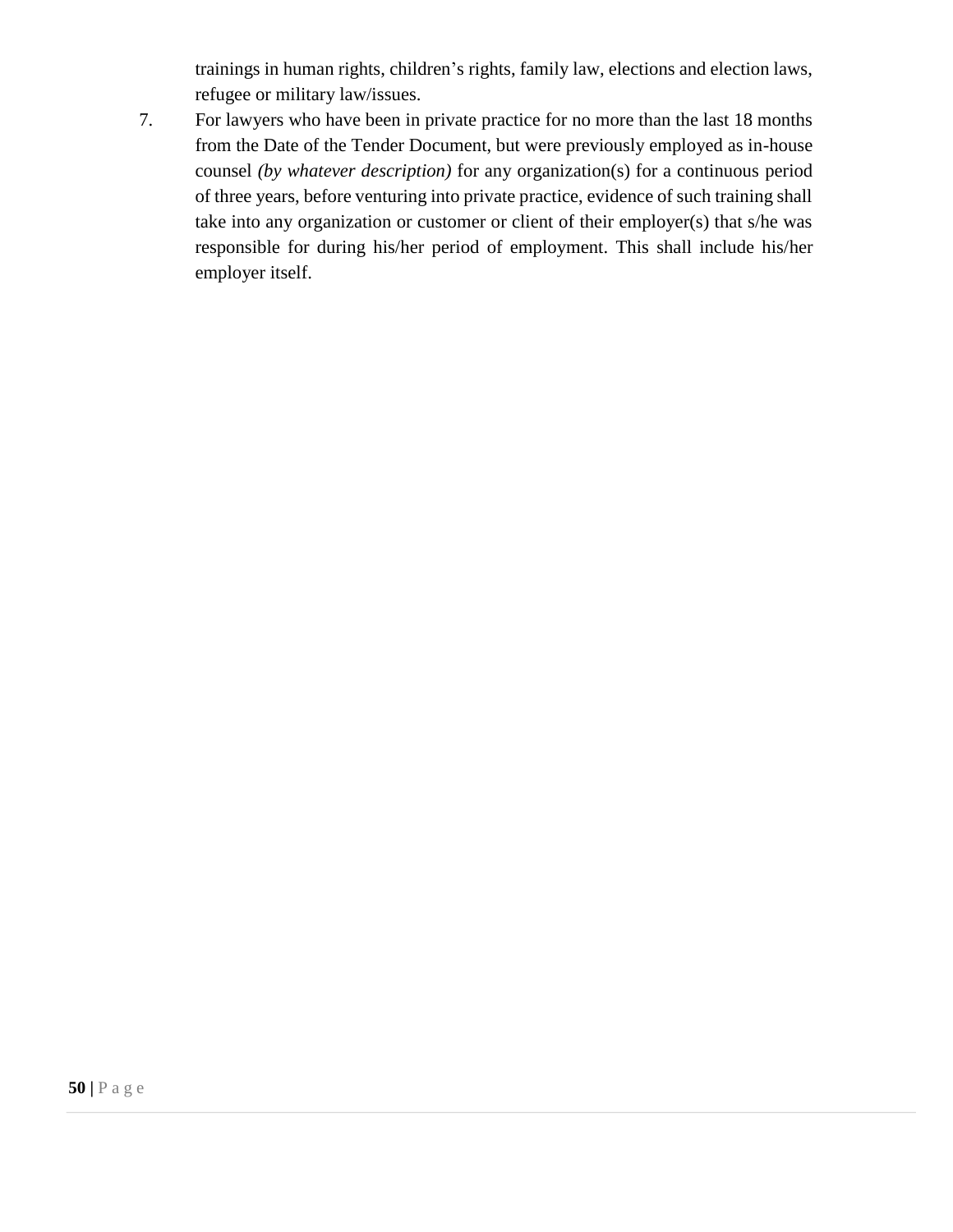trainings in human rights, children's rights, family law, elections and election laws, refugee or military law/issues.

7. For lawyers who have been in private practice for no more than the last 18 months from the Date of the Tender Document, but were previously employed as in-house counsel *(by whatever description)* for any organization(s) for a continuous period of three years, before venturing into private practice, evidence of such training shall take into any organization or customer or client of their employer(s) that s/he was responsible for during his/her period of employment. This shall include his/her employer itself.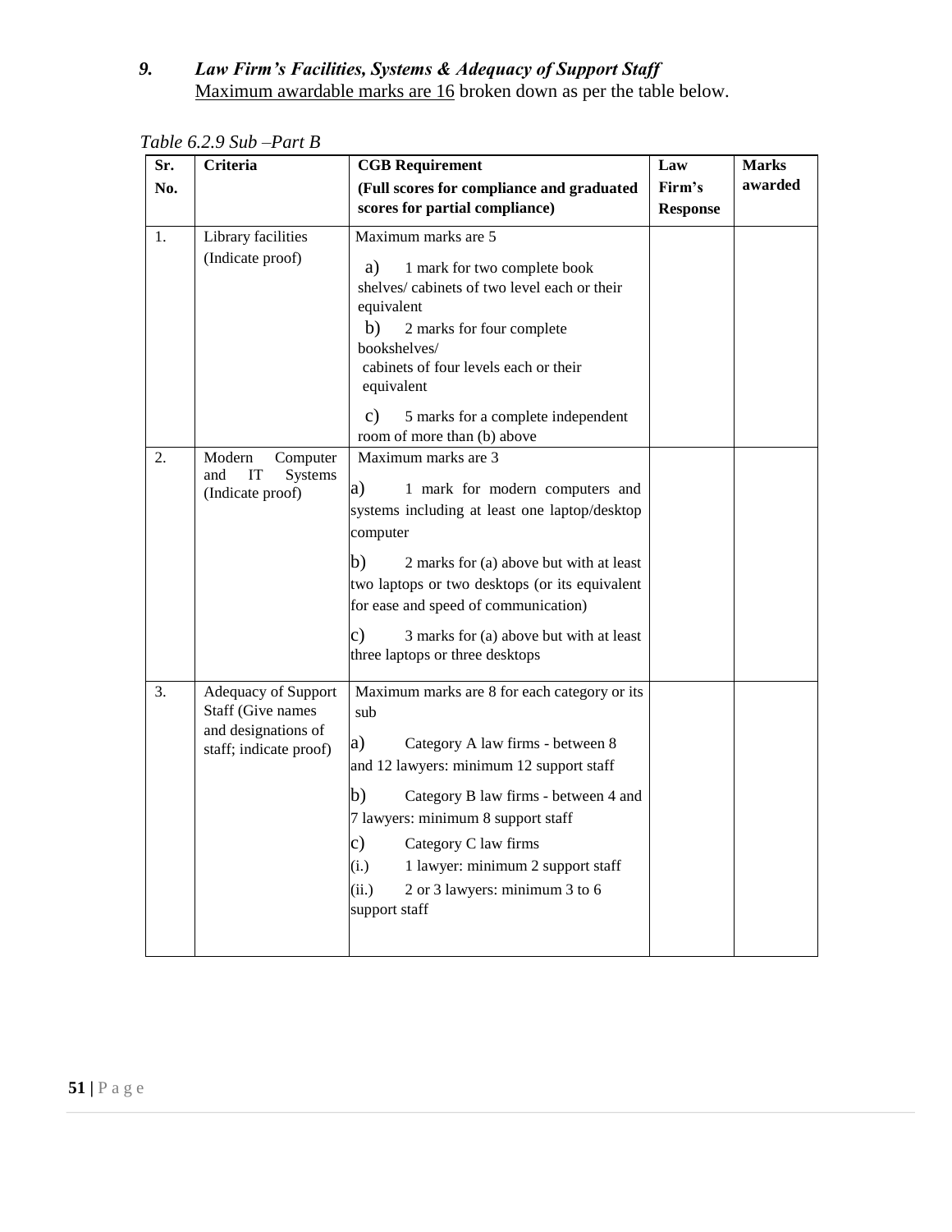### *9. Law Firm's Facilities, Systems & Adequacy of Support Staff*

Maximum awardable marks are 16 broken down as per the table below.

*Table 6.2.9 Sub –Part B*

| Sr. No. | Criteria | CGB Requirement (Full scores for compliance and graduated scores for partial compliance) | Law Firm's Response | Marks awarded |
|---|---|---|---|---|
| 1. | Library facilities (Indicate proof) | Maximum marks are 5<br>a) 1 mark for two complete book shelves/ cabinets of two level each or their equivalent<br>b) 2 marks for four complete bookshelves/ cabinets of four levels each or their equivalent<br>c) 5 marks for a complete independent room of more than (b) above | | |
| 2. | Modern Computer and IT Systems (Indicate proof) | Maximum marks are 3<br>a) 1 mark for modern computers and systems including at least one laptop/desktop computer<br>b) 2 marks for (a) above but with at least two laptops or two desktops (or its equivalent for ease and speed of communication)<br>c) 3 marks for (a) above but with at least three laptops or three desktops | | |
| 3. | Adequacy of Support Staff (Give names and designations of staff; indicate proof) | Maximum marks are 8 for each category or its sub<br>a) Category A law firms - between 8 and 12 lawyers: minimum 12 support staff<br>b) Category B law firms - between 4 and 7 lawyers: minimum 8 support staff<br>c) Category C law firms<br>(i.) 1 lawyer: minimum 2 support staff<br>(ii.) 2 or 3 lawyers: minimum 3 to 6 support staff | | |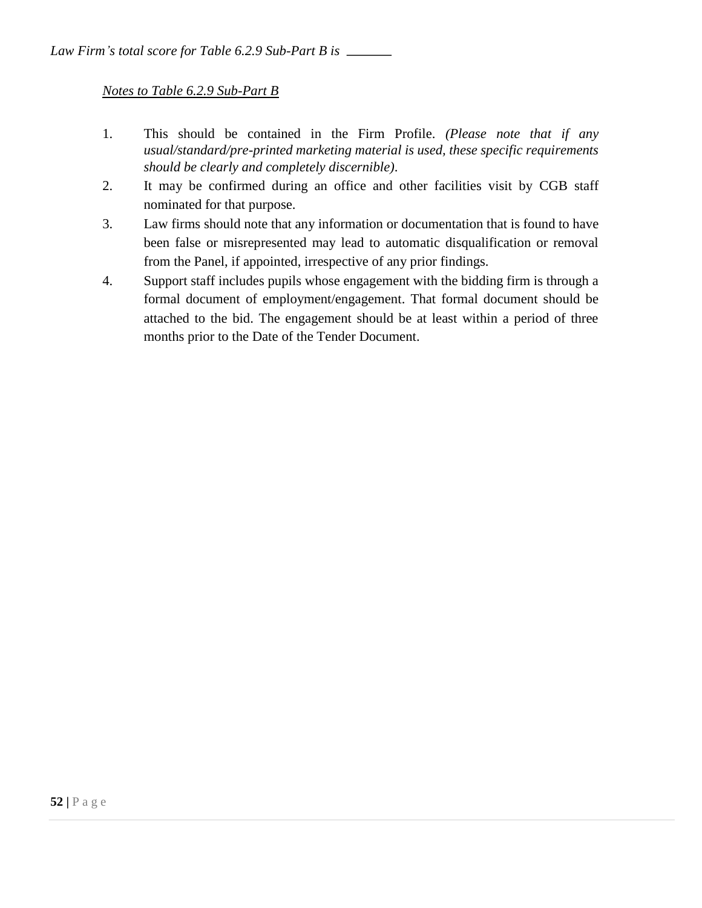*Law Firm's total score for Table 6.2.9 Sub-Part B is \_\_\_\_\_\_\_*

*Notes to Table 6.2.9 Sub-Part B*

1. This should be contained in the Firm Profile. *(Please note that if any usual/standard/pre-printed marketing material is used, these specific requirements should be clearly and completely discernible).*
2. It may be confirmed during an office and other facilities visit by CGB staff nominated for that purpose.
3. Law firms should note that any information or documentation that is found to have been false or misrepresented may lead to automatic disqualification or removal from the Panel, if appointed, irrespective of any prior findings.
4. Support staff includes pupils whose engagement with the bidding firm is through a formal document of employment/engagement. That formal document should be attached to the bid. The engagement should be at least within a period of three months prior to the Date of the Tender Document.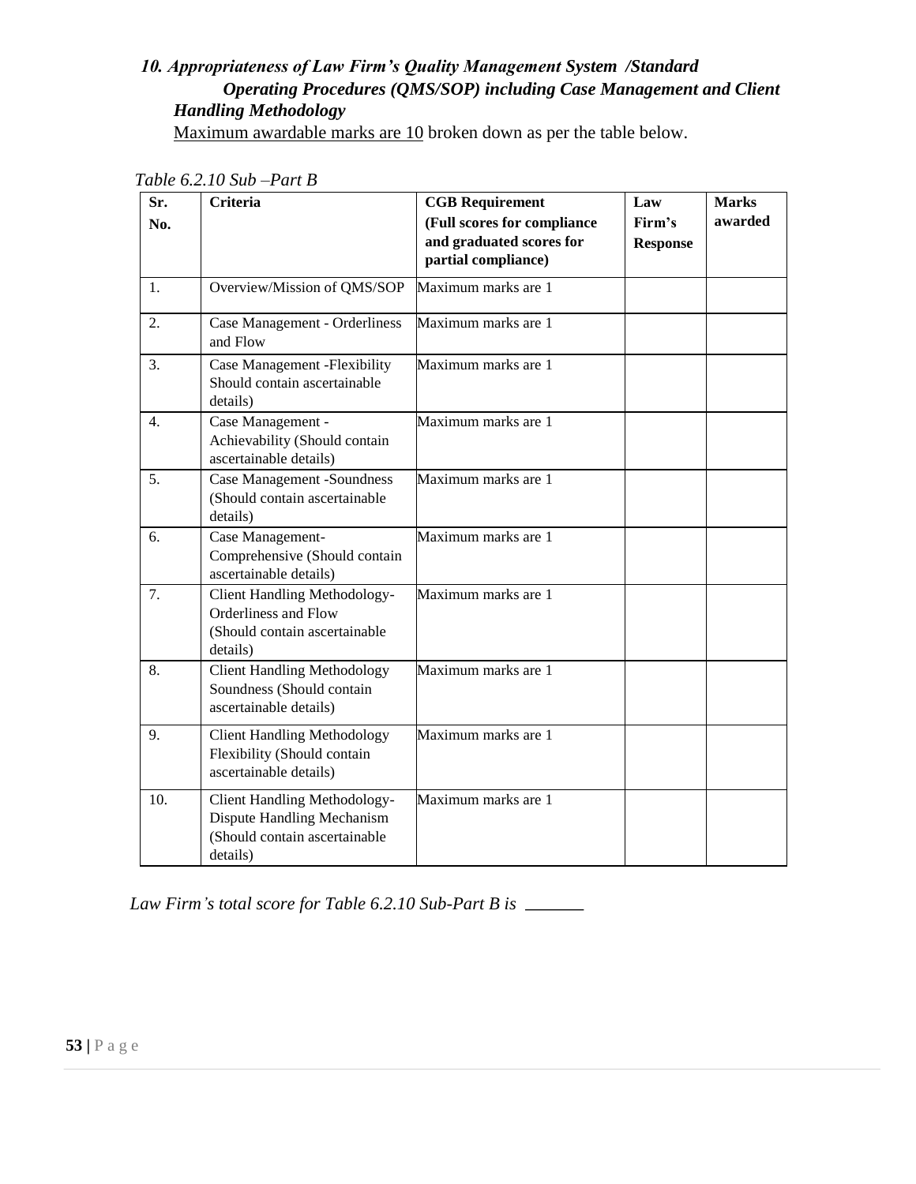### *10. Appropriateness of Law Firm's Quality Management System /Standard Operating Procedures (QMS/SOP) including Case Management and Client Handling Methodology*

Maximum awardable marks are 10 broken down as per the table below.

*Table 6.2.10 Sub –Part B*

| Sr. No. | Criteria | CGB Requirement (Full scores for compliance and graduated scores for partial compliance) | Law Firm's Response | Marks awarded |
|---|---|---|---|---|
| 1. | Overview/Mission of QMS/SOP | Maximum marks are 1 | | |
| 2. | Case Management - Orderliness and Flow | Maximum marks are 1 | | |
| 3. | Case Management -Flexibility Should contain ascertainable details) | Maximum marks are 1 | | |
| 4. | Case Management - Achievability (Should contain ascertainable details) | Maximum marks are 1 | | |
| 5. | Case Management -Soundness (Should contain ascertainable details) | Maximum marks are 1 | | |
| 6. | Case Management- Comprehensive (Should contain ascertainable details) | Maximum marks are 1 | | |
| 7. | Client Handling Methodology- Orderliness and Flow (Should contain ascertainable details) | Maximum marks are 1 | | |
| 8. | Client Handling Methodology Soundness (Should contain ascertainable details) | Maximum marks are 1 | | |
| 9. | Client Handling Methodology Flexibility (Should contain ascertainable details) | Maximum marks are 1 | | |
| 10. | Client Handling Methodology- Dispute Handling Mechanism (Should contain ascertainable details) | Maximum marks are 1 | | |

*Law Firm's total score for Table 6.2.10 Sub-Part B is* ______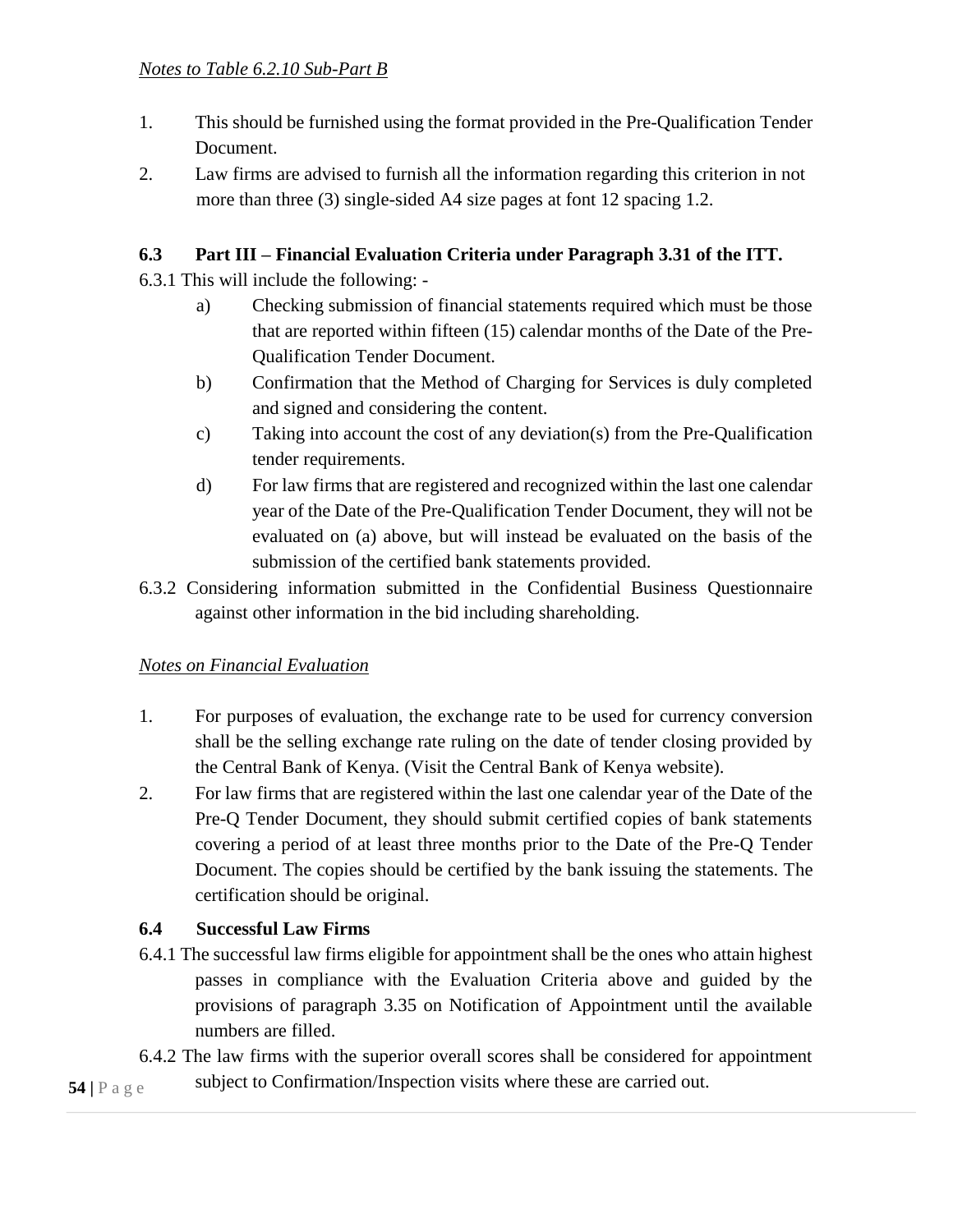*Notes to Table 6.2.10 Sub-Part B*

1. This should be furnished using the format provided in the Pre-Qualification Tender Document.
2. Law firms are advised to furnish all the information regarding this criterion in not more than three (3) single-sided A4 size pages at font 12 spacing 1.2.

### 6.3 Part III – Financial Evaluation Criteria under Paragraph 3.31 of the ITT.

6.3.1 This will include the following: -

- a) Checking submission of financial statements required which must be those that are reported within fifteen (15) calendar months of the Date of the Pre-Qualification Tender Document.
- b) Confirmation that the Method of Charging for Services is duly completed and signed and considering the content.
- c) Taking into account the cost of any deviation(s) from the Pre-Qualification tender requirements.
- d) For law firms that are registered and recognized within the last one calendar year of the Date of the Pre-Qualification Tender Document, they will not be evaluated on (a) above, but will instead be evaluated on the basis of the submission of the certified bank statements provided.

6.3.2 Considering information submitted in the Confidential Business Questionnaire against other information in the bid including shareholding.

*Notes on Financial Evaluation*

1. For purposes of evaluation, the exchange rate to be used for currency conversion shall be the selling exchange rate ruling on the date of tender closing provided by the Central Bank of Kenya. (Visit the Central Bank of Kenya website).
2. For law firms that are registered within the last one calendar year of the Date of the Pre-Q Tender Document, they should submit certified copies of bank statements covering a period of at least three months prior to the Date of the Pre-Q Tender Document. The copies should be certified by the bank issuing the statements. The certification should be original.

### 6.4 Successful Law Firms

6.4.1 The successful law firms eligible for appointment shall be the ones who attain highest passes in compliance with the Evaluation Criteria above and guided by the provisions of paragraph 3.35 on Notification of Appointment until the available numbers are filled.

6.4.2 The law firms with the superior overall scores shall be considered for appointment subject to Confirmation/Inspection visits where these are carried out.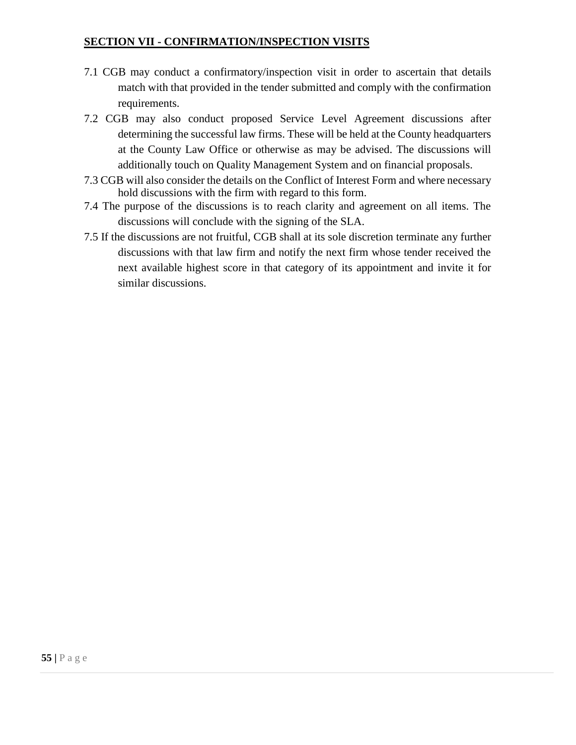## SECTION VII - CONFIRMATION/INSPECTION VISITS

7.1 CGB may conduct a confirmatory/inspection visit in order to ascertain that details match with that provided in the tender submitted and comply with the confirmation requirements.

7.2 CGB may also conduct proposed Service Level Agreement discussions after determining the successful law firms. These will be held at the County headquarters at the County Law Office or otherwise as may be advised. The discussions will additionally touch on Quality Management System and on financial proposals.

7.3 CGB will also consider the details on the Conflict of Interest Form and where necessary hold discussions with the firm with regard to this form.

7.4 The purpose of the discussions is to reach clarity and agreement on all items. The discussions will conclude with the signing of the SLA.

7.5 If the discussions are not fruitful, CGB shall at its sole discretion terminate any further discussions with that law firm and notify the next firm whose tender received the next available highest score in that category of its appointment and invite it for similar discussions.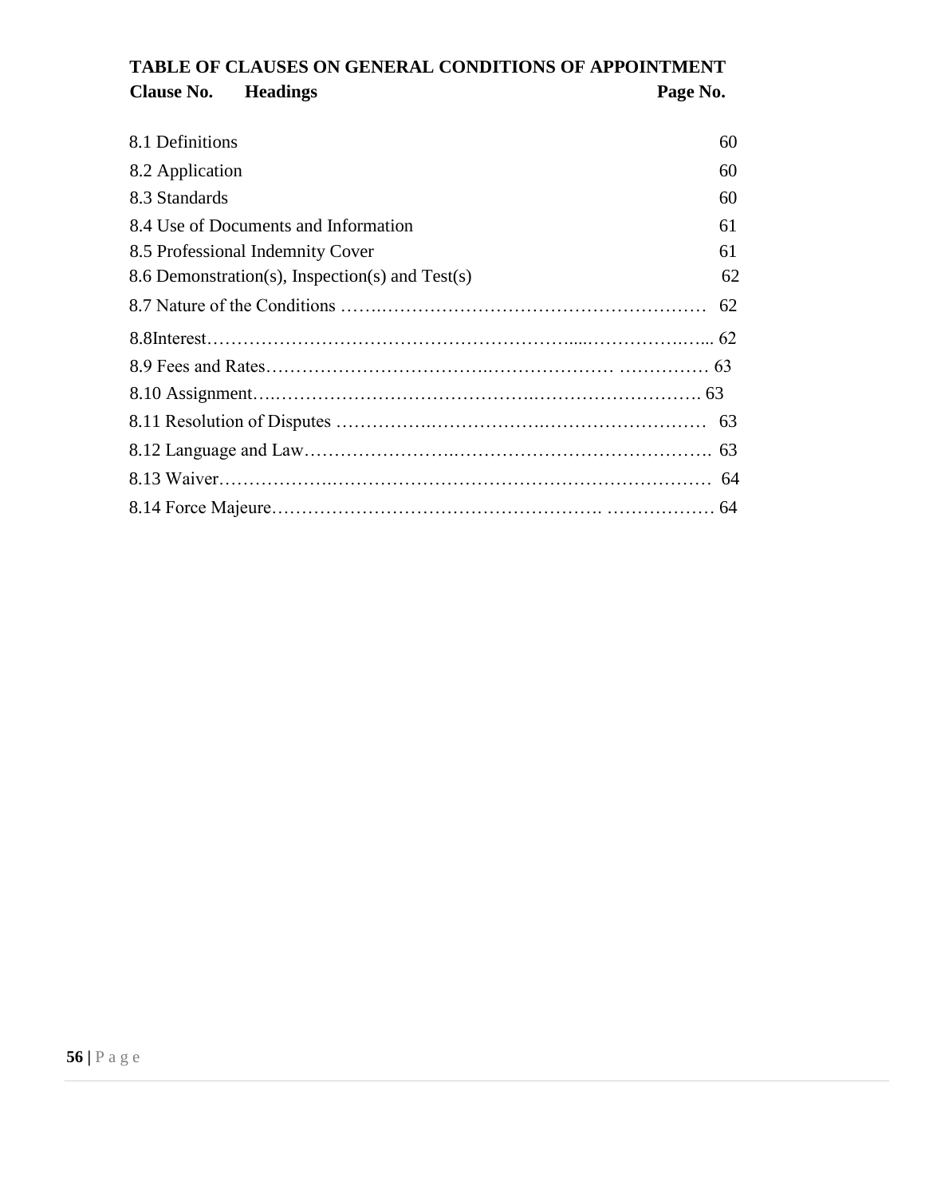## TABLE OF CLAUSES ON GENERAL CONDITIONS OF APPOINTMENT

| Clause No. Headings | Page No. |
|---|---|
| 8.1 Definitions | 60 |
| 8.2 Application | 60 |
| 8.3 Standards | 60 |
| 8.4 Use of Documents and Information | 61 |
| 8.5 Professional Indemnity Cover | 61 |
| 8.6 Demonstration(s), Inspection(s) and Test(s) | 62 |
| 8.7 Nature of the Conditions | 62 |
| 8.8Interest | 62 |
| 8.9 Fees and Rates | 63 |
| 8.10 Assignment | 63 |
| 8.11 Resolution of Disputes | 63 |
| 8.12 Language and Law | 63 |
| 8.13 Waiver | 64 |
| 8.14 Force Majeure | 64 |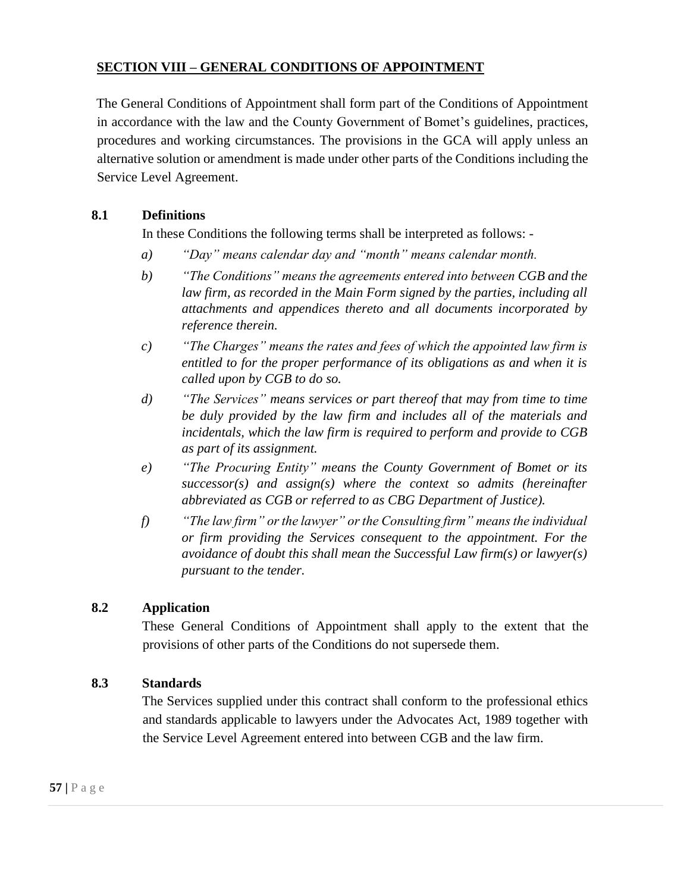## SECTION VIII – GENERAL CONDITIONS OF APPOINTMENT

The General Conditions of Appointment shall form part of the Conditions of Appointment in accordance with the law and the County Government of Bomet's guidelines, practices, procedures and working circumstances. The provisions in the GCA will apply unless an alternative solution or amendment is made under other parts of the Conditions including the Service Level Agreement.

### 8.1 Definitions

In these Conditions the following terms shall be interpreted as follows: -

a) *"Day" means calendar day and "month" means calendar month.*

b) *"The Conditions" means the agreements entered into between CGB and the law firm, as recorded in the Main Form signed by the parties, including all attachments and appendices thereto and all documents incorporated by reference therein.*

c) *"The Charges" means the rates and fees of which the appointed law firm is entitled to for the proper performance of its obligations as and when it is called upon by CGB to do so.*

d) *"The Services" means services or part thereof that may from time to time be duly provided by the law firm and includes all of the materials and incidentals, which the law firm is required to perform and provide to CGB as part of its assignment.*

e) *"The Procuring Entity" means the County Government of Bomet or its successor(s) and assign(s) where the context so admits (hereinafter abbreviated as CGB or referred to as CBG Department of Justice).*

f) *"The law firm" or the lawyer" or the Consulting firm" means the individual or firm providing the Services consequent to the appointment. For the avoidance of doubt this shall mean the Successful Law firm(s) or lawyer(s) pursuant to the tender.*

### 8.2 Application

These General Conditions of Appointment shall apply to the extent that the provisions of other parts of the Conditions do not supersede them.

### 8.3 Standards

The Services supplied under this contract shall conform to the professional ethics and standards applicable to lawyers under the Advocates Act, 1989 together with the Service Level Agreement entered into between CGB and the law firm.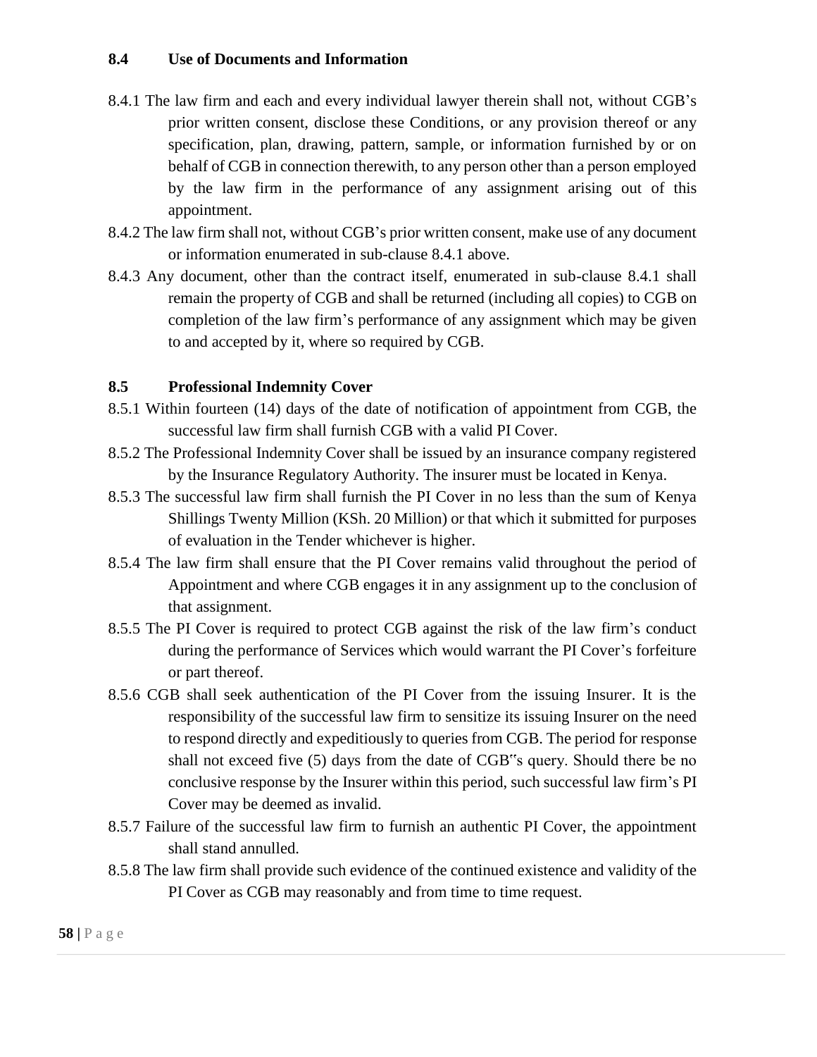### 8.4 Use of Documents and Information

8.4.1 The law firm and each and every individual lawyer therein shall not, without CGB's prior written consent, disclose these Conditions, or any provision thereof or any specification, plan, drawing, pattern, sample, or information furnished by or on behalf of CGB in connection therewith, to any person other than a person employed by the law firm in the performance of any assignment arising out of this appointment.

8.4.2 The law firm shall not, without CGB's prior written consent, make use of any document or information enumerated in sub-clause 8.4.1 above.

8.4.3 Any document, other than the contract itself, enumerated in sub-clause 8.4.1 shall remain the property of CGB and shall be returned (including all copies) to CGB on completion of the law firm's performance of any assignment which may be given to and accepted by it, where so required by CGB.

### 8.5 Professional Indemnity Cover

8.5.1 Within fourteen (14) days of the date of notification of appointment from CGB, the successful law firm shall furnish CGB with a valid PI Cover.

8.5.2 The Professional Indemnity Cover shall be issued by an insurance company registered by the Insurance Regulatory Authority. The insurer must be located in Kenya.

8.5.3 The successful law firm shall furnish the PI Cover in no less than the sum of Kenya Shillings Twenty Million (KSh. 20 Million) or that which it submitted for purposes of evaluation in the Tender whichever is higher.

8.5.4 The law firm shall ensure that the PI Cover remains valid throughout the period of Appointment and where CGB engages it in any assignment up to the conclusion of that assignment.

8.5.5 The PI Cover is required to protect CGB against the risk of the law firm's conduct during the performance of Services which would warrant the PI Cover's forfeiture or part thereof.

8.5.6 CGB shall seek authentication of the PI Cover from the issuing Insurer. It is the responsibility of the successful law firm to sensitize its issuing Insurer on the need to respond directly and expeditiously to queries from CGB. The period for response shall not exceed five (5) days from the date of CGB"s query. Should there be no conclusive response by the Insurer within this period, such successful law firm's PI Cover may be deemed as invalid.

8.5.7 Failure of the successful law firm to furnish an authentic PI Cover, the appointment shall stand annulled.

8.5.8 The law firm shall provide such evidence of the continued existence and validity of the PI Cover as CGB may reasonably and from time to time request.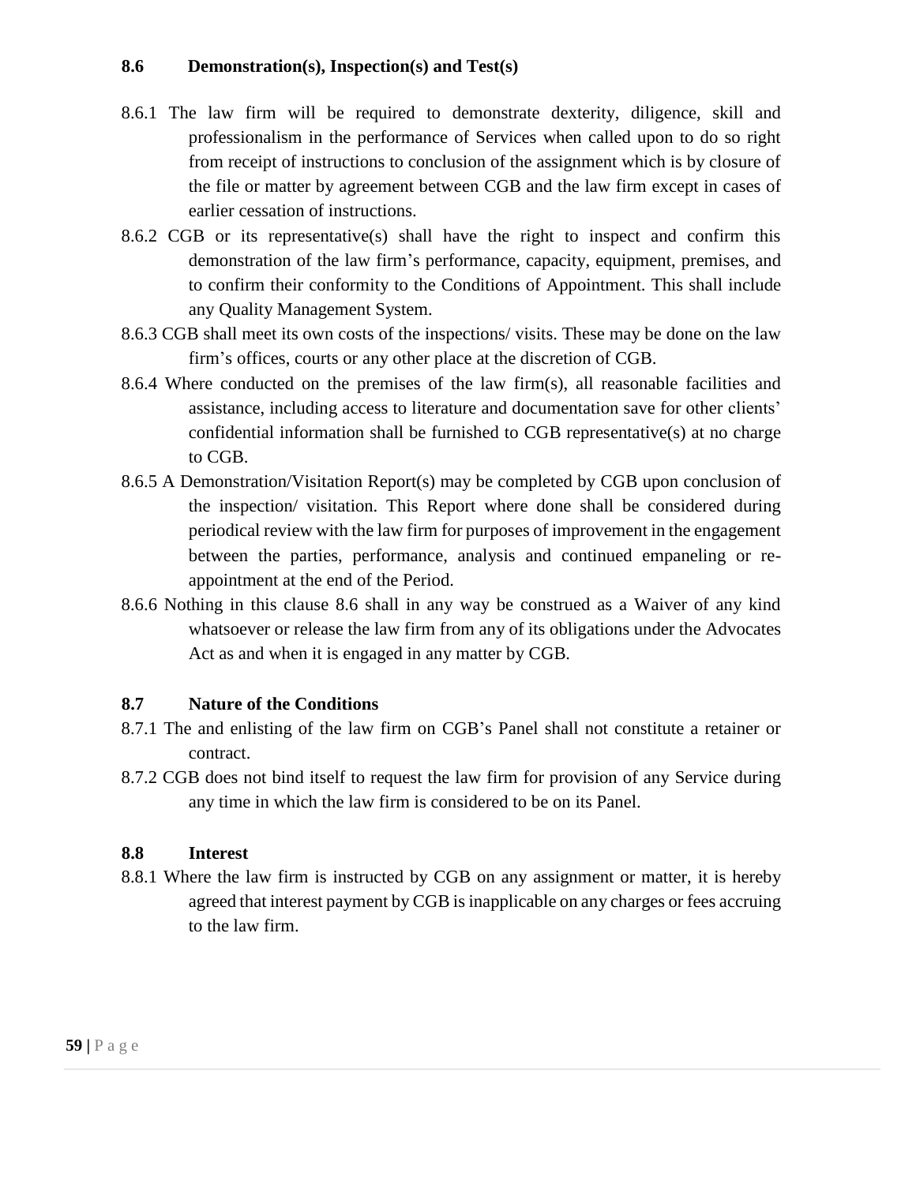### 8.6 Demonstration(s), Inspection(s) and Test(s)

8.6.1 The law firm will be required to demonstrate dexterity, diligence, skill and professionalism in the performance of Services when called upon to do so right from receipt of instructions to conclusion of the assignment which is by closure of the file or matter by agreement between CGB and the law firm except in cases of earlier cessation of instructions.

8.6.2 CGB or its representative(s) shall have the right to inspect and confirm this demonstration of the law firm's performance, capacity, equipment, premises, and to confirm their conformity to the Conditions of Appointment. This shall include any Quality Management System.

8.6.3 CGB shall meet its own costs of the inspections/ visits. These may be done on the law firm's offices, courts or any other place at the discretion of CGB.

8.6.4 Where conducted on the premises of the law firm(s), all reasonable facilities and assistance, including access to literature and documentation save for other clients' confidential information shall be furnished to CGB representative(s) at no charge to CGB.

8.6.5 A Demonstration/Visitation Report(s) may be completed by CGB upon conclusion of the inspection/ visitation. This Report where done shall be considered during periodical review with the law firm for purposes of improvement in the engagement between the parties, performance, analysis and continued empaneling or re-appointment at the end of the Period.

8.6.6 Nothing in this clause 8.6 shall in any way be construed as a Waiver of any kind whatsoever or release the law firm from any of its obligations under the Advocates Act as and when it is engaged in any matter by CGB.

### 8.7 Nature of the Conditions

8.7.1 The and enlisting of the law firm on CGB's Panel shall not constitute a retainer or contract.

8.7.2 CGB does not bind itself to request the law firm for provision of any Service during any time in which the law firm is considered to be on its Panel.

### 8.8 Interest

8.8.1 Where the law firm is instructed by CGB on any assignment or matter, it is hereby agreed that interest payment by CGB is inapplicable on any charges or fees accruing to the law firm.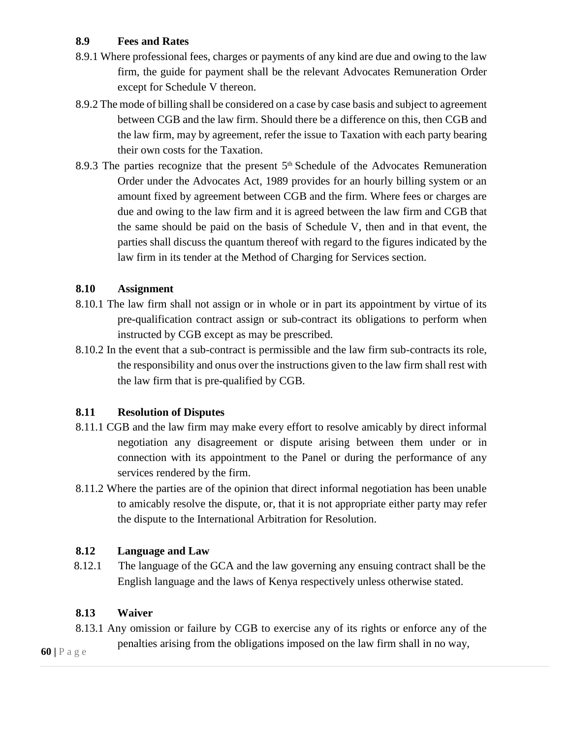### 8.9 Fees and Rates

8.9.1 Where professional fees, charges or payments of any kind are due and owing to the law firm, the guide for payment shall be the relevant Advocates Remuneration Order except for Schedule V thereon.

8.9.2 The mode of billing shall be considered on a case by case basis and subject to agreement between CGB and the law firm. Should there be a difference on this, then CGB and the law firm, may by agreement, refer the issue to Taxation with each party bearing their own costs for the Taxation.

8.9.3 The parties recognize that the present 5th Schedule of the Advocates Remuneration Order under the Advocates Act, 1989 provides for an hourly billing system or an amount fixed by agreement between CGB and the firm. Where fees or charges are due and owing to the law firm and it is agreed between the law firm and CGB that the same should be paid on the basis of Schedule V, then and in that event, the parties shall discuss the quantum thereof with regard to the figures indicated by the law firm in its tender at the Method of Charging for Services section.

### 8.10 Assignment

8.10.1 The law firm shall not assign or in whole or in part its appointment by virtue of its pre-qualification contract assign or sub-contract its obligations to perform when instructed by CGB except as may be prescribed.

8.10.2 In the event that a sub-contract is permissible and the law firm sub-contracts its role, the responsibility and onus over the instructions given to the law firm shall rest with the law firm that is pre-qualified by CGB.

### 8.11 Resolution of Disputes

8.11.1 CGB and the law firm may make every effort to resolve amicably by direct informal negotiation any disagreement or dispute arising between them under or in connection with its appointment to the Panel or during the performance of any services rendered by the firm.

8.11.2 Where the parties are of the opinion that direct informal negotiation has been unable to amicably resolve the dispute, or, that it is not appropriate either party may refer the dispute to the International Arbitration for Resolution.

### 8.12 Language and Law

8.12.1 The language of the GCA and the law governing any ensuing contract shall be the English language and the laws of Kenya respectively unless otherwise stated.

### 8.13 Waiver

8.13.1 Any omission or failure by CGB to exercise any of its rights or enforce any of the penalties arising from the obligations imposed on the law firm shall in no way,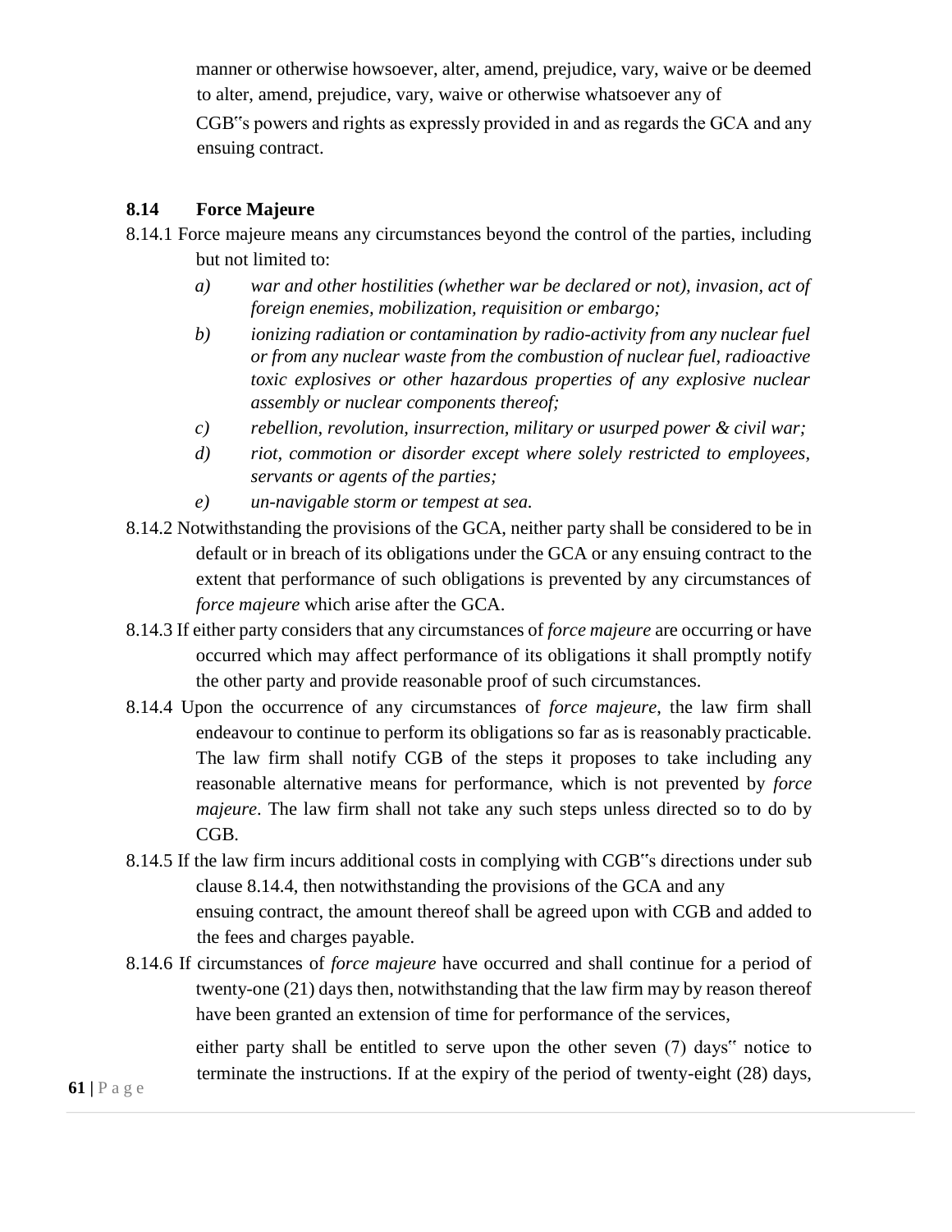manner or otherwise howsoever, alter, amend, prejudice, vary, waive or be deemed to alter, amend, prejudice, vary, waive or otherwise whatsoever any of CGB‟s powers and rights as expressly provided in and as regards the GCA and any ensuing contract.

### 8.14 Force Majeure

8.14.1 Force majeure means any circumstances beyond the control of the parties, including but not limited to:

- a) *war and other hostilities (whether war be declared or not), invasion, act of foreign enemies, mobilization, requisition or embargo;*
- b) *ionizing radiation or contamination by radio-activity from any nuclear fuel or from any nuclear waste from the combustion of nuclear fuel, radioactive toxic explosives or other hazardous properties of any explosive nuclear assembly or nuclear components thereof;*
- c) *rebellion, revolution, insurrection, military or usurped power & civil war;*
- d) *riot, commotion or disorder except where solely restricted to employees, servants or agents of the parties;*
- e) *un-navigable storm or tempest at sea.*

8.14.2 Notwithstanding the provisions of the GCA, neither party shall be considered to be in default or in breach of its obligations under the GCA or any ensuing contract to the extent that performance of such obligations is prevented by any circumstances of *force majeure* which arise after the GCA.

8.14.3 If either party considers that any circumstances of *force majeure* are occurring or have occurred which may affect performance of its obligations it shall promptly notify the other party and provide reasonable proof of such circumstances.

8.14.4 Upon the occurrence of any circumstances of *force majeure*, the law firm shall endeavour to continue to perform its obligations so far as is reasonably practicable. The law firm shall notify CGB of the steps it proposes to take including any reasonable alternative means for performance, which is not prevented by *force majeure*. The law firm shall not take any such steps unless directed so to do by CGB.

8.14.5 If the law firm incurs additional costs in complying with CGB‟s directions under sub clause 8.14.4, then notwithstanding the provisions of the GCA and any ensuing contract, the amount thereof shall be agreed upon with CGB and added to the fees and charges payable.

8.14.6 If circumstances of *force majeure* have occurred and shall continue for a period of twenty-one (21) days then, notwithstanding that the law firm may by reason thereof have been granted an extension of time for performance of the services, either party shall be entitled to serve upon the other seven (7) days‟ notice to terminate the instructions. If at the expiry of the period of twenty-eight (28) days,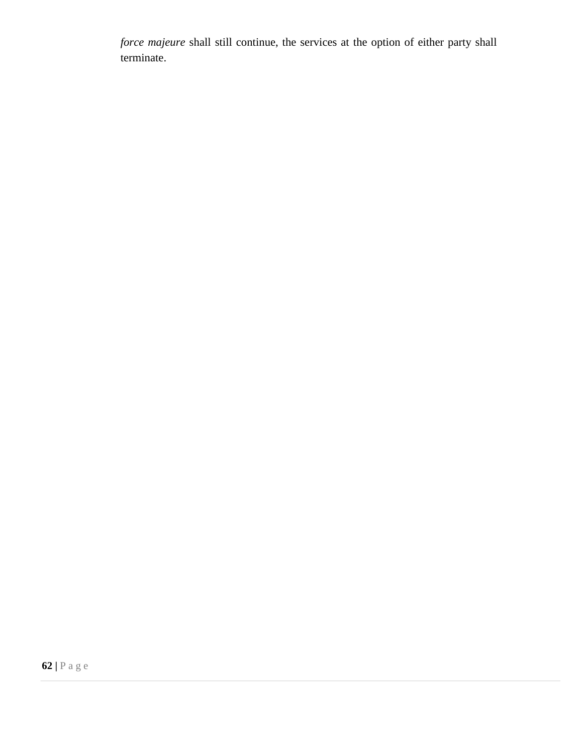*force majeure* shall still continue, the services at the option of either party shall terminate.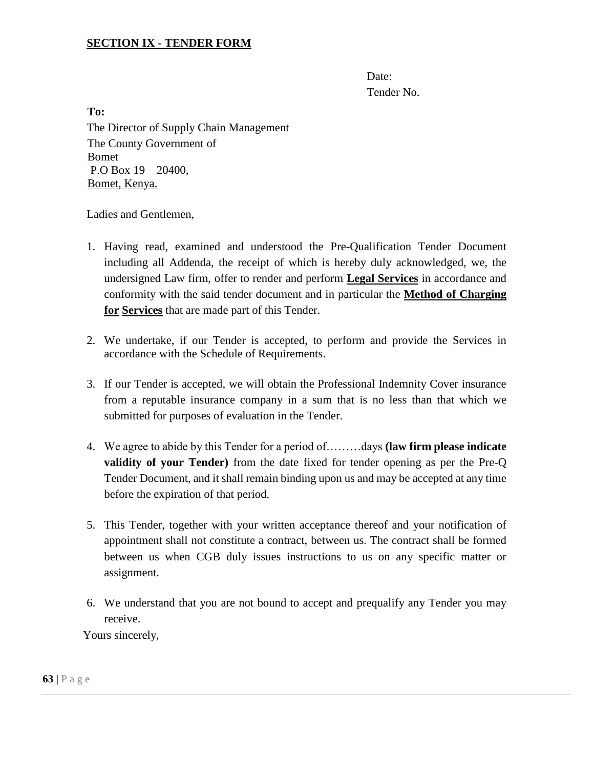**SECTION IX - TENDER FORM**

Date:
Tender No.

**To:**
The Director of Supply Chain Management
The County Government of
Bomet
P.O Box 19 – 20400,
Bomet, Kenya.

Ladies and Gentlemen,

1. Having read, examined and understood the Pre-Qualification Tender Document including all Addenda, the receipt of which is hereby duly acknowledged, we, the undersigned Law firm, offer to render and perform **Legal Services** in accordance and conformity with the said tender document and in particular the **Method of Charging for Services** that are made part of this Tender.

2. We undertake, if our Tender is accepted, to perform and provide the Services in accordance with the Schedule of Requirements.

3. If our Tender is accepted, we will obtain the Professional Indemnity Cover insurance from a reputable insurance company in a sum that is no less than that which we submitted for purposes of evaluation in the Tender.

4. We agree to abide by this Tender for a period of………days **(law firm please indicate validity of your Tender)** from the date fixed for tender opening as per the Pre-Q Tender Document, and it shall remain binding upon us and may be accepted at any time before the expiration of that period.

5. This Tender, together with your written acceptance thereof and your notification of appointment shall not constitute a contract, between us. The contract shall be formed between us when CGB duly issues instructions to us on any specific matter or assignment.

6. We understand that you are not bound to accept and prequalify any Tender you may receive.

Yours sincerely,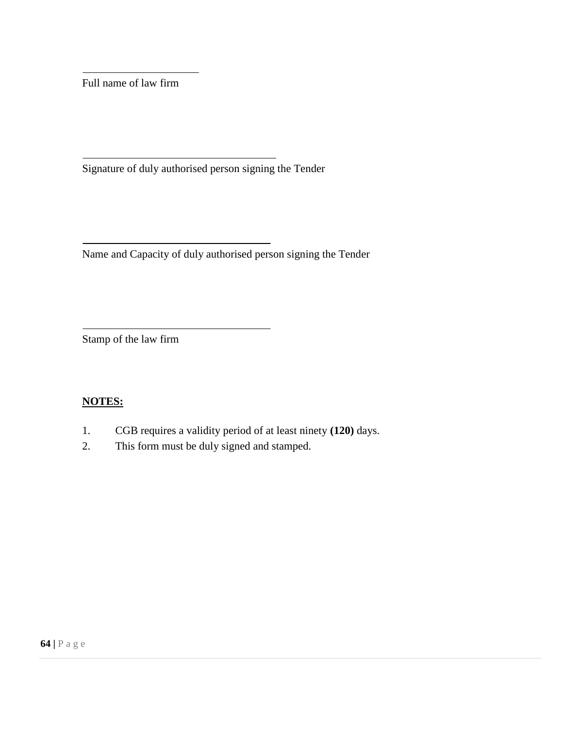\_\_\_\_\_\_\_\_\_\_\_\_\_\_\_\_\_\_\_\_\_\_\_\_

Full name of law firm

\_\_\_\_\_\_\_\_\_\_\_\_\_\_\_\_\_\_\_\_\_\_\_\_\_\_\_\_\_\_\_\_\_\_\_\_\_\_

Signature of duly authorised person signing the Tender

\_\_\_\_\_\_\_\_\_\_\_\_\_\_\_\_\_\_\_\_\_\_\_\_\_\_\_\_\_\_\_\_\_\_\_\_\_\_

Name and Capacity of duly authorised person signing the Tender

\_\_\_\_\_\_\_\_\_\_\_\_\_\_\_\_\_\_\_\_\_\_\_\_\_\_\_\_\_\_\_\_\_\_\_\_\_\_

Stamp of the law firm

**NOTES:**

1. CGB requires a validity period of at least ninety **(120)** days.
2. This form must be duly signed and stamped.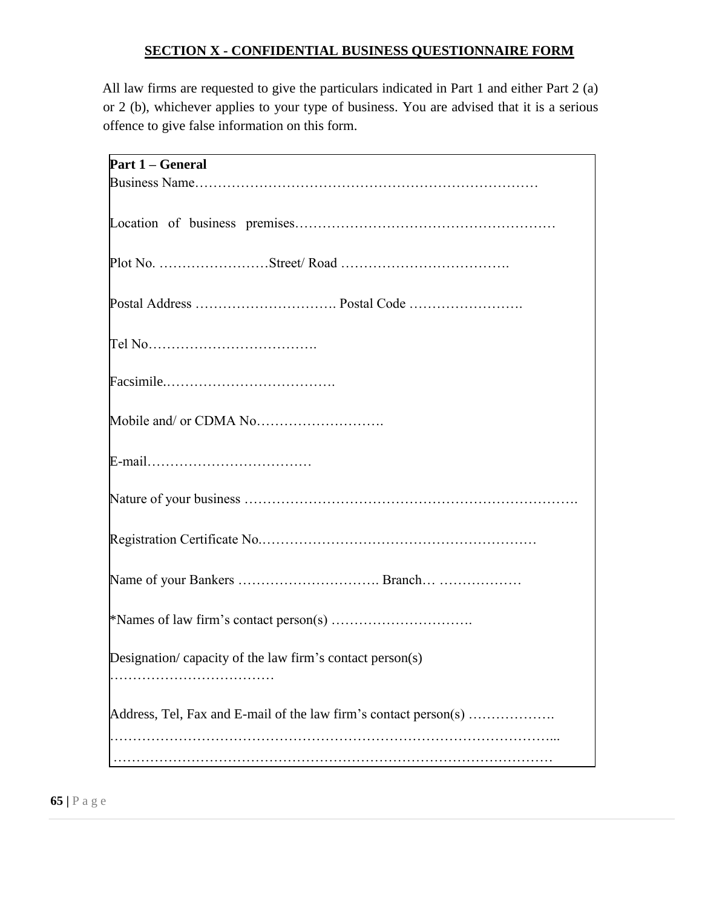## SECTION X - CONFIDENTIAL BUSINESS QUESTIONNAIRE FORM

All law firms are requested to give the particulars indicated in Part 1 and either Part 2 (a) or 2 (b), whichever applies to your type of business. You are advised that it is a serious offence to give false information on this form.

**Part 1 – General**

Business Name…………………………………………………………………

Location of business premises………………………………………………

Plot No. ……………………Street/ Road ……………………………….

Postal Address …………………………. Postal Code …………………….

Tel No……………………………….

Facsimile.……………………………….

Mobile and/ or CDMA No……………………….

E-mail………………………………

Nature of your business ……………………………………………………………….

Registration Certificate No.……………………………………………………

Name of your Bankers …………………………. Branch… ………………

*Names of law firm's contact person(s) ………………………….

Designation/ capacity of the law firm's contact person(s) ………………………………

Address, Tel, Fax and E-mail of the law firm's contact person(s) ……………….
…………………………………………………………………………………...
……………………………………………………………………………………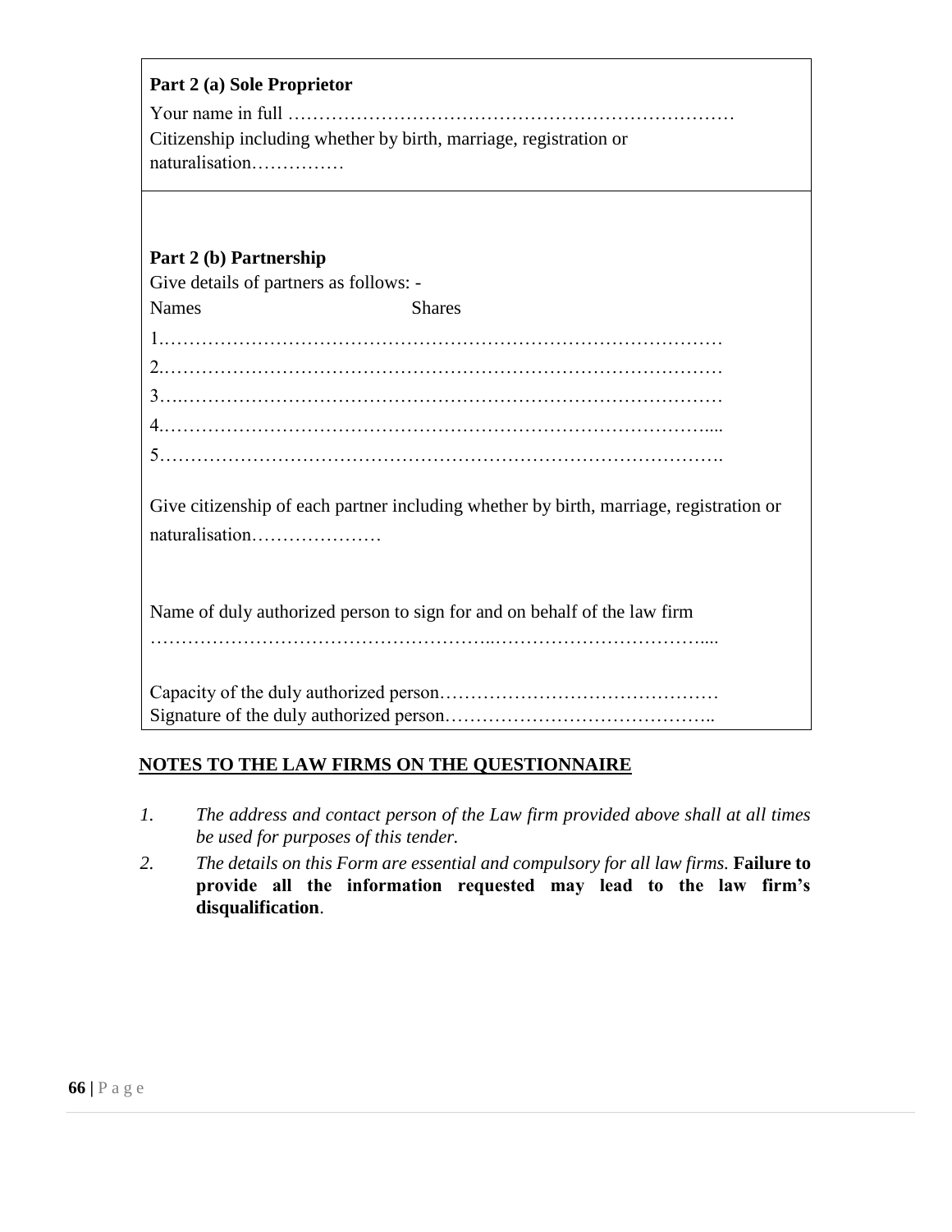**Part 2 (a) Sole Proprietor**

Your name in full ………………………………………………………………

Citizenship including whether by birth, marriage, registration or naturalisation……………

**Part 2 (b) Partnership**

Give details of partners as follows: -

Names Shares

1.………………………………………………………………………………

2.………………………………………………………………………………

3….……………………………………………………………………………

4.……………………………………………………………………………....

5……………………………………………………………………………….

Give citizenship of each partner including whether by birth, marriage, registration or naturalisation…………………

Name of duly authorized person to sign for and on behalf of the law firm

……………………………………………..……………………………....

Capacity of the duly authorized person………………………………………

Signature of the duly authorized person……………………………………..

**NOTES TO THE LAW FIRMS ON THE QUESTIONNAIRE**

1. *The address and contact person of the Law firm provided above shall at all times be used for purposes of this tender.*
2. *The details on this Form are essential and compulsory for all law firms.* **Failure to provide all the information requested may lead to the law firm's disqualification**.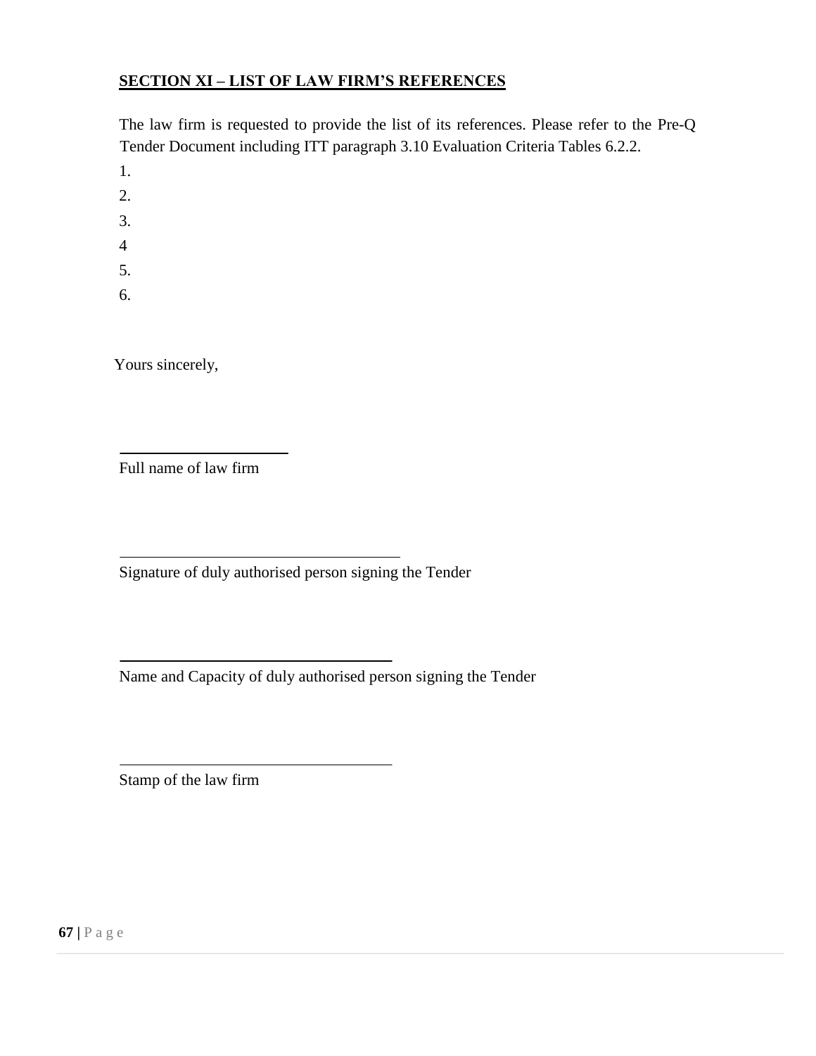## SECTION XI – LIST OF LAW FIRM'S REFERENCES

The law firm is requested to provide the list of its references. Please refer to the Pre-Q Tender Document including ITT paragraph 3.10 Evaluation Criteria Tables 6.2.2.

1.

2.

3.

4

5.

6.

Yours sincerely,

______________________

Full name of law firm

______________________________________

Signature of duly authorised person signing the Tender

______________________________________

Name and Capacity of duly authorised person signing the Tender

______________________________________

Stamp of the law firm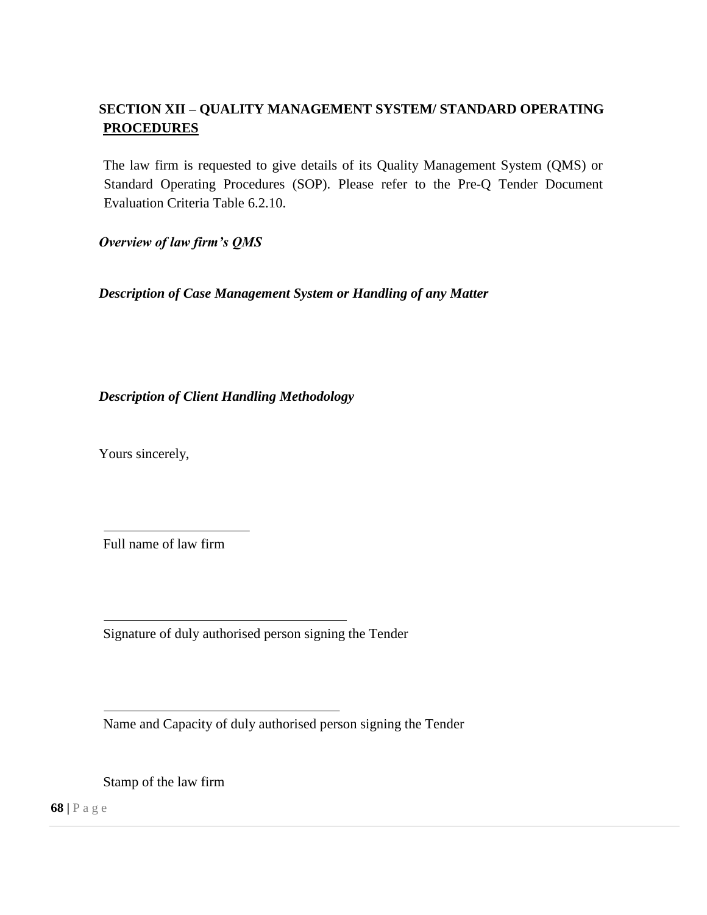## SECTION XII – QUALITY MANAGEMENT SYSTEM/ STANDARD OPERATING PROCEDURES

The law firm is requested to give details of its Quality Management System (QMS) or Standard Operating Procedures (SOP). Please refer to the Pre-Q Tender Document Evaluation Criteria Table 6.2.10.

***Overview of law firm's QMS***

***Description of Case Management System or Handling of any Matter***

***Description of Client Handling Methodology***

Yours sincerely,

______________________

Full name of law firm

______________________________________

Signature of duly authorised person signing the Tender

______________________________________

Name and Capacity of duly authorised person signing the Tender

Stamp of the law firm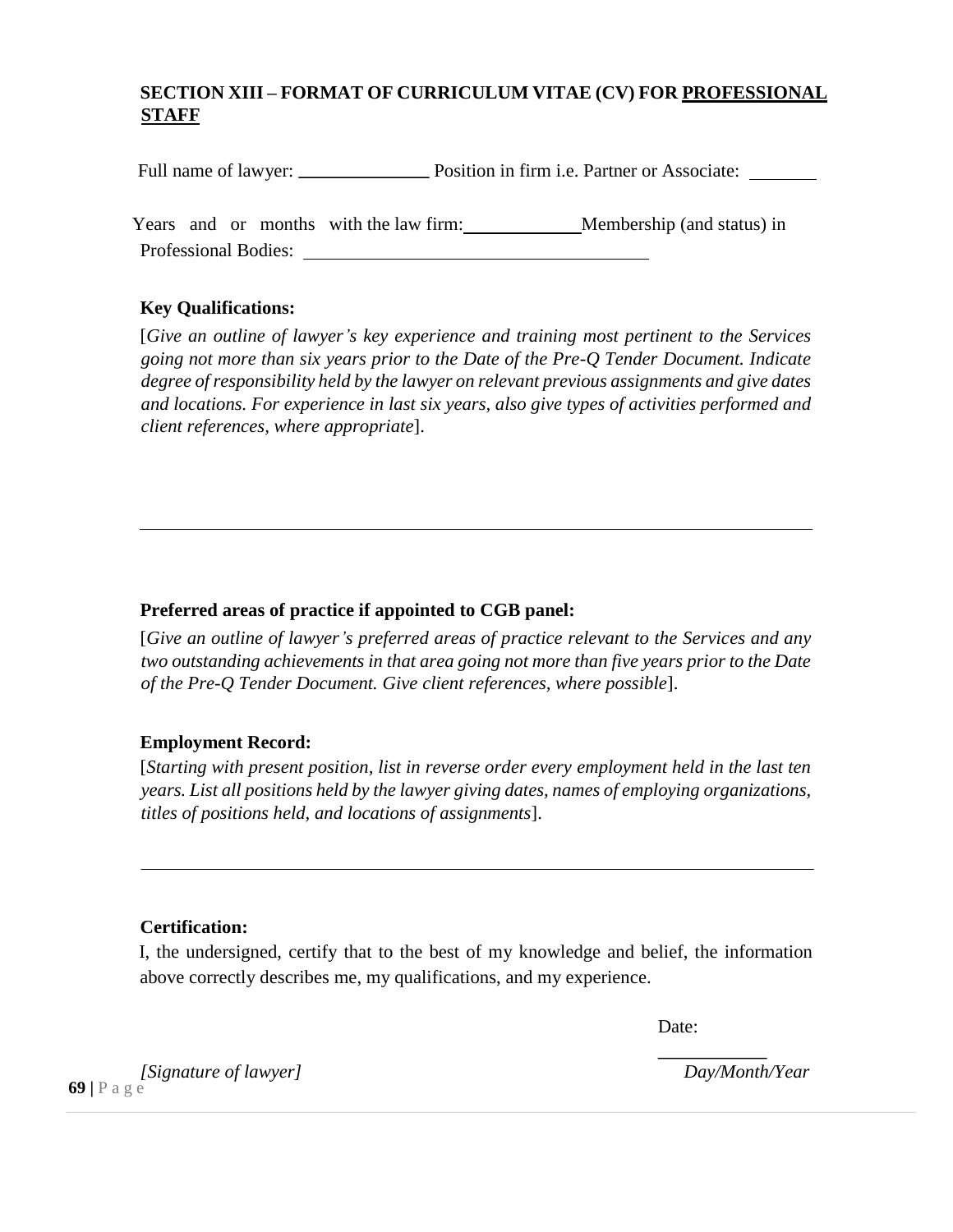## SECTION XIII – FORMAT OF CURRICULUM VITAE (CV) FOR <u>PROFESSIONAL STAFF</u>

Full name of lawyer: \_\_\_\_\_\_\_\_\_\_\_\_\_\_ Position in firm i.e. Partner or Associate: \_\_\_\_\_\_\_\_

Years and or months with the law firm: \_\_\_\_\_\_\_\_\_\_\_\_ Membership (and status) in Professional Bodies: \_\_\_\_\_\_\_\_\_\_\_\_\_\_\_\_\_\_\_\_\_\_\_\_\_\_\_\_\_\_\_\_\_\_\_\_

**Key Qualifications:**

[*Give an outline of lawyer's key experience and training most pertinent to the Services going not more than six years prior to the Date of the Pre-Q Tender Document. Indicate degree of responsibility held by the lawyer on relevant previous assignments and give dates and locations. For experience in last six years, also give types of activities performed and client references, where appropriate*].

---

**Preferred areas of practice if appointed to CGB panel:**

[*Give an outline of lawyer's preferred areas of practice relevant to the Services and any two outstanding achievements in that area going not more than five years prior to the Date of the Pre-Q Tender Document. Give client references, where possible*].

**Employment Record:**

[*Starting with present position, list in reverse order every employment held in the last ten years. List all positions held by the lawyer giving dates, names of employing organizations, titles of positions held, and locations of assignments*].

---

**Certification:**

I, the undersigned, certify that to the best of my knowledge and belief, the information above correctly describes me, my qualifications, and my experience.

Date: \_\_\_\_\_\_\_\_\_\_\_\_

*[Signature of lawyer]* *Day/Month/Year*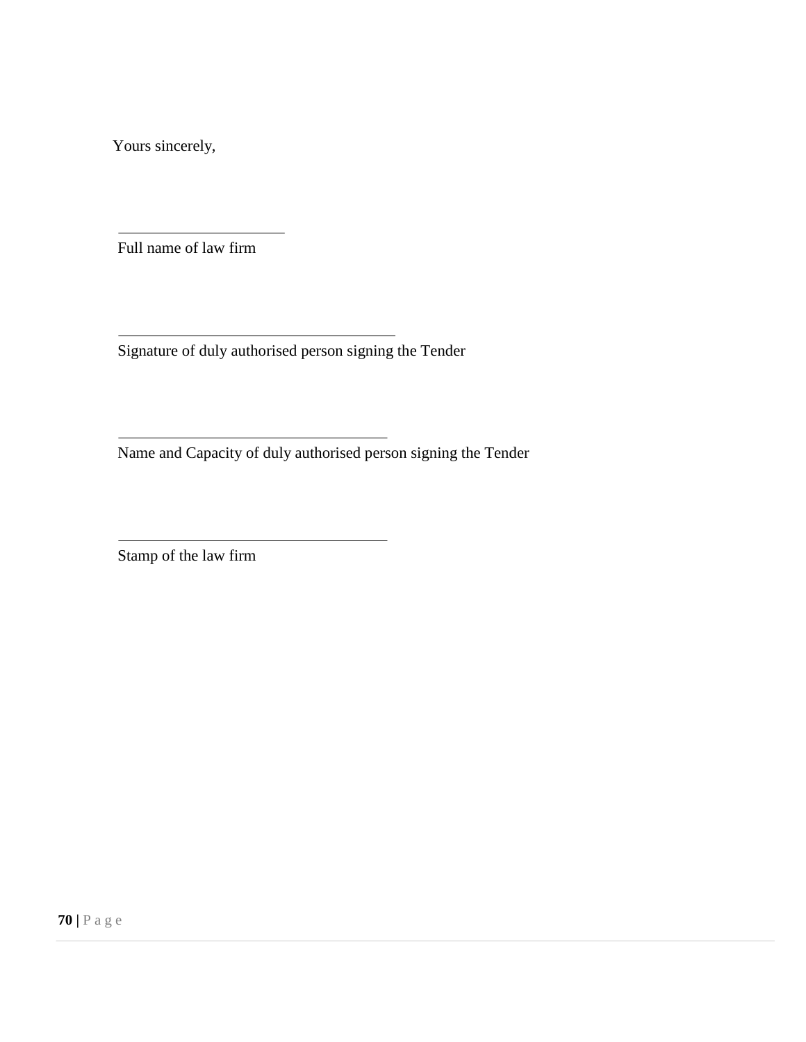Yours sincerely,

\_\_\_\_\_\_\_\_\_\_\_\_\_\_\_\_\_\_\_\_\_\_

Full name of law firm

\_\_\_\_\_\_\_\_\_\_\_\_\_\_\_\_\_\_\_\_\_\_\_\_\_\_\_\_\_\_\_\_\_\_\_\_

Signature of duly authorised person signing the Tender

\_\_\_\_\_\_\_\_\_\_\_\_\_\_\_\_\_\_\_\_\_\_\_\_\_\_\_\_\_\_\_\_\_\_\_\_

Name and Capacity of duly authorised person signing the Tender

\_\_\_\_\_\_\_\_\_\_\_\_\_\_\_\_\_\_\_\_\_\_\_\_\_\_\_\_\_\_\_\_\_\_\_\_

Stamp of the law firm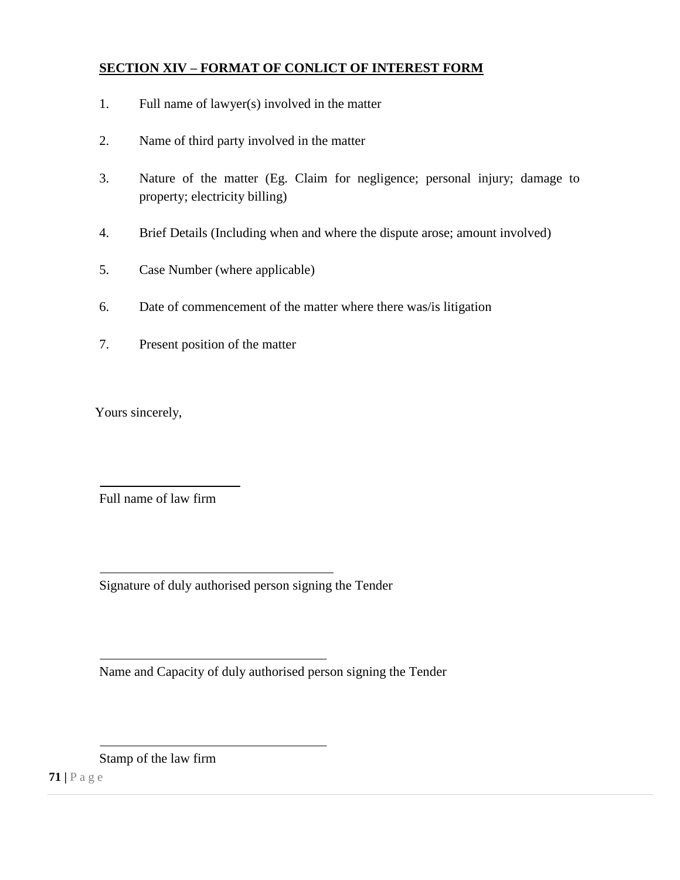**SECTION XIV – FORMAT OF CONLICT OF INTEREST FORM**

1. Full name of lawyer(s) involved in the matter

2. Name of third party involved in the matter

3. Nature of the matter (Eg. Claim for negligence; personal injury; damage to property; electricity billing)

4. Brief Details (Including when and where the dispute arose; amount involved)

5. Case Number (where applicable)

6. Date of commencement of the matter where there was/is litigation

7. Present position of the matter

Yours sincerely,

______________________

Full name of law firm

______________________

Signature of duly authorised person signing the Tender

______________________

Name and Capacity of duly authorised person signing the Tender

______________________

Stamp of the law firm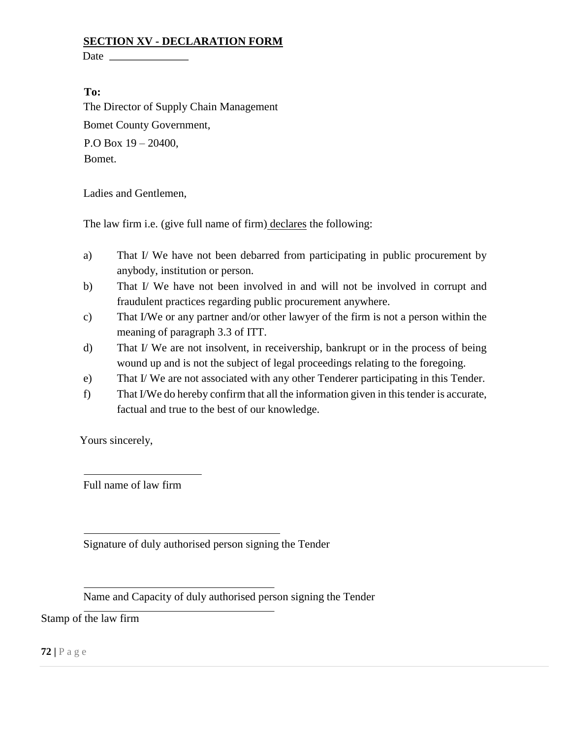## SECTION XV - DECLARATION FORM

Date \_\_\_\_\_\_\_\_\_\_\_\_\_\_

**To:**

The Director of Supply Chain Management

Bomet County Government,

P.O Box 19 – 20400,

Bomet.

Ladies and Gentlemen,

The law firm i.e. (give full name of firm) declares the following:

a) That I/ We have not been debarred from participating in public procurement by anybody, institution or person.

b) That I/ We have not been involved in and will not be involved in corrupt and fraudulent practices regarding public procurement anywhere.

c) That I/We or any partner and/or other lawyer of the firm is not a person within the meaning of paragraph 3.3 of ITT.

d) That I/ We are not insolvent, in receivership, bankrupt or in the process of being wound up and is not the subject of legal proceedings relating to the foregoing.

e) That I/ We are not associated with any other Tenderer participating in this Tender.

f) That I/We do hereby confirm that all the information given in this tender is accurate, factual and true to the best of our knowledge.

Yours sincerely,

\_\_\_\_\_\_\_\_\_\_\_\_\_\_\_\_\_\_\_\_\_\_

Full name of law firm

\_\_\_\_\_\_\_\_\_\_\_\_\_\_\_\_\_\_\_\_\_\_\_\_\_\_\_\_\_\_\_\_\_\_\_\_

Signature of duly authorised person signing the Tender

\_\_\_\_\_\_\_\_\_\_\_\_\_\_\_\_\_\_\_\_\_\_\_\_\_\_\_\_\_\_\_\_\_\_\_\_

Name and Capacity of duly authorised person signing the Tender

\_\_\_\_\_\_\_\_\_\_\_\_\_\_\_\_\_\_\_\_\_\_\_\_\_\_\_\_\_\_\_\_\_\_\_\_

Stamp of the law firm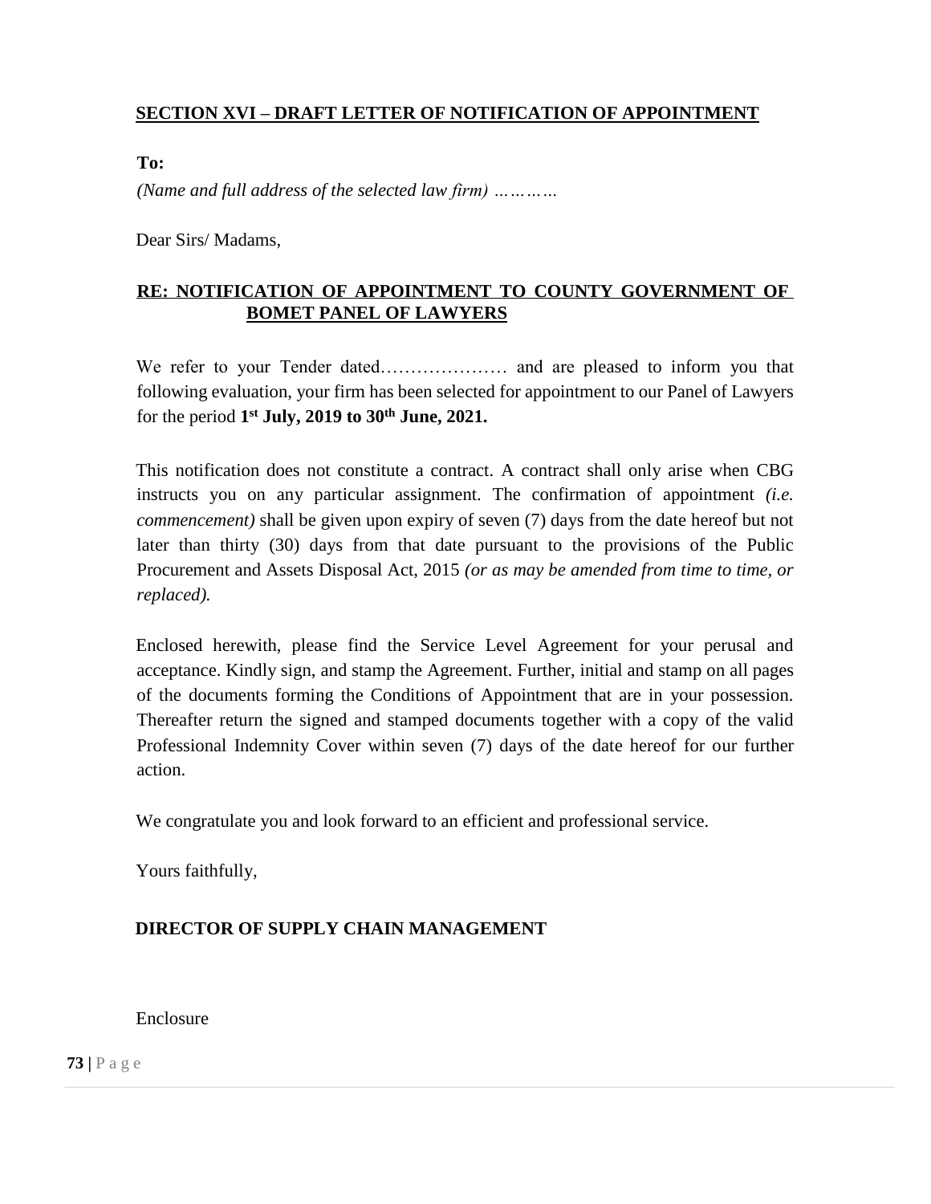## SECTION XVI – DRAFT LETTER OF NOTIFICATION OF APPOINTMENT

**To:**

*(Name and full address of the selected law firm) …………*

Dear Sirs/ Madams,

**RE: NOTIFICATION OF APPOINTMENT TO COUNTY GOVERNMENT OF BOMET PANEL OF LAWYERS**

We refer to your Tender dated………………… and are pleased to inform you that following evaluation, your firm has been selected for appointment to our Panel of Lawyers for the period **1st July, 2019 to 30th June, 2021.**

This notification does not constitute a contract. A contract shall only arise when CBG instructs you on any particular assignment. The confirmation of appointment *(i.e. commencement)* shall be given upon expiry of seven (7) days from the date hereof but not later than thirty (30) days from that date pursuant to the provisions of the Public Procurement and Assets Disposal Act, 2015 *(or as may be amended from time to time, or replaced).*

Enclosed herewith, please find the Service Level Agreement for your perusal and acceptance. Kindly sign, and stamp the Agreement. Further, initial and stamp on all pages of the documents forming the Conditions of Appointment that are in your possession. Thereafter return the signed and stamped documents together with a copy of the valid Professional Indemnity Cover within seven (7) days of the date hereof for our further action.

We congratulate you and look forward to an efficient and professional service.

Yours faithfully,

**DIRECTOR OF SUPPLY CHAIN MANAGEMENT**

Enclosure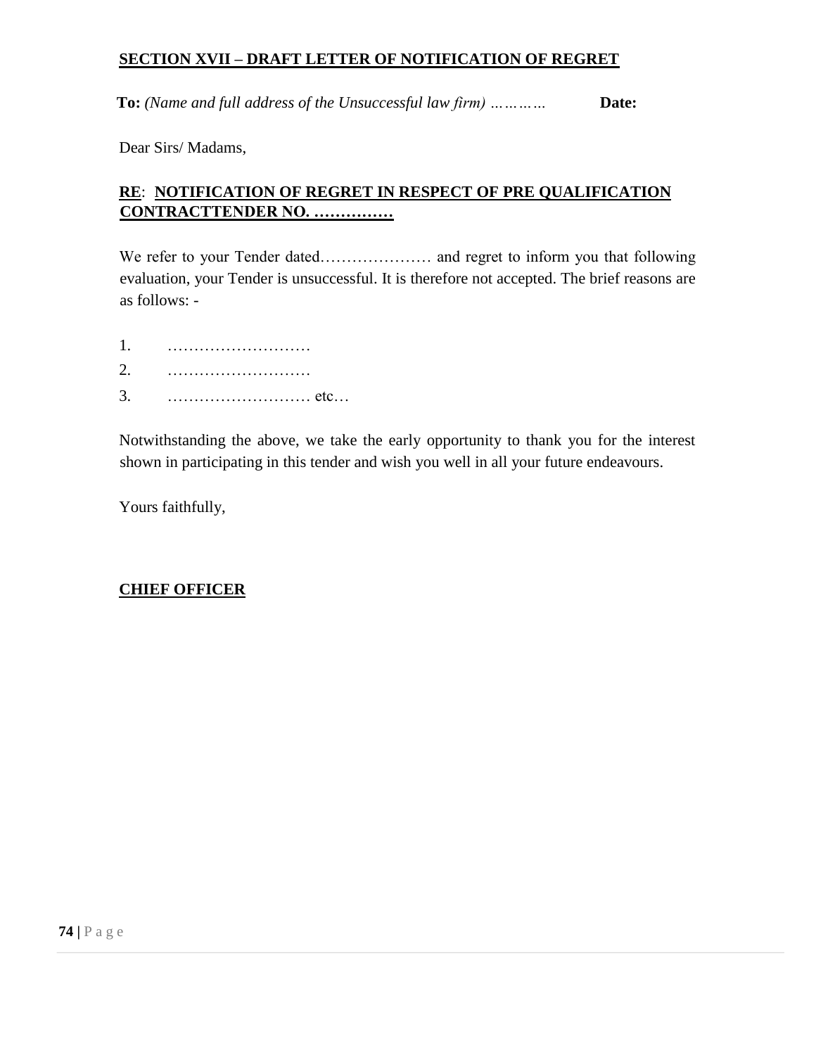## SECTION XVII – DRAFT LETTER OF NOTIFICATION OF REGRET

**To:** *(Name and full address of the Unsuccessful law firm) …………* **Date:**

Dear Sirs/ Madams,

**RE**: **NOTIFICATION OF REGRET IN RESPECT OF PRE QUALIFICATION CONTRACTTENDER NO. ……………**

We refer to your Tender dated………………… and regret to inform you that following evaluation, your Tender is unsuccessful. It is therefore not accepted. The brief reasons are as follows: -

1. ………………………
2. ………………………
3. ……………………… etc…

Notwithstanding the above, we take the early opportunity to thank you for the interest shown in participating in this tender and wish you well in all your future endeavours.

Yours faithfully,

**CHIEF OFFICER**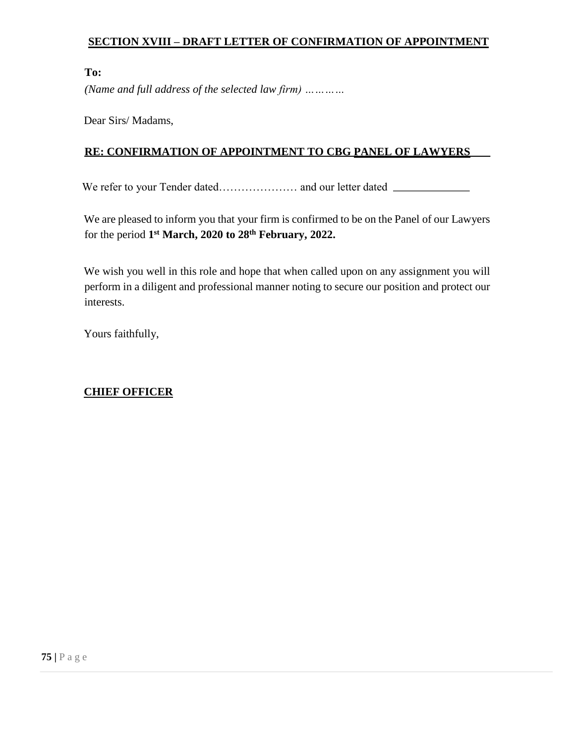## SECTION XVIII – DRAFT LETTER OF CONFIRMATION OF APPOINTMENT

**To:**

*(Name and full address of the selected law firm) …………*

Dear Sirs/ Madams,

**RE: CONFIRMATION OF APPOINTMENT TO CBG PANEL OF LAWYERS**

We refer to your Tender dated………………… and our letter dated ______________

We are pleased to inform you that your firm is confirmed to be on the Panel of our Lawyers for the period **1st March, 2020 to 28th February, 2022.**

We wish you well in this role and hope that when called upon on any assignment you will perform in a diligent and professional manner noting to secure our position and protect our interests.

Yours faithfully,

**CHIEF OFFICER**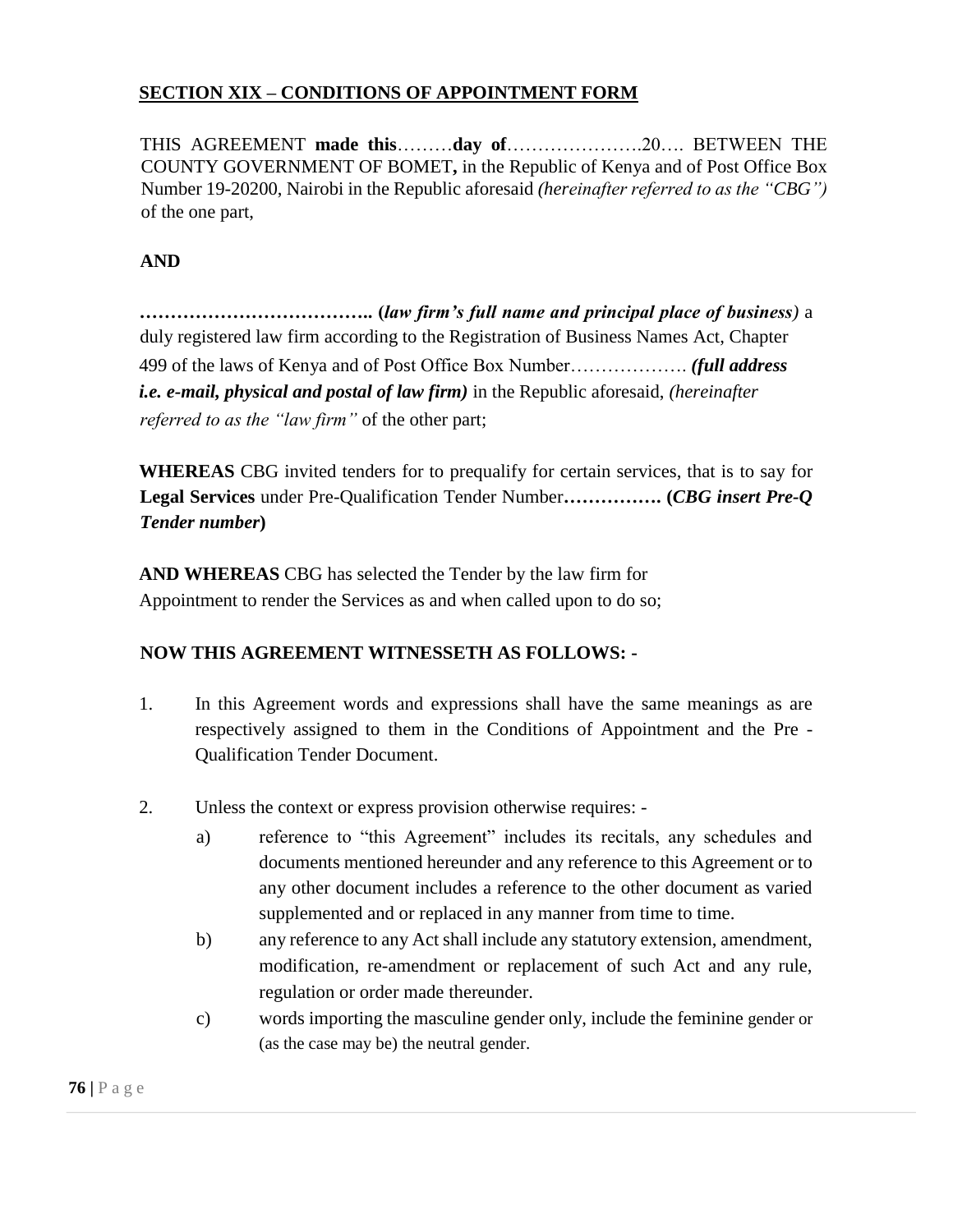## SECTION XIX – CONDITIONS OF APPOINTMENT FORM

THIS AGREEMENT **made this**………**day of**………………….20…. BETWEEN THE COUNTY GOVERNMENT OF BOMET**,** in the Republic of Kenya and of Post Office Box Number 19-20200, Nairobi in the Republic aforesaid *(hereinafter referred to as the "CBG")* of the one part,

**AND**

**……………………………….. (*law firm's full name and principal place of business)*** a duly registered law firm according to the Registration of Business Names Act, Chapter 499 of the laws of Kenya and of Post Office Box Number………………. ***(full address i.e. e-mail, physical and postal of law firm)*** in the Republic aforesaid, *(hereinafter referred to as the "law firm"* of the other part;

**WHEREAS** CBG invited tenders for to prequalify for certain services, that is to say for **Legal Services** under Pre-Qualification Tender Number**……………. (*CBG insert Pre-Q Tender number*)**

**AND WHEREAS** CBG has selected the Tender by the law firm for Appointment to render the Services as and when called upon to do so;

**NOW THIS AGREEMENT WITNESSETH AS FOLLOWS: -**

1. In this Agreement words and expressions shall have the same meanings as are respectively assigned to them in the Conditions of Appointment and the Pre - Qualification Tender Document.

2. Unless the context or express provision otherwise requires: -
   a) reference to "this Agreement" includes its recitals, any schedules and documents mentioned hereunder and any reference to this Agreement or to any other document includes a reference to the other document as varied supplemented and or replaced in any manner from time to time.
   b) any reference to any Act shall include any statutory extension, amendment, modification, re-amendment or replacement of such Act and any rule, regulation or order made thereunder.
   c) words importing the masculine gender only, include the feminine gender or (as the case may be) the neutral gender.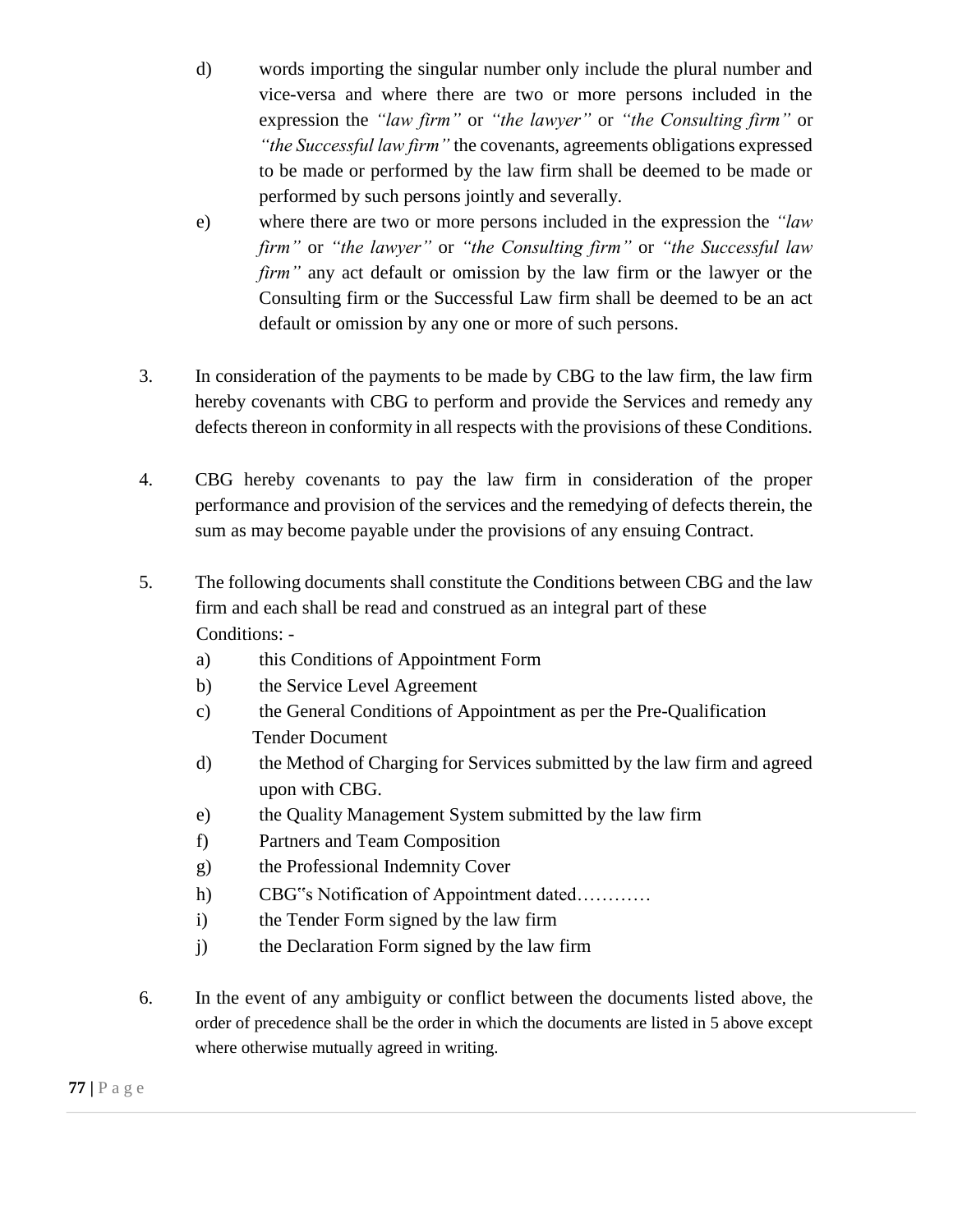d) words importing the singular number only include the plural number and vice-versa and where there are two or more persons included in the expression the *"law firm"* or *"the lawyer"* or *"the Consulting firm"* or *"the Successful law firm"* the covenants, agreements obligations expressed to be made or performed by the law firm shall be deemed to be made or performed by such persons jointly and severally.

e) where there are two or more persons included in the expression the *"law firm"* or *"the lawyer"* or *"the Consulting firm"* or *"the Successful law firm"* any act default or omission by the law firm or the lawyer or the Consulting firm or the Successful Law firm shall be deemed to be an act default or omission by any one or more of such persons.

3. In consideration of the payments to be made by CBG to the law firm, the law firm hereby covenants with CBG to perform and provide the Services and remedy any defects thereon in conformity in all respects with the provisions of these Conditions.

4. CBG hereby covenants to pay the law firm in consideration of the proper performance and provision of the services and the remedying of defects therein, the sum as may become payable under the provisions of any ensuing Contract.

5. The following documents shall constitute the Conditions between CBG and the law firm and each shall be read and construed as an integral part of these Conditions: -
   a) this Conditions of Appointment Form
   b) the Service Level Agreement
   c) the General Conditions of Appointment as per the Pre-Qualification Tender Document
   d) the Method of Charging for Services submitted by the law firm and agreed upon with CBG.
   e) the Quality Management System submitted by the law firm
   f) Partners and Team Composition
   g) the Professional Indemnity Cover
   h) CBG‟s Notification of Appointment dated…………
   i) the Tender Form signed by the law firm
   j) the Declaration Form signed by the law firm

6. In the event of any ambiguity or conflict between the documents listed above, the order of precedence shall be the order in which the documents are listed in 5 above except where otherwise mutually agreed in writing.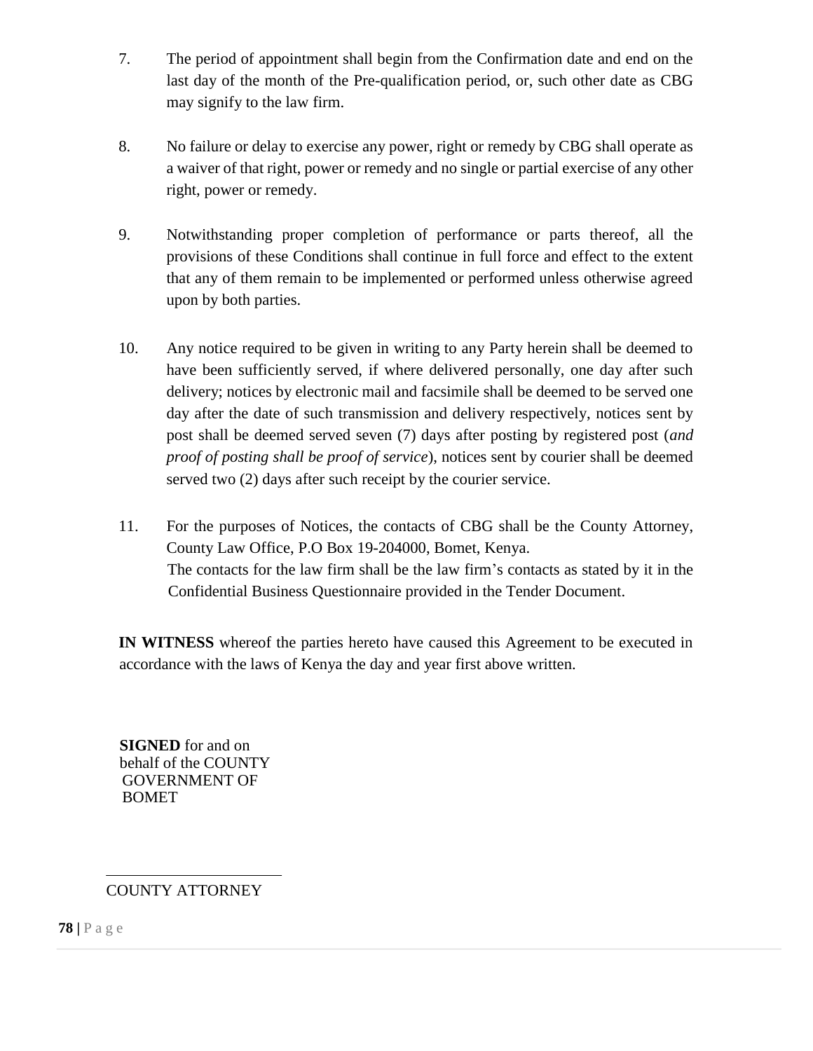7. The period of appointment shall begin from the Confirmation date and end on the last day of the month of the Pre-qualification period, or, such other date as CBG may signify to the law firm.

8. No failure or delay to exercise any power, right or remedy by CBG shall operate as a waiver of that right, power or remedy and no single or partial exercise of any other right, power or remedy.

9. Notwithstanding proper completion of performance or parts thereof, all the provisions of these Conditions shall continue in full force and effect to the extent that any of them remain to be implemented or performed unless otherwise agreed upon by both parties.

10. Any notice required to be given in writing to any Party herein shall be deemed to have been sufficiently served, if where delivered personally, one day after such delivery; notices by electronic mail and facsimile shall be deemed to be served one day after the date of such transmission and delivery respectively, notices sent by post shall be deemed served seven (7) days after posting by registered post (*and proof of posting shall be proof of service*), notices sent by courier shall be deemed served two (2) days after such receipt by the courier service.

11. For the purposes of Notices, the contacts of CBG shall be the County Attorney, County Law Office, P.O Box 19-204000, Bomet, Kenya.
    The contacts for the law firm shall be the law firm's contacts as stated by it in the Confidential Business Questionnaire provided in the Tender Document.

**IN WITNESS** whereof the parties hereto have caused this Agreement to be executed in accordance with the laws of Kenya the day and year first above written.

**SIGNED** for and on behalf of the COUNTY GOVERNMENT OF BOMET

\_\_\_\_\_\_\_\_\_\_\_\_\_\_\_\_\_\_\_\_\_\_\_\_

COUNTY ATTORNEY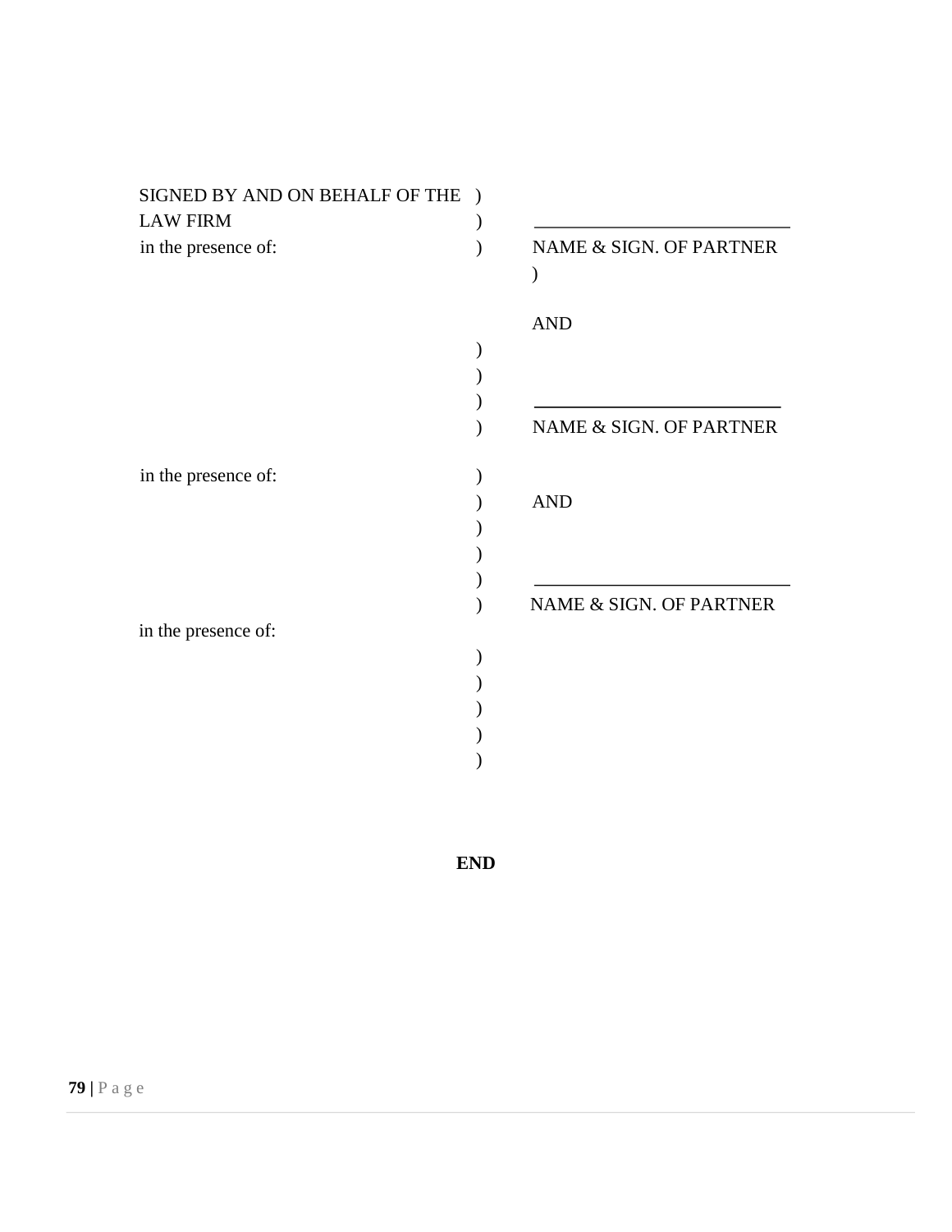SIGNED BY AND ON BEHALF OF THE )
LAW FIRM )
in the presence of: )

\_\_\_\_\_\_\_\_\_\_\_\_\_\_\_\_\_\_\_\_\_\_\_\_\_\_\_\_
NAME & SIGN. OF PARTNER
)

AND

)
)
)
)

\_\_\_\_\_\_\_\_\_\_\_\_\_\_\_\_\_\_\_\_\_\_\_\_\_\_\_\_
NAME & SIGN. OF PARTNER

in the presence of: )
)

AND

)
)
)
)

\_\_\_\_\_\_\_\_\_\_\_\_\_\_\_\_\_\_\_\_\_\_\_\_\_\_\_\_
NAME & SIGN. OF PARTNER

in the presence of:
)
)
)
)
)

**END**